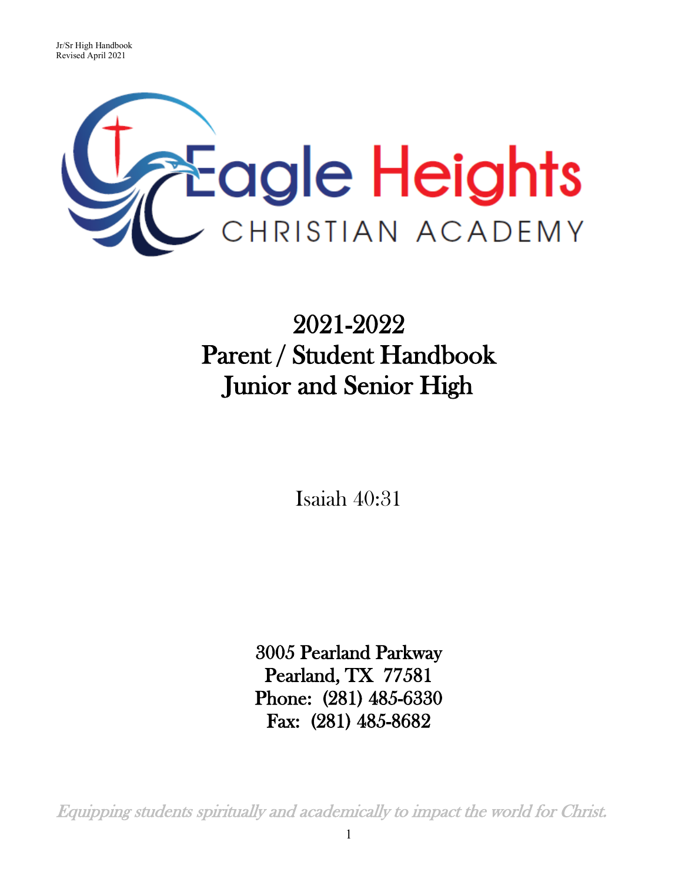Jr/Sr High Handbook
Revised April 2021

Eagle Heights
CHRISTIAN ACADEMY

# 2021-2022
# Parent / Student Handbook
# Junior and Senior High

Isaiah 40:31

**3005 Pearland Parkway**
**Pearland, TX 77581**
**Phone: (281) 485-6330**
**Fax: (281) 485-8682**

*Equipping students spiritually and academically to impact the world for Christ.*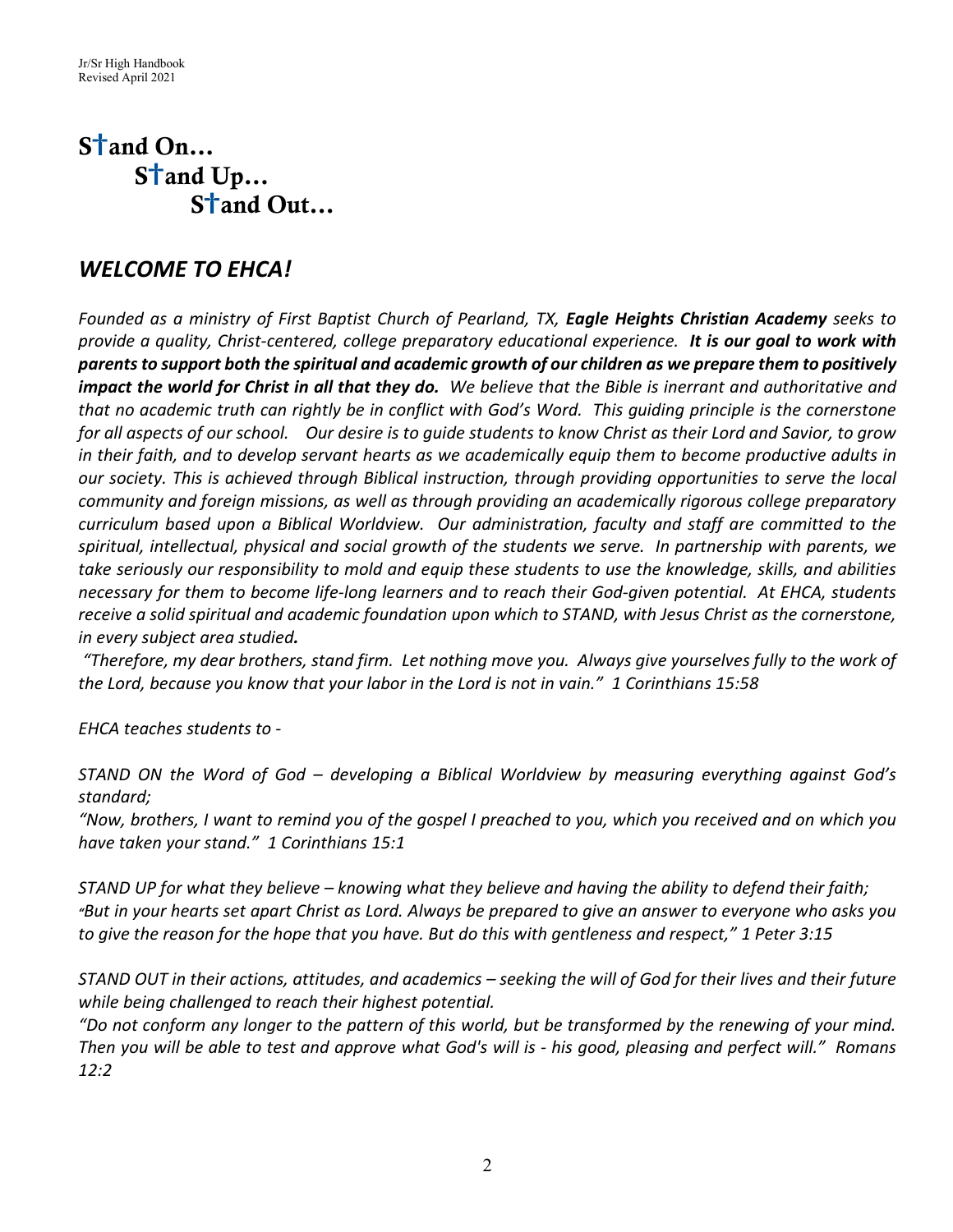# S†and On…
# S†and Up…
# S†and Out…

## *WELCOME TO EHCA!*

*Founded as a ministry of First Baptist Church of Pearland, TX, **Eagle Heights Christian Academy** seeks to provide a quality, Christ-centered, college preparatory educational experience. **It is our goal to work with parents to support both the spiritual and academic growth of our children as we prepare them to positively impact the world for Christ in all that they do.** We believe that the Bible is inerrant and authoritative and that no academic truth can rightly be in conflict with God's Word. This guiding principle is the cornerstone for all aspects of our school. Our desire is to guide students to know Christ as their Lord and Savior, to grow in their faith, and to develop servant hearts as we academically equip them to become productive adults in our society. This is achieved through Biblical instruction, through providing opportunities to serve the local community and foreign missions, as well as through providing an academically rigorous college preparatory curriculum based upon a Biblical Worldview. Our administration, faculty and staff are committed to the spiritual, intellectual, physical and social growth of the students we serve. In partnership with parents, we take seriously our responsibility to mold and equip these students to use the knowledge, skills, and abilities necessary for them to become life-long learners and to reach their God-given potential. At EHCA, students receive a solid spiritual and academic foundation upon which to STAND, with Jesus Christ as the cornerstone, in every subject area studied.*

*"Therefore, my dear brothers, stand firm. Let nothing move you. Always give yourselves fully to the work of the Lord, because you know that your labor in the Lord is not in vain." 1 Corinthians 15:58*

*EHCA teaches students to -*

*STAND ON the Word of God – developing a Biblical Worldview by measuring everything against God's standard;*
*"Now, brothers, I want to remind you of the gospel I preached to you, which you received and on which you have taken your stand." 1 Corinthians 15:1*

*STAND UP for what they believe – knowing what they believe and having the ability to defend their faith;*
*"But in your hearts set apart Christ as Lord. Always be prepared to give an answer to everyone who asks you to give the reason for the hope that you have. But do this with gentleness and respect," 1 Peter 3:15*

*STAND OUT in their actions, attitudes, and academics – seeking the will of God for their lives and their future while being challenged to reach their highest potential.*
*"Do not conform any longer to the pattern of this world, but be transformed by the renewing of your mind. Then you will be able to test and approve what God's will is - his good, pleasing and perfect will." Romans 12:2*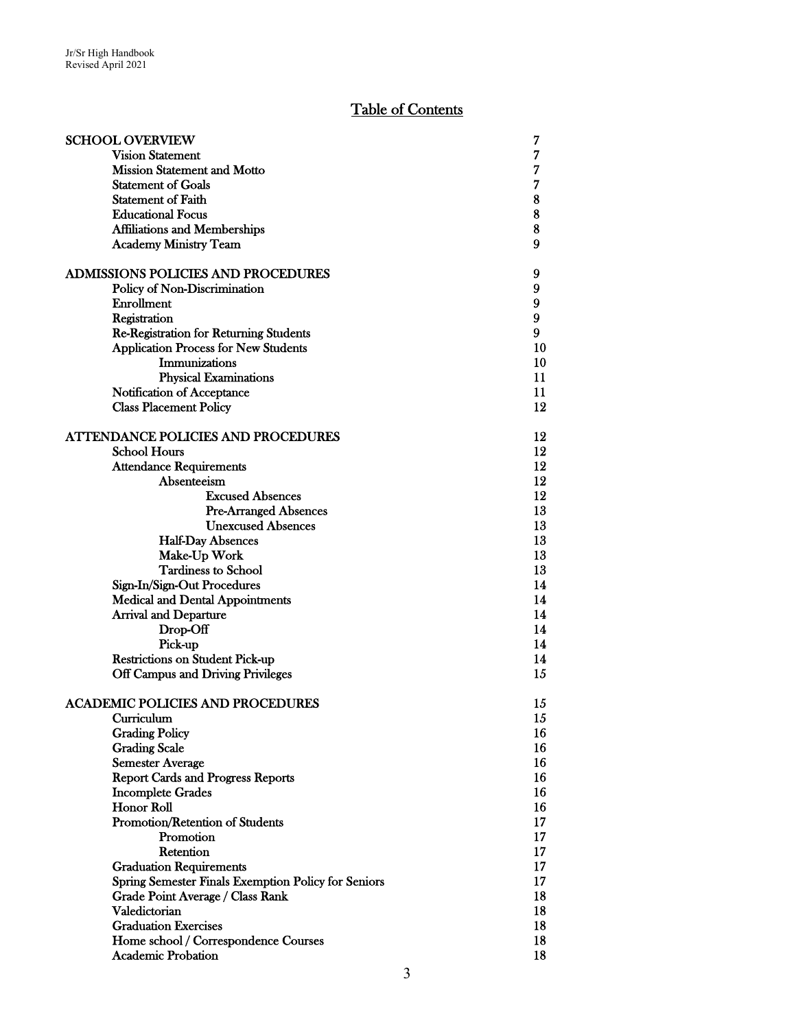# Table of Contents

| | |
|---|---|
| **SCHOOL OVERVIEW** | 7 |
| Vision Statement | 7 |
| Mission Statement and Motto | 7 |
| Statement of Goals | 7 |
| Statement of Faith | 8 |
| Educational Focus | 8 |
| Affiliations and Memberships | 8 |
| Academy Ministry Team | 9 |
| **ADMISSIONS POLICIES AND PROCEDURES** | 9 |
| Policy of Non-Discrimination | 9 |
| Enrollment | 9 |
| Registration | 9 |
| Re-Registration for Returning Students | 9 |
| Application Process for New Students | 10 |
| Immunizations | 10 |
| Physical Examinations | 11 |
| Notification of Acceptance | 11 |
| Class Placement Policy | 12 |
| **ATTENDANCE POLICIES AND PROCEDURES** | 12 |
| School Hours | 12 |
| Attendance Requirements | 12 |
| Absenteeism | 12 |
| Excused Absences | 12 |
| Pre-Arranged Absences | 13 |
| Unexcused Absences | 13 |
| Half-Day Absences | 13 |
| Make-Up Work | 13 |
| Tardiness to School | 13 |
| Sign-In/Sign-Out Procedures | 14 |
| Medical and Dental Appointments | 14 |
| Arrival and Departure | 14 |
| Drop-Off | 14 |
| Pick-up | 14 |
| Restrictions on Student Pick-up | 14 |
| Off Campus and Driving Privileges | 15 |
| **ACADEMIC POLICIES AND PROCEDURES** | 15 |
| Curriculum | 15 |
| Grading Policy | 16 |
| Grading Scale | 16 |
| Semester Average | 16 |
| Report Cards and Progress Reports | 16 |
| Incomplete Grades | 16 |
| Honor Roll | 16 |
| Promotion/Retention of Students | 17 |
| Promotion | 17 |
| Retention | 17 |
| Graduation Requirements | 17 |
| Spring Semester Finals Exemption Policy for Seniors | 17 |
| Grade Point Average / Class Rank | 18 |
| Valedictorian | 18 |
| Graduation Exercises | 18 |
| Home school / Correspondence Courses | 18 |
| Academic Probation | 18 |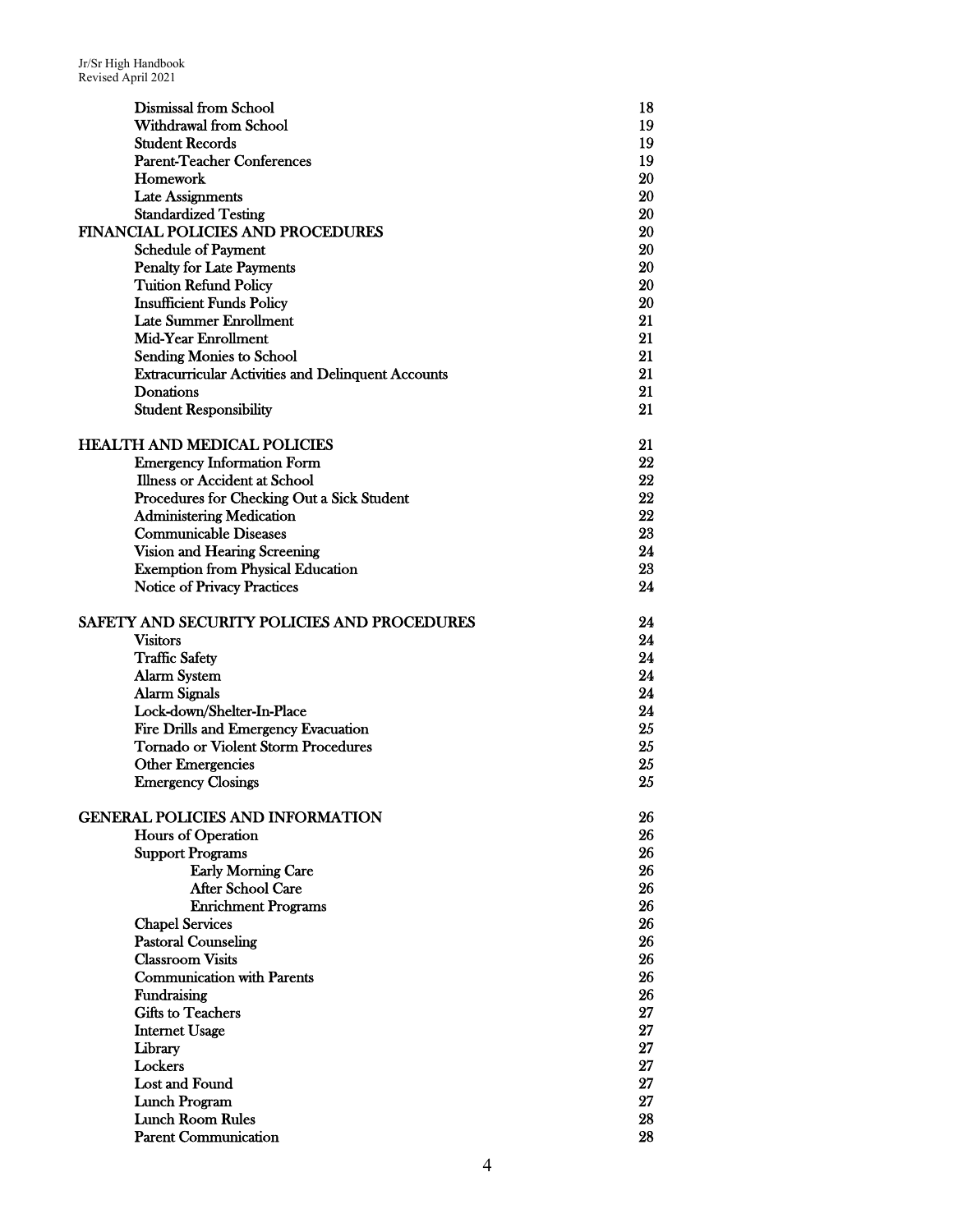| | |
|---|---|
| Dismissal from School | 18 |
| Withdrawal from School | 19 |
| Student Records | 19 |
| Parent-Teacher Conferences | 19 |
| Homework | 20 |
| Late Assignments | 20 |
| Standardized Testing | 20 |
| **FINANCIAL POLICIES AND PROCEDURES** | 20 |
| Schedule of Payment | 20 |
| Penalty for Late Payments | 20 |
| Tuition Refund Policy | 20 |
| Insufficient Funds Policy | 20 |
| Late Summer Enrollment | 21 |
| Mid-Year Enrollment | 21 |
| Sending Monies to School | 21 |
| Extracurricular Activities and Delinquent Accounts | 21 |
| Donations | 21 |
| Student Responsibility | 21 |
| **HEALTH AND MEDICAL POLICIES** | 21 |
| Emergency Information Form | 22 |
| Illness or Accident at School | 22 |
| Procedures for Checking Out a Sick Student | 22 |
| Administering Medication | 22 |
| Communicable Diseases | 23 |
| Vision and Hearing Screening | 24 |
| Exemption from Physical Education | 23 |
| Notice of Privacy Practices | 24 |
| **SAFETY AND SECURITY POLICIES AND PROCEDURES** | 24 |
| Visitors | 24 |
| Traffic Safety | 24 |
| Alarm System | 24 |
| Alarm Signals | 24 |
| Lock-down/Shelter-In-Place | 24 |
| Fire Drills and Emergency Evacuation | 25 |
| Tornado or Violent Storm Procedures | 25 |
| Other Emergencies | 25 |
| Emergency Closings | 25 |
| **GENERAL POLICIES AND INFORMATION** | 26 |
| Hours of Operation | 26 |
| Support Programs | 26 |
| Early Morning Care | 26 |
| After School Care | 26 |
| Enrichment Programs | 26 |
| Chapel Services | 26 |
| Pastoral Counseling | 26 |
| Classroom Visits | 26 |
| Communication with Parents | 26 |
| Fundraising | 26 |
| Gifts to Teachers | 27 |
| Internet Usage | 27 |
| Library | 27 |
| Lockers | 27 |
| Lost and Found | 27 |
| Lunch Program | 27 |
| Lunch Room Rules | 28 |
| Parent Communication | 28 |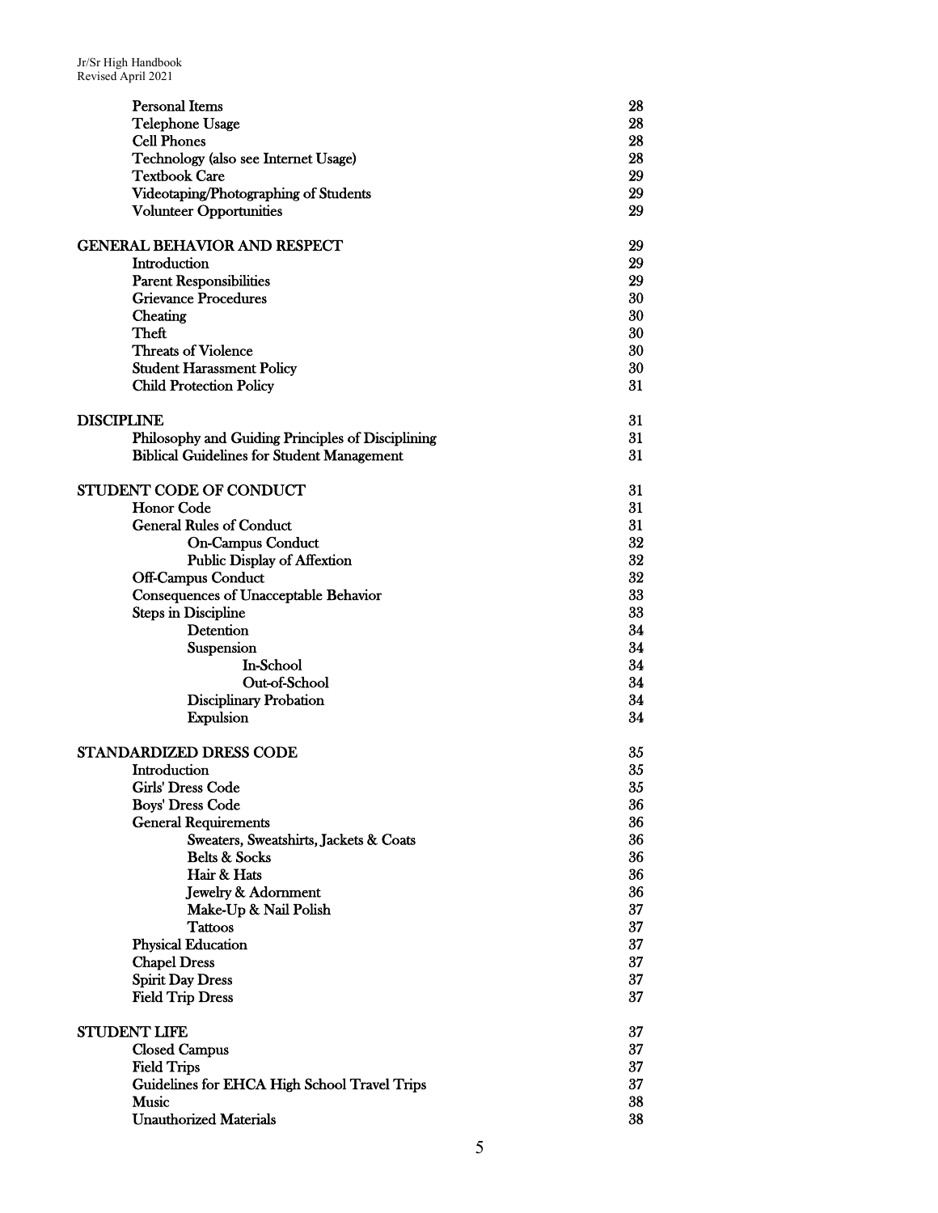| | |
|---|---|
| Personal Items | 28 |
| Telephone Usage | 28 |
| Cell Phones | 28 |
| Technology (also see Internet Usage) | 28 |
| Textbook Care | 29 |
| Videotaping/Photographing of Students | 29 |
| Volunteer Opportunities | 29 |
| **GENERAL BEHAVIOR AND RESPECT** | 29 |
| Introduction | 29 |
| Parent Responsibilities | 29 |
| Grievance Procedures | 30 |
| Cheating | 30 |
| Theft | 30 |
| Threats of Violence | 30 |
| Student Harassment Policy | 30 |
| Child Protection Policy | 31 |
| **DISCIPLINE** | 31 |
| Philosophy and Guiding Principles of Disciplining | 31 |
| Biblical Guidelines for Student Management | 31 |
| **STUDENT CODE OF CONDUCT** | 31 |
| Honor Code | 31 |
| General Rules of Conduct | 31 |
| On-Campus Conduct | 32 |
| Public Display of Affextion | 32 |
| Off-Campus Conduct | 32 |
| Consequences of Unacceptable Behavior | 33 |
| Steps in Discipline | 33 |
| Detention | 34 |
| Suspension | 34 |
| In-School | 34 |
| Out-of-School | 34 |
| Disciplinary Probation | 34 |
| Expulsion | 34 |
| **STANDARDIZED DRESS CODE** | 35 |
| Introduction | 35 |
| Girls' Dress Code | 35 |
| Boys' Dress Code | 36 |
| General Requirements | 36 |
| Sweaters, Sweatshirts, Jackets & Coats | 36 |
| Belts & Socks | 36 |
| Hair & Hats | 36 |
| Jewelry & Adornment | 36 |
| Make-Up & Nail Polish | 37 |
| Tattoos | 37 |
| Physical Education | 37 |
| Chapel Dress | 37 |
| Spirit Day Dress | 37 |
| Field Trip Dress | 37 |
| **STUDENT LIFE** | 37 |
| Closed Campus | 37 |
| Field Trips | 37 |
| Guidelines for EHCA High School Travel Trips | 37 |
| Music | 38 |
| Unauthorized Materials | 38 |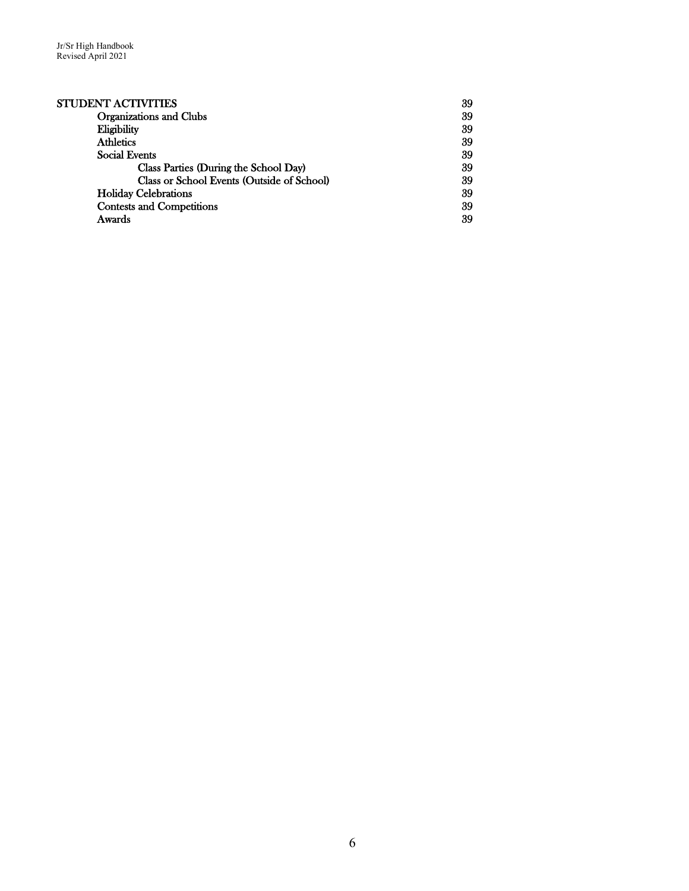| | |
|---|---|
| **STUDENT ACTIVITIES** | **39** |
| **Organizations and Clubs** | **39** |
| **Eligibility** | **39** |
| **Athletics** | **39** |
| **Social Events** | **39** |
| **Class Parties (During the School Day)** | **39** |
| **Class or School Events (Outside of School)** | **39** |
| **Holiday Celebrations** | **39** |
| **Contests and Competitions** | **39** |
| **Awards** | **39** |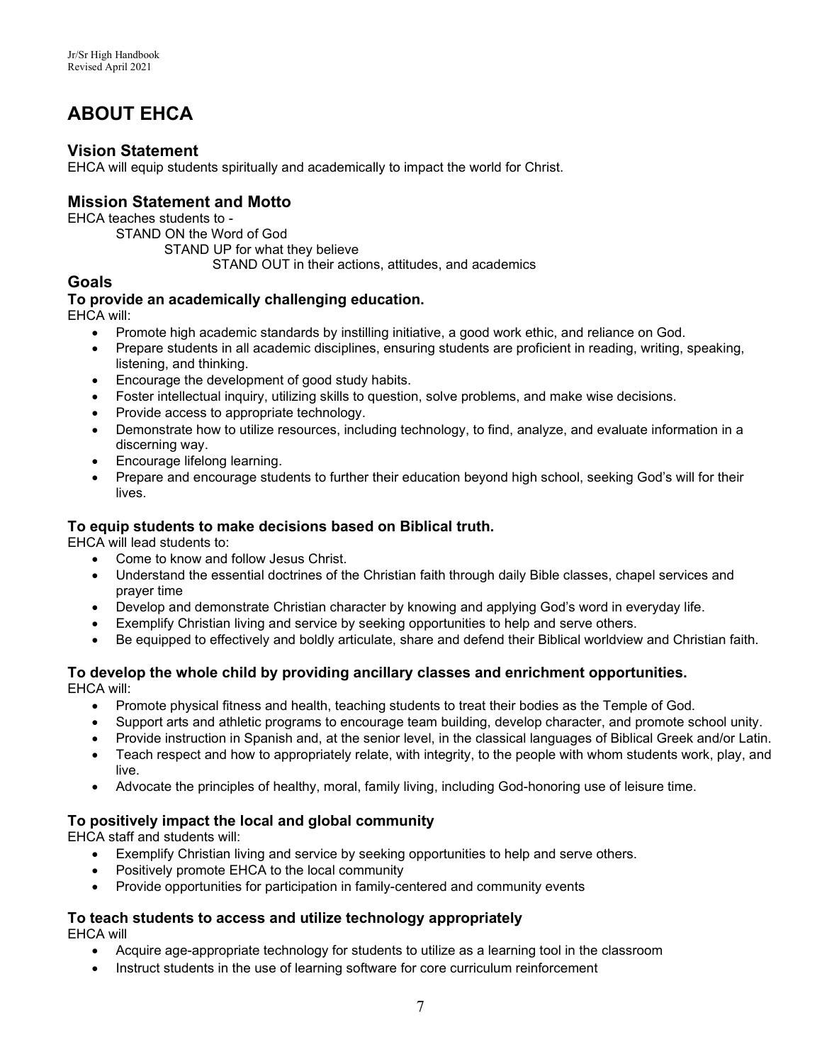# ABOUT EHCA

## Vision Statement

EHCA will equip students spiritually and academically to impact the world for Christ.

## Mission Statement and Motto

EHCA teaches students to -

STAND ON the Word of God

STAND UP for what they believe

STAND OUT in their actions, attitudes, and academics

## Goals

### To provide an academically challenging education.

EHCA will:

- Promote high academic standards by instilling initiative, a good work ethic, and reliance on God.
- Prepare students in all academic disciplines, ensuring students are proficient in reading, writing, speaking, listening, and thinking.
- Encourage the development of good study habits.
- Foster intellectual inquiry, utilizing skills to question, solve problems, and make wise decisions.
- Provide access to appropriate technology.
- Demonstrate how to utilize resources, including technology, to find, analyze, and evaluate information in a discerning way.
- Encourage lifelong learning.
- Prepare and encourage students to further their education beyond high school, seeking God's will for their lives.

### To equip students to make decisions based on Biblical truth.

EHCA will lead students to:

- Come to know and follow Jesus Christ.
- Understand the essential doctrines of the Christian faith through daily Bible classes, chapel services and prayer time
- Develop and demonstrate Christian character by knowing and applying God's word in everyday life.
- Exemplify Christian living and service by seeking opportunities to help and serve others.
- Be equipped to effectively and boldly articulate, share and defend their Biblical worldview and Christian faith.

### To develop the whole child by providing ancillary classes and enrichment opportunities.

EHCA will:

- Promote physical fitness and health, teaching students to treat their bodies as the Temple of God.
- Support arts and athletic programs to encourage team building, develop character, and promote school unity.
- Provide instruction in Spanish and, at the senior level, in the classical languages of Biblical Greek and/or Latin.
- Teach respect and how to appropriately relate, with integrity, to the people with whom students work, play, and live.
- Advocate the principles of healthy, moral, family living, including God-honoring use of leisure time.

### To positively impact the local and global community

EHCA staff and students will:

- Exemplify Christian living and service by seeking opportunities to help and serve others.
- Positively promote EHCA to the local community
- Provide opportunities for participation in family-centered and community events

### To teach students to access and utilize technology appropriately

EHCA will

- Acquire age-appropriate technology for students to utilize as a learning tool in the classroom
- Instruct students in the use of learning software for core curriculum reinforcement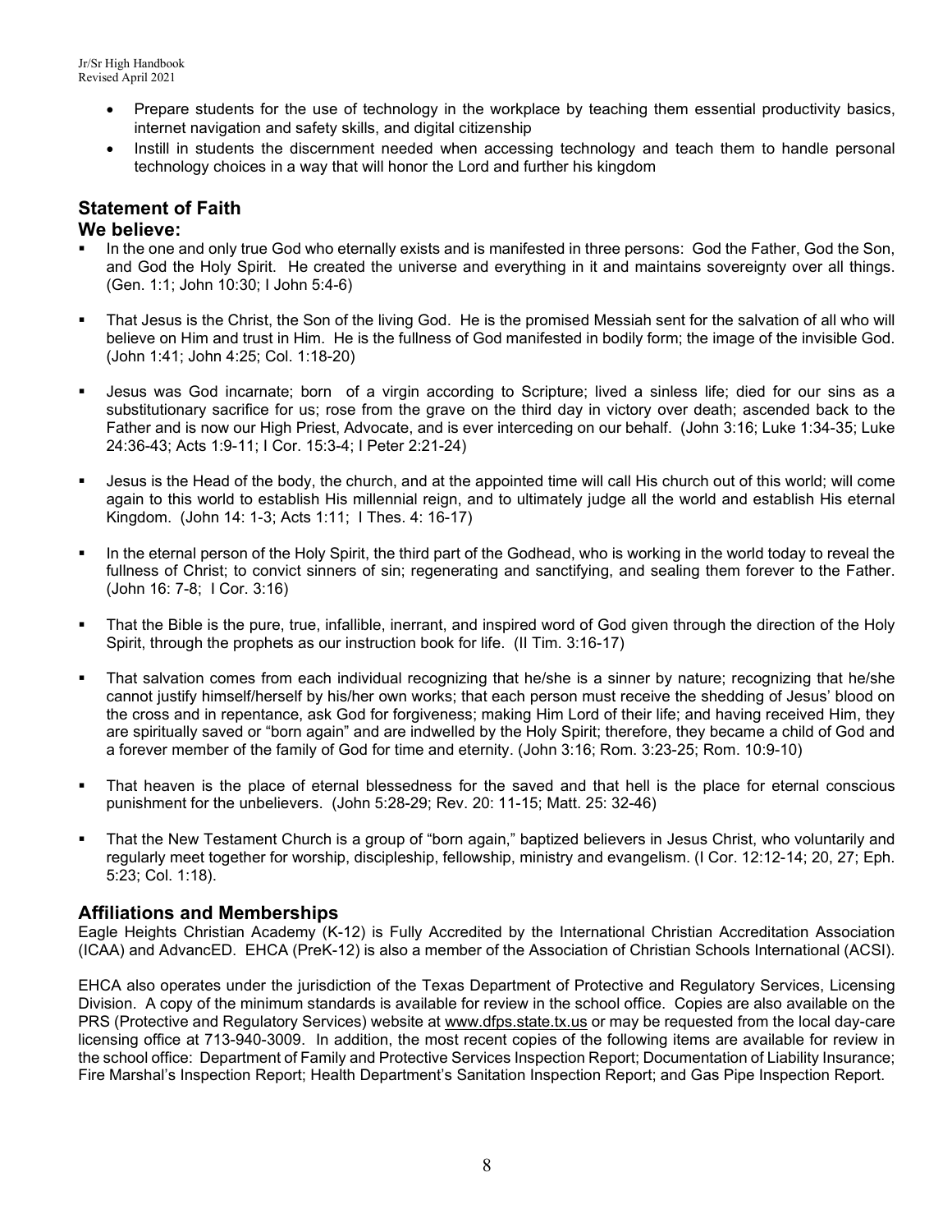- Prepare students for the use of technology in the workplace by teaching them essential productivity basics, internet navigation and safety skills, and digital citizenship
- Instill in students the discernment needed when accessing technology and teach them to handle personal technology choices in a way that will honor the Lord and further his kingdom

## Statement of Faith

### We believe:

- In the one and only true God who eternally exists and is manifested in three persons: God the Father, God the Son, and God the Holy Spirit. He created the universe and everything in it and maintains sovereignty over all things. (Gen. 1:1; John 10:30; I John 5:4-6)
- That Jesus is the Christ, the Son of the living God. He is the promised Messiah sent for the salvation of all who will believe on Him and trust in Him. He is the fullness of God manifested in bodily form; the image of the invisible God. (John 1:41; John 4:25; Col. 1:18-20)
- Jesus was God incarnate; born of a virgin according to Scripture; lived a sinless life; died for our sins as a substitutionary sacrifice for us; rose from the grave on the third day in victory over death; ascended back to the Father and is now our High Priest, Advocate, and is ever interceding on our behalf. (John 3:16; Luke 1:34-35; Luke 24:36-43; Acts 1:9-11; I Cor. 15:3-4; I Peter 2:21-24)
- Jesus is the Head of the body, the church, and at the appointed time will call His church out of this world; will come again to this world to establish His millennial reign, and to ultimately judge all the world and establish His eternal Kingdom. (John 14: 1-3; Acts 1:11; I Thes. 4: 16-17)
- In the eternal person of the Holy Spirit, the third part of the Godhead, who is working in the world today to reveal the fullness of Christ; to convict sinners of sin; regenerating and sanctifying, and sealing them forever to the Father. (John 16: 7-8; I Cor. 3:16)
- That the Bible is the pure, true, infallible, inerrant, and inspired word of God given through the direction of the Holy Spirit, through the prophets as our instruction book for life. (II Tim. 3:16-17)
- That salvation comes from each individual recognizing that he/she is a sinner by nature; recognizing that he/she cannot justify himself/herself by his/her own works; that each person must receive the shedding of Jesus' blood on the cross and in repentance, ask God for forgiveness; making Him Lord of their life; and having received Him, they are spiritually saved or "born again" and are indwelled by the Holy Spirit; therefore, they became a child of God and a forever member of the family of God for time and eternity. (John 3:16; Rom. 3:23-25; Rom. 10:9-10)
- That heaven is the place of eternal blessedness for the saved and that hell is the place for eternal conscious punishment for the unbelievers. (John 5:28-29; Rev. 20: 11-15; Matt. 25: 32-46)
- That the New Testament Church is a group of "born again," baptized believers in Jesus Christ, who voluntarily and regularly meet together for worship, discipleship, fellowship, ministry and evangelism. (I Cor. 12:12-14; 20, 27; Eph. 5:23; Col. 1:18).

## Affiliations and Memberships

Eagle Heights Christian Academy (K-12) is Fully Accredited by the International Christian Accreditation Association (ICAA) and AdvancED. EHCA (PreK-12) is also a member of the Association of Christian Schools International (ACSI).

EHCA also operates under the jurisdiction of the Texas Department of Protective and Regulatory Services, Licensing Division. A copy of the minimum standards is available for review in the school office. Copies are also available on the PRS (Protective and Regulatory Services) website at www.dfps.state.tx.us or may be requested from the local day-care licensing office at 713-940-3009. In addition, the most recent copies of the following items are available for review in the school office: Department of Family and Protective Services Inspection Report; Documentation of Liability Insurance; Fire Marshal's Inspection Report; Health Department's Sanitation Inspection Report; and Gas Pipe Inspection Report.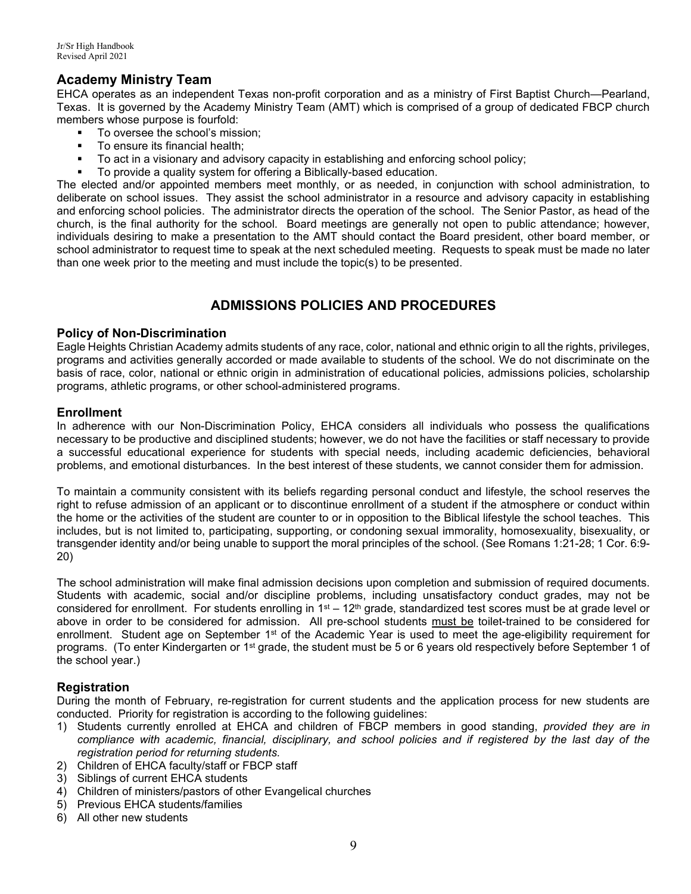## Academy Ministry Team

EHCA operates as an independent Texas non-profit corporation and as a ministry of First Baptist Church—Pearland, Texas. It is governed by the Academy Ministry Team (AMT) which is comprised of a group of dedicated FBCP church members whose purpose is fourfold:

- To oversee the school's mission;
- To ensure its financial health;
- To act in a visionary and advisory capacity in establishing and enforcing school policy;
- To provide a quality system for offering a Biblically-based education.

The elected and/or appointed members meet monthly, or as needed, in conjunction with school administration, to deliberate on school issues. They assist the school administrator in a resource and advisory capacity in establishing and enforcing school policies. The administrator directs the operation of the school. The Senior Pastor, as head of the church, is the final authority for the school. Board meetings are generally not open to public attendance; however, individuals desiring to make a presentation to the AMT should contact the Board president, other board member, or school administrator to request time to speak at the next scheduled meeting. Requests to speak must be made no later than one week prior to the meeting and must include the topic(s) to be presented.

# ADMISSIONS POLICIES AND PROCEDURES

## Policy of Non-Discrimination

Eagle Heights Christian Academy admits students of any race, color, national and ethnic origin to all the rights, privileges, programs and activities generally accorded or made available to students of the school. We do not discriminate on the basis of race, color, national or ethnic origin in administration of educational policies, admissions policies, scholarship programs, athletic programs, or other school-administered programs.

## Enrollment

In adherence with our Non-Discrimination Policy, EHCA considers all individuals who possess the qualifications necessary to be productive and disciplined students; however, we do not have the facilities or staff necessary to provide a successful educational experience for students with special needs, including academic deficiencies, behavioral problems, and emotional disturbances. In the best interest of these students, we cannot consider them for admission.

To maintain a community consistent with its beliefs regarding personal conduct and lifestyle, the school reserves the right to refuse admission of an applicant or to discontinue enrollment of a student if the atmosphere or conduct within the home or the activities of the student are counter to or in opposition to the Biblical lifestyle the school teaches. This includes, but is not limited to, participating, supporting, or condoning sexual immorality, homosexuality, bisexuality, or transgender identity and/or being unable to support the moral principles of the school. (See Romans 1:21-28; 1 Cor. 6:9-20)

The school administration will make final admission decisions upon completion and submission of required documents. Students with academic, social and/or discipline problems, including unsatisfactory conduct grades, may not be considered for enrollment. For students enrolling in 1st – 12th grade, standardized test scores must be at grade level or above in order to be considered for admission. All pre-school students <u>must be</u> toilet-trained to be considered for enrollment. Student age on September 1st of the Academic Year is used to meet the age-eligibility requirement for programs. (To enter Kindergarten or 1st grade, the student must be 5 or 6 years old respectively before September 1 of the school year.)

## Registration

During the month of February, re-registration for current students and the application process for new students are conducted. Priority for registration is according to the following guidelines:

1) Students currently enrolled at EHCA and children of FBCP members in good standing, *provided they are in compliance with academic, financial, disciplinary, and school policies and if registered by the last day of the registration period for returning students.*
2) Children of EHCA faculty/staff or FBCP staff
3) Siblings of current EHCA students
4) Children of ministers/pastors of other Evangelical churches
5) Previous EHCA students/families
6) All other new students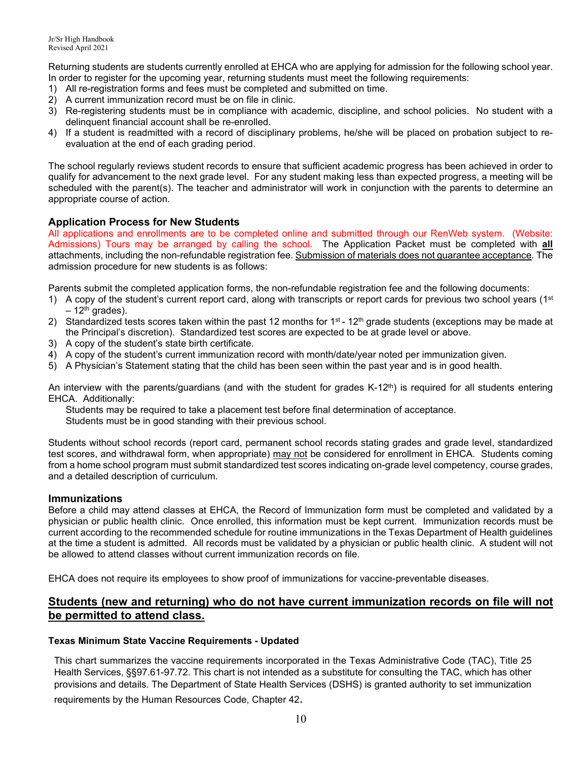Returning students are students currently enrolled at EHCA who are applying for admission for the following school year. In order to register for the upcoming year, returning students must meet the following requirements:

1) All re-registration forms and fees must be completed and submitted on time.
2) A current immunization record must be on file in clinic.
3) Re-registering students must be in compliance with academic, discipline, and school policies. No student with a delinquent financial account shall be re-enrolled.
4) If a student is readmitted with a record of disciplinary problems, he/she will be placed on probation subject to re-evaluation at the end of each grading period.

The school regularly reviews student records to ensure that sufficient academic progress has been achieved in order to qualify for advancement to the next grade level. For any student making less than expected progress, a meeting will be scheduled with the parent(s). The teacher and administrator will work in conjunction with the parents to determine an appropriate course of action.

### Application Process for New Students

All applications and enrollments are to be completed online and submitted through our RenWeb system. (Website: Admissions) Tours may be arranged by calling the school. The Application Packet must be completed with **all** attachments, including the non-refundable registration fee. Submission of materials does not guarantee acceptance. The admission procedure for new students is as follows:

Parents submit the completed application forms, the non-refundable registration fee and the following documents:

1) A copy of the student's current report card, along with transcripts or report cards for previous two school years (1st – 12th grades).
2) Standardized tests scores taken within the past 12 months for 1st - 12th grade students (exceptions may be made at the Principal's discretion). Standardized test scores are expected to be at grade level or above.
3) A copy of the student's state birth certificate.
4) A copy of the student's current immunization record with month/date/year noted per immunization given.
5) A Physician's Statement stating that the child has been seen within the past year and is in good health.

An interview with the parents/guardians (and with the student for grades K-12th) is required for all students entering EHCA. Additionally:

Students may be required to take a placement test before final determination of acceptance.
Students must be in good standing with their previous school.

Students without school records (report card, permanent school records stating grades and grade level, standardized test scores, and withdrawal form, when appropriate) may not be considered for enrollment in EHCA. Students coming from a home school program must submit standardized test scores indicating on-grade level competency, course grades, and a detailed description of curriculum.

### Immunizations

Before a child may attend classes at EHCA, the Record of Immunization form must be completed and validated by a physician or public health clinic. Once enrolled, this information must be kept current. Immunization records must be current according to the recommended schedule for routine immunizations in the Texas Department of Health guidelines at the time a student is admitted. All records must be validated by a physician or public health clinic. A student will not be allowed to attend classes without current immunization records on file.

EHCA does not require its employees to show proof of immunizations for vaccine-preventable diseases.

## Students (new and returning) who do not have current immunization records on file will not be permitted to attend class.

#### Texas Minimum State Vaccine Requirements - Updated

This chart summarizes the vaccine requirements incorporated in the Texas Administrative Code (TAC), Title 25 Health Services, §§97.61-97.72. This chart is not intended as a substitute for consulting the TAC, which has other provisions and details. The Department of State Health Services (DSHS) is granted authority to set immunization requirements by the Human Resources Code, Chapter 42.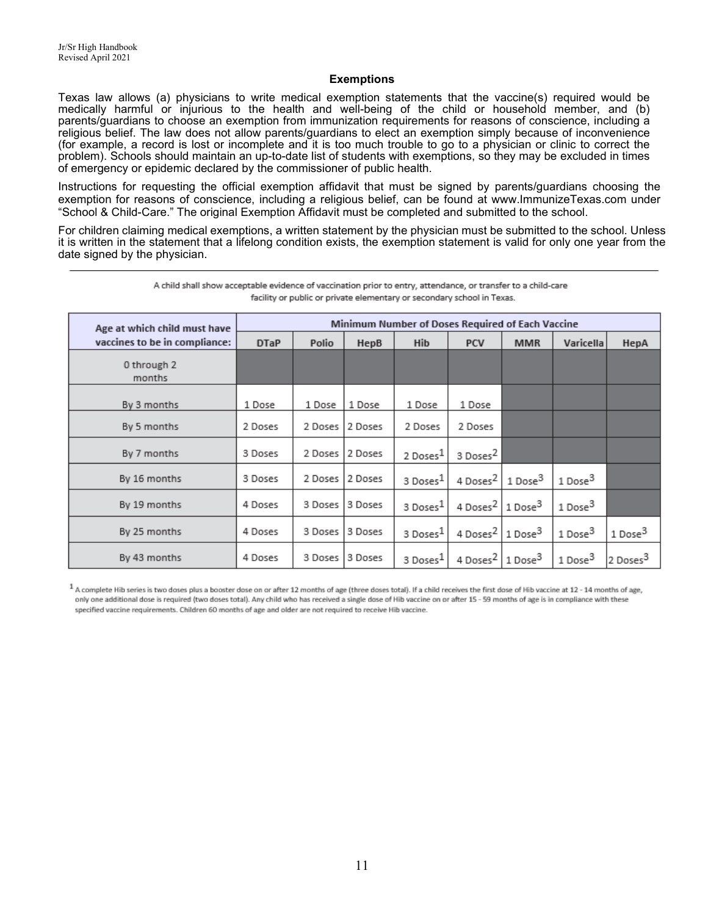### Exemptions

Texas law allows (a) physicians to write medical exemption statements that the vaccine(s) required would be medically harmful or injurious to the health and well-being of the child or household member, and (b) parents/guardians to choose an exemption from immunization requirements for reasons of conscience, including a religious belief. The law does not allow parents/guardians to elect an exemption simply because of inconvenience (for example, a record is lost or incomplete and it is too much trouble to go to a physician or clinic to correct the problem). Schools should maintain an up-to-date list of students with exemptions, so they may be excluded in times of emergency or epidemic declared by the commissioner of public health.

Instructions for requesting the official exemption affidavit that must be signed by parents/guardians choosing the exemption for reasons of conscience, including a religious belief, can be found at www.ImmunizeTexas.com under "School & Child-Care." The original Exemption Affidavit must be completed and submitted to the school.

For children claiming medical exemptions, a written statement by the physician must be submitted to the school. Unless it is written in the statement that a lifelong condition exists, the exemption statement is valid for only one year from the date signed by the physician.

---

A child shall show acceptable evidence of vaccination prior to entry, attendance, or transfer to a child-care facility or public or private elementary or secondary school in Texas.

| Age at which child must have vaccines to be in compliance: | Minimum Number of Doses Required of Each Vaccine | | | | | | | |
|---|---|---|---|---|---|---|---|---|
| | DTaP | Polio | HepB | Hib | PCV | MMR | Varicella | HepA |
| 0 through 2 months | | | | | | | | |
| By 3 months | 1 Dose | 1 Dose | 1 Dose | 1 Dose | 1 Dose | | | |
| By 5 months | 2 Doses | 2 Doses | 2 Doses | 2 Doses | 2 Doses | | | |
| By 7 months | 3 Doses | 2 Doses | 2 Doses | 2 Doses[1] | 3 Doses[2] | | | |
| By 16 months | 3 Doses | 2 Doses | 2 Doses | 3 Doses[1] | 4 Doses[2] | 1 Dose[3] | 1 Dose[3] | |
| By 19 months | 4 Doses | 3 Doses | 3 Doses | 3 Doses[1] | 4 Doses[2] | 1 Dose[3] | 1 Dose[3] | |
| By 25 months | 4 Doses | 3 Doses | 3 Doses | 3 Doses[1] | 4 Doses[2] | 1 Dose[3] | 1 Dose[3] | 1 Dose[3] |
| By 43 months | 4 Doses | 3 Doses | 3 Doses | 3 Doses[1] | 4 Doses[2] | 1 Dose[3] | 1 Dose[3] | 2 Doses[3] |

[1] A complete Hib series is two doses plus a booster dose on or after 12 months of age (three doses total). If a child receives the first dose of Hib vaccine at 12 - 14 months of age, only one additional dose is required (two doses total). Any child who has received a single dose of Hib vaccine on or after 15 - 59 months of age is in compliance with these specified vaccine requirements. Children 60 months of age and older are not required to receive Hib vaccine.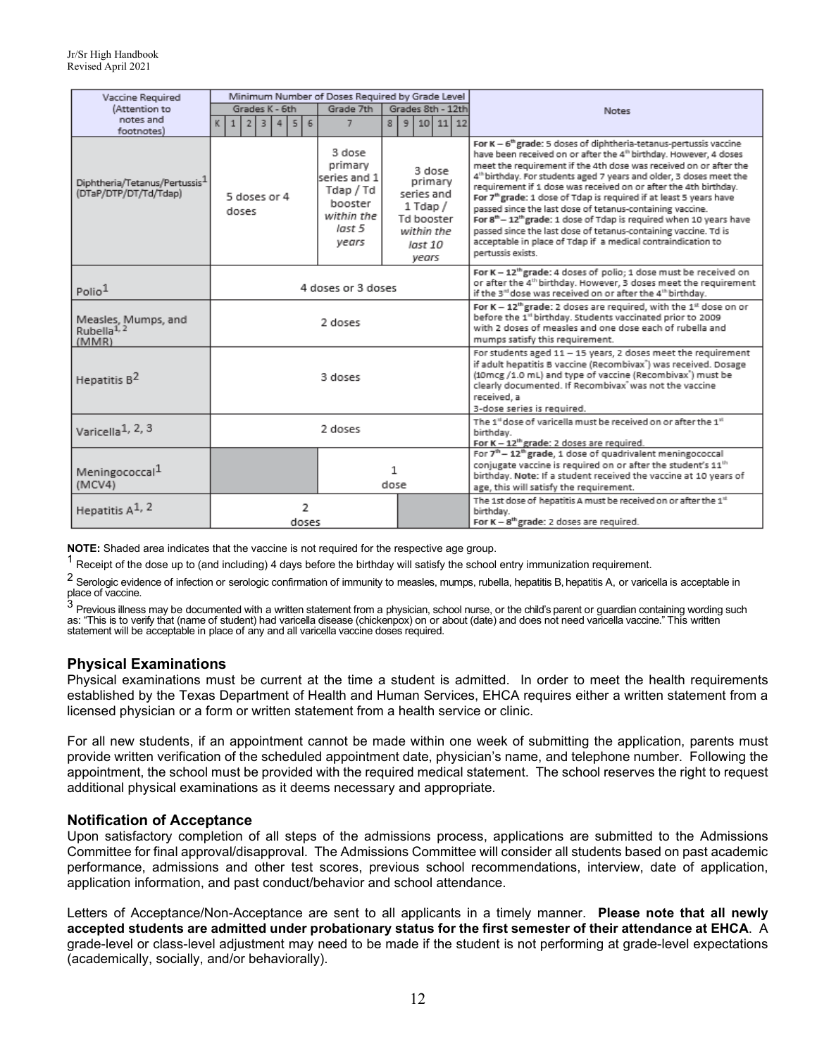| Vaccine Required (Attention to notes and footnotes) | Minimum Number of Doses Required by Grade Level | | | | | | | | | | | | | Notes |
|---|---|---|---|---|---|---|---|---|---|---|---|---|---|---|
| | Grades K - 6th | | | | | | | Grade 7th | Grades 8th - 12th | | | | | |
| | K | 1 | 2 | 3 | 4 | 5 | 6 | 7 | 8 | 9 | 10 | 11 | 12 | |
| Diphtheria/Tetanus/Pertussis[1] (DTaP/DTP/DT/Td/Tdap) | 5 doses or 4 doses | | | | | | | 3 dose primary series and 1 Tdap / Td booster *within the last 5 years* | 3 dose primary series and 1 Tdap / Td booster *within the last 10 years* | | | | | **For K – 6th grade:** 5 doses of diphtheria-tetanus-pertussis vaccine have been received on or after the 4th birthday. However, 4 doses meet the requirement if the 4th dose was received on or after the 4th birthday. For students aged 7 years and older, 3 doses meet the requirement if 1 dose was received on or after the 4th birthday. **For 7th grade:** 1 dose of Tdap is required if at least 5 years have passed since the last dose of tetanus-containing vaccine. **For 8th – 12th grade:** 1 dose of Tdap is required when 10 years have passed since the last dose of tetanus-containing vaccine. Td is acceptable in place of Tdap if a medical contraindication to pertussis exists. |
| Polio[1] | 4 doses or 3 doses | | | | | | | | | | | | | **For K – 12th grade:** 4 doses of polio; 1 dose must be received on or after the 4th birthday. However, 3 doses meet the requirement if the 3rd dose was received on or after the 4th birthday. |
| Measles, Mumps, and Rubella[1, 2] (MMR) | 2 doses | | | | | | | | | | | | | **For K – 12th grade:** 2 doses are required, with the 1st dose on or before the 1st birthday. Students vaccinated prior to 2009 with 2 doses of measles and one dose each of rubella and mumps satisfy this requirement. |
| Hepatitis B[2] | 3 doses | | | | | | | | | | | | | For students aged 11 – 15 years, 2 doses meet the requirement if adult hepatitis B vaccine (Recombivax®) was received. Dosage (10mcg /1.0 mL) and type of vaccine (Recombivax®) must be clearly documented. If Recombivax® was not the vaccine received, a 3-dose series is required. |
| Varicella[1, 2, 3] | 2 doses | | | | | | | | | | | | | The 1st dose of varicella must be received on or after the 1st birthday. **For K – 12th grade:** 2 doses are required. |
| Meningococcal[1] (MCV4) | | | | | | | | 1 dose | | | | | | For 7th – 12th grade, 1 dose of quadrivalent meningococcal conjugate vaccine is required on or after the student's 11th birthday. **Note:** If a student received the vaccine at 10 years of age, this will satisfy the requirement. |
| Hepatitis A[1, 2] | 2 doses | | | | | | | | | | | | | The 1st dose of hepatitis A must be received on or after the 1st birthday. **For K – 8th grade:** 2 doses are required. |

**NOTE:** Shaded area indicates that the vaccine is not required for the respective age group.

[1] Receipt of the dose up to (and including) 4 days before the birthday will satisfy the school entry immunization requirement.

[2] Serologic evidence of infection or serologic confirmation of immunity to measles, mumps, rubella, hepatitis B, hepatitis A, or varicella is acceptable in place of vaccine.

[3] Previous illness may be documented with a written statement from a physician, school nurse, or the child's parent or guardian containing wording such as: "This is to verify that (name of student) had varicella disease (chickenpox) on or about (date) and does not need varicella vaccine." This written statement will be acceptable in place of any and all varicella vaccine doses required.

### Physical Examinations

Physical examinations must be current at the time a student is admitted. In order to meet the health requirements established by the Texas Department of Health and Human Services, EHCA requires either a written statement from a licensed physician or a form or written statement from a health service or clinic.

For all new students, if an appointment cannot be made within one week of submitting the application, parents must provide written verification of the scheduled appointment date, physician's name, and telephone number. Following the appointment, the school must be provided with the required medical statement. The school reserves the right to request additional physical examinations as it deems necessary and appropriate.

### Notification of Acceptance

Upon satisfactory completion of all steps of the admissions process, applications are submitted to the Admissions Committee for final approval/disapproval. The Admissions Committee will consider all students based on past academic performance, admissions and other test scores, previous school recommendations, interview, date of application, application information, and past conduct/behavior and school attendance.

Letters of Acceptance/Non-Acceptance are sent to all applicants in a timely manner. **Please note that all newly accepted students are admitted under probationary status for the first semester of their attendance at EHCA**. A grade-level or class-level adjustment may need to be made if the student is not performing at grade-level expectations (academically, socially, and/or behaviorally).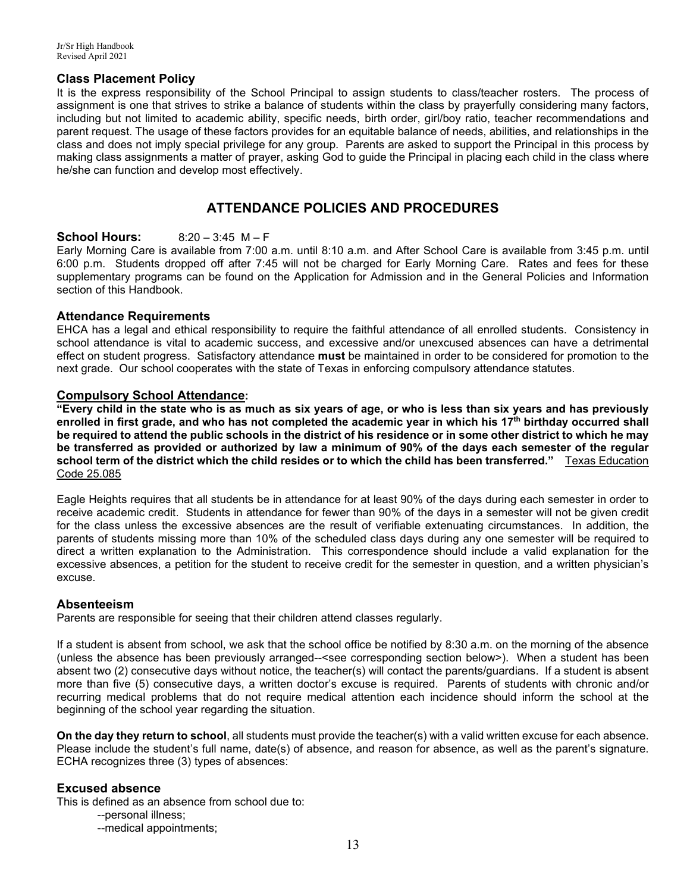### Class Placement Policy

It is the express responsibility of the School Principal to assign students to class/teacher rosters. The process of assignment is one that strives to strike a balance of students within the class by prayerfully considering many factors, including but not limited to academic ability, specific needs, birth order, girl/boy ratio, teacher recommendations and parent request. The usage of these factors provides for an equitable balance of needs, abilities, and relationships in the class and does not imply special privilege for any group. Parents are asked to support the Principal in this process by making class assignments a matter of prayer, asking God to guide the Principal in placing each child in the class where he/she can function and develop most effectively.

## ATTENDANCE POLICIES AND PROCEDURES

### School Hours: 8:20 – 3:45 M – F

Early Morning Care is available from 7:00 a.m. until 8:10 a.m. and After School Care is available from 3:45 p.m. until 6:00 p.m. Students dropped off after 7:45 will not be charged for Early Morning Care. Rates and fees for these supplementary programs can be found on the Application for Admission and in the General Policies and Information section of this Handbook.

### Attendance Requirements

EHCA has a legal and ethical responsibility to require the faithful attendance of all enrolled students. Consistency in school attendance is vital to academic success, and excessive and/or unexcused absences can have a detrimental effect on student progress. Satisfactory attendance **must** be maintained in order to be considered for promotion to the next grade. Our school cooperates with the state of Texas in enforcing compulsory attendance statutes.

### Compulsory School Attendance:

**"Every child in the state who is as much as six years of age, or who is less than six years and has previously enrolled in first grade, and who has not completed the academic year in which his 17th birthday occurred shall be required to attend the public schools in the district of his residence or in some other district to which he may be transferred as provided or authorized by law a minimum of 90% of the days each semester of the regular school term of the district which the child resides or to which the child has been transferred."** Texas Education Code 25.085

Eagle Heights requires that all students be in attendance for at least 90% of the days during each semester in order to receive academic credit. Students in attendance for fewer than 90% of the days in a semester will not be given credit for the class unless the excessive absences are the result of verifiable extenuating circumstances. In addition, the parents of students missing more than 10% of the scheduled class days during any one semester will be required to direct a written explanation to the Administration. This correspondence should include a valid explanation for the excessive absences, a petition for the student to receive credit for the semester in question, and a written physician's excuse.

### Absenteeism

Parents are responsible for seeing that their children attend classes regularly.

If a student is absent from school, we ask that the school office be notified by 8:30 a.m. on the morning of the absence (unless the absence has been previously arranged--<see corresponding section below>). When a student has been absent two (2) consecutive days without notice, the teacher(s) will contact the parents/guardians. If a student is absent more than five (5) consecutive days, a written doctor's excuse is required. Parents of students with chronic and/or recurring medical problems that do not require medical attention each incidence should inform the school at the beginning of the school year regarding the situation.

**On the day they return to school**, all students must provide the teacher(s) with a valid written excuse for each absence. Please include the student's full name, date(s) of absence, and reason for absence, as well as the parent's signature. ECHA recognizes three (3) types of absences:

### Excused absence

This is defined as an absence from school due to:

- --personal illness;
- --medical appointments;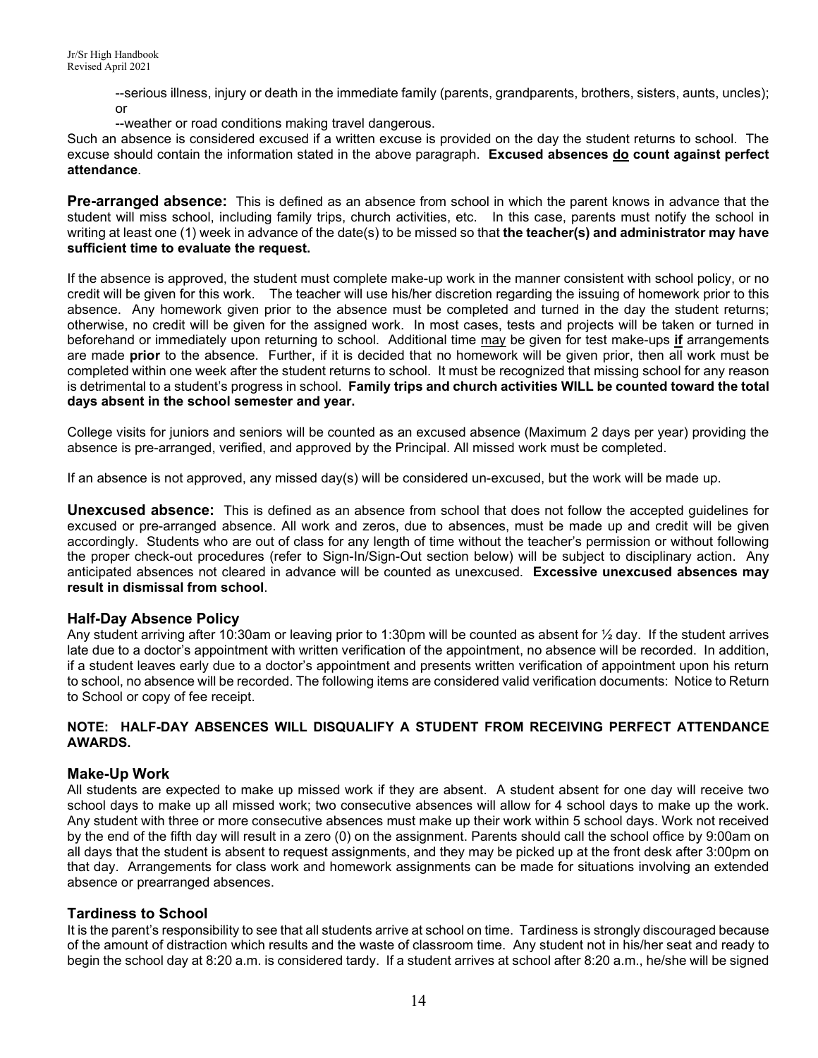--serious illness, injury or death in the immediate family (parents, grandparents, brothers, sisters, aunts, uncles); or

--weather or road conditions making travel dangerous.

Such an absence is considered excused if a written excuse is provided on the day the student returns to school. The excuse should contain the information stated in the above paragraph. **Excused absences <u>do</u> count against perfect attendance**.

**Pre-arranged absence:** This is defined as an absence from school in which the parent knows in advance that the student will miss school, including family trips, church activities, etc. In this case, parents must notify the school in writing at least one (1) week in advance of the date(s) to be missed so that **the teacher(s) and administrator may have sufficient time to evaluate the request.**

If the absence is approved, the student must complete make-up work in the manner consistent with school policy, or no credit will be given for this work. The teacher will use his/her discretion regarding the issuing of homework prior to this absence. Any homework given prior to the absence must be completed and turned in the day the student returns; otherwise, no credit will be given for the assigned work. In most cases, tests and projects will be taken or turned in beforehand or immediately upon returning to school. Additional time <u>may</u> be given for test make-ups <u>**if**</u> arrangements are made **prior** to the absence. Further, if it is decided that no homework will be given prior, then all work must be completed within one week after the student returns to school. It must be recognized that missing school for any reason is detrimental to a student's progress in school. **Family trips and church activities WILL be counted toward the total days absent in the school semester and year.**

College visits for juniors and seniors will be counted as an excused absence (Maximum 2 days per year) providing the absence is pre-arranged, verified, and approved by the Principal. All missed work must be completed.

If an absence is not approved, any missed day(s) will be considered un-excused, but the work will be made up.

**Unexcused absence:** This is defined as an absence from school that does not follow the accepted guidelines for excused or pre-arranged absence. All work and zeros, due to absences, must be made up and credit will be given accordingly. Students who are out of class for any length of time without the teacher's permission or without following the proper check-out procedures (refer to Sign-In/Sign-Out section below) will be subject to disciplinary action. Any anticipated absences not cleared in advance will be counted as unexcused. **Excessive unexcused absences may result in dismissal from school**.

### Half-Day Absence Policy

Any student arriving after 10:30am or leaving prior to 1:30pm will be counted as absent for ½ day. If the student arrives late due to a doctor's appointment with written verification of the appointment, no absence will be recorded. In addition, if a student leaves early due to a doctor's appointment and presents written verification of appointment upon his return to school, no absence will be recorded. The following items are considered valid verification documents: Notice to Return to School or copy of fee receipt.

**NOTE: HALF-DAY ABSENCES WILL DISQUALIFY A STUDENT FROM RECEIVING PERFECT ATTENDANCE AWARDS.**

### Make-Up Work

All students are expected to make up missed work if they are absent. A student absent for one day will receive two school days to make up all missed work; two consecutive absences will allow for 4 school days to make up the work. Any student with three or more consecutive absences must make up their work within 5 school days. Work not received by the end of the fifth day will result in a zero (0) on the assignment. Parents should call the school office by 9:00am on all days that the student is absent to request assignments, and they may be picked up at the front desk after 3:00pm on that day. Arrangements for class work and homework assignments can be made for situations involving an extended absence or prearranged absences.

### Tardiness to School

It is the parent's responsibility to see that all students arrive at school on time. Tardiness is strongly discouraged because of the amount of distraction which results and the waste of classroom time. Any student not in his/her seat and ready to begin the school day at 8:20 a.m. is considered tardy. If a student arrives at school after 8:20 a.m., he/she will be signed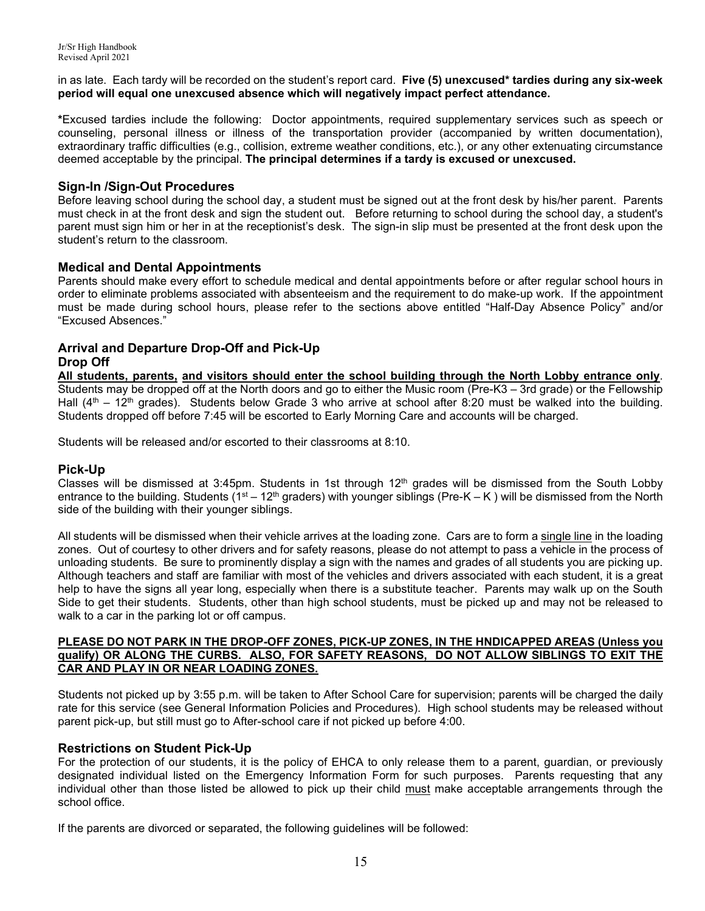in as late. Each tardy will be recorded on the student's report card. **Five (5) unexcused* tardies during any six-week period will equal one unexcused absence which will negatively impact perfect attendance.**

***Excused tardies include the following: Doctor appointments, required supplementary services such as speech or counseling, personal illness or illness of the transportation provider (accompanied by written documentation), extraordinary traffic difficulties (e.g., collision, extreme weather conditions, etc.), or any other extenuating circumstance deemed acceptable by the principal. **The principal determines if a tardy is excused or unexcused.**

## Sign-In /Sign-Out Procedures

Before leaving school during the school day, a student must be signed out at the front desk by his/her parent. Parents must check in at the front desk and sign the student out. Before returning to school during the school day, a student's parent must sign him or her in at the receptionist's desk. The sign-in slip must be presented at the front desk upon the student's return to the classroom.

## Medical and Dental Appointments

Parents should make every effort to schedule medical and dental appointments before or after regular school hours in order to eliminate problems associated with absenteeism and the requirement to do make-up work. If the appointment must be made during school hours, please refer to the sections above entitled "Half-Day Absence Policy" and/or "Excused Absences."

## Arrival and Departure Drop-Off and Pick-Up

### Drop Off

**<u>All students, parents, and visitors should enter the school building through the North Lobby entrance only</u>**. Students may be dropped off at the North doors and go to either the Music room (Pre-K3 – 3rd grade) or the Fellowship Hall (4th – 12th grades). Students below Grade 3 who arrive at school after 8:20 must be walked into the building. Students dropped off before 7:45 will be escorted to Early Morning Care and accounts will be charged.

Students will be released and/or escorted to their classrooms at 8:10.

### Pick-Up

Classes will be dismissed at 3:45pm. Students in 1st through 12th grades will be dismissed from the South Lobby entrance to the building. Students (1st – 12th graders) with younger siblings (Pre-K – K ) will be dismissed from the North side of the building with their younger siblings.

All students will be dismissed when their vehicle arrives at the loading zone. Cars are to form a <u>single line</u> in the loading zones. Out of courtesy to other drivers and for safety reasons, please do not attempt to pass a vehicle in the process of unloading students. Be sure to prominently display a sign with the names and grades of all students you are picking up. Although teachers and staff are familiar with most of the vehicles and drivers associated with each student, it is a great help to have the signs all year long, especially when there is a substitute teacher. Parents may walk up on the South Side to get their students. Students, other than high school students, must be picked up and may not be released to walk to a car in the parking lot or off campus.

**<u>PLEASE DO NOT PARK IN THE DROP-OFF ZONES, PICK-UP ZONES, IN THE HNDICAPPED AREAS (Unless you qualify) OR ALONG THE CURBS. ALSO, FOR SAFETY REASONS, DO NOT ALLOW SIBLINGS TO EXIT THE CAR AND PLAY IN OR NEAR LOADING ZONES.</u>**

Students not picked up by 3:55 p.m. will be taken to After School Care for supervision; parents will be charged the daily rate for this service (see General Information Policies and Procedures). High school students may be released without parent pick-up, but still must go to After-school care if not picked up before 4:00.

## Restrictions on Student Pick-Up

For the protection of our students, it is the policy of EHCA to only release them to a parent, guardian, or previously designated individual listed on the Emergency Information Form for such purposes. Parents requesting that any individual other than those listed be allowed to pick up their child <u>must</u> make acceptable arrangements through the school office.

If the parents are divorced or separated, the following guidelines will be followed: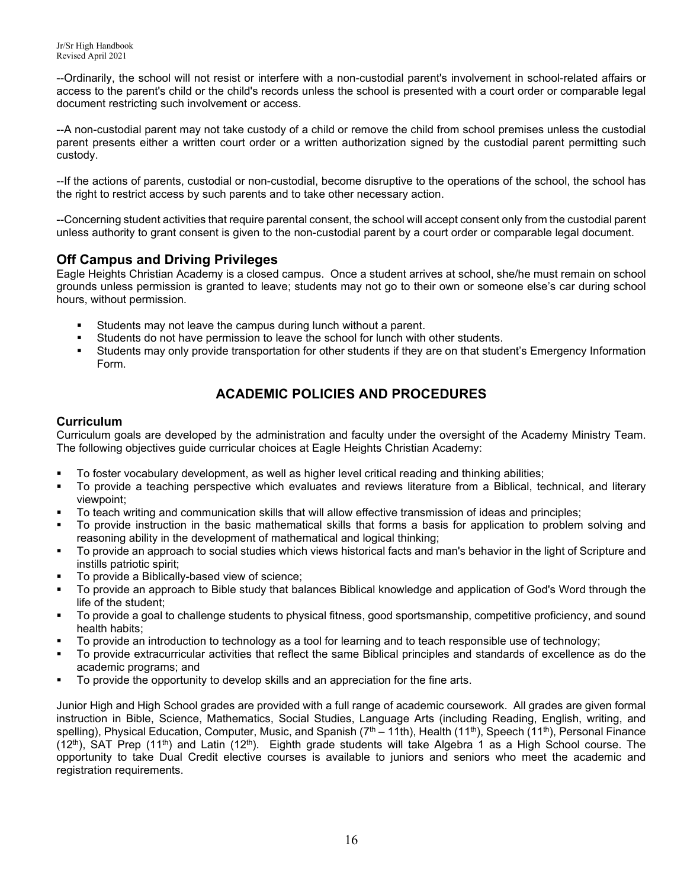--Ordinarily, the school will not resist or interfere with a non-custodial parent's involvement in school-related affairs or access to the parent's child or the child's records unless the school is presented with a court order or comparable legal document restricting such involvement or access.

--A non-custodial parent may not take custody of a child or remove the child from school premises unless the custodial parent presents either a written court order or a written authorization signed by the custodial parent permitting such custody.

--If the actions of parents, custodial or non-custodial, become disruptive to the operations of the school, the school has the right to restrict access by such parents and to take other necessary action.

--Concerning student activities that require parental consent, the school will accept consent only from the custodial parent unless authority to grant consent is given to the non-custodial parent by a court order or comparable legal document.

### Off Campus and Driving Privileges

Eagle Heights Christian Academy is a closed campus. Once a student arrives at school, she/he must remain on school grounds unless permission is granted to leave; students may not go to their own or someone else's car during school hours, without permission.

- Students may not leave the campus during lunch without a parent.
- Students do not have permission to leave the school for lunch with other students.
- Students may only provide transportation for other students if they are on that student's Emergency Information Form.

## ACADEMIC POLICIES AND PROCEDURES

### Curriculum

Curriculum goals are developed by the administration and faculty under the oversight of the Academy Ministry Team. The following objectives guide curricular choices at Eagle Heights Christian Academy:

- To foster vocabulary development, as well as higher level critical reading and thinking abilities;
- To provide a teaching perspective which evaluates and reviews literature from a Biblical, technical, and literary viewpoint;
- To teach writing and communication skills that will allow effective transmission of ideas and principles;
- To provide instruction in the basic mathematical skills that forms a basis for application to problem solving and reasoning ability in the development of mathematical and logical thinking;
- To provide an approach to social studies which views historical facts and man's behavior in the light of Scripture and instills patriotic spirit;
- To provide a Biblically-based view of science;
- To provide an approach to Bible study that balances Biblical knowledge and application of God's Word through the life of the student;
- To provide a goal to challenge students to physical fitness, good sportsmanship, competitive proficiency, and sound health habits;
- To provide an introduction to technology as a tool for learning and to teach responsible use of technology;
- To provide extracurricular activities that reflect the same Biblical principles and standards of excellence as do the academic programs; and
- To provide the opportunity to develop skills and an appreciation for the fine arts.

Junior High and High School grades are provided with a full range of academic coursework. All grades are given formal instruction in Bible, Science, Mathematics, Social Studies, Language Arts (including Reading, English, writing, and spelling), Physical Education, Computer, Music, and Spanish (7th – 11th), Health (11th), Speech (11th), Personal Finance (12th), SAT Prep (11th) and Latin (12th). Eighth grade students will take Algebra 1 as a High School course. The opportunity to take Dual Credit elective courses is available to juniors and seniors who meet the academic and registration requirements.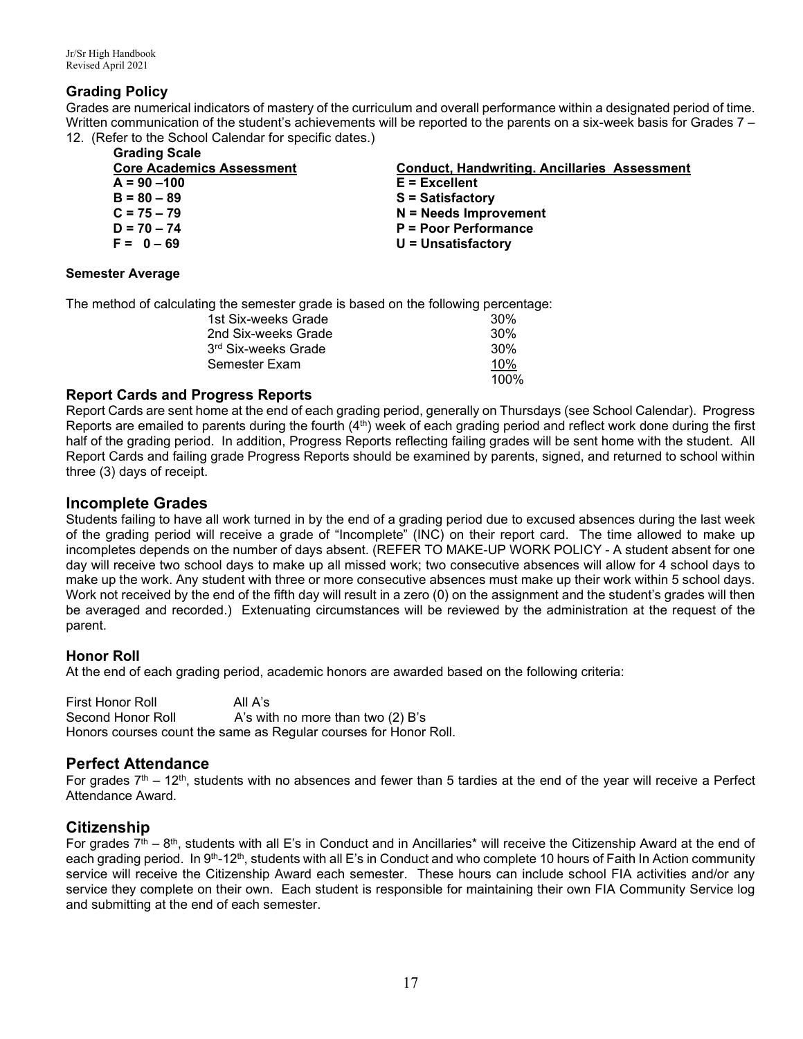## Grading Policy

Grades are numerical indicators of mastery of the curriculum and overall performance within a designated period of time. Written communication of the student's achievements will be reported to the parents on a six-week basis for Grades 7 – 12. (Refer to the School Calendar for specific dates.)

**Grading Scale**

| Core Academics Assessment | Conduct, Handwriting. Ancillaries Assessment |
|---|---|
| **A = 90 –100** | **E = Excellent** |
| **B = 80 – 89** | **S = Satisfactory** |
| **C = 75 – 79** | **N = Needs Improvement** |
| **D = 70 – 74** | **P = Poor Performance** |
| **F = 0 – 69** | **U = Unsatisfactory** |

**Semester Average**

The method of calculating the semester grade is based on the following percentage:

| | |
|---|---|
| 1st Six-weeks Grade | 30% |
| 2nd Six-weeks Grade | 30% |
| 3rd Six-weeks Grade | 30% |
| Semester Exam | 10% |
| | 100% |

### Report Cards and Progress Reports

Report Cards are sent home at the end of each grading period, generally on Thursdays (see School Calendar). Progress Reports are emailed to parents during the fourth (4th) week of each grading period and reflect work done during the first half of the grading period. In addition, Progress Reports reflecting failing grades will be sent home with the student. All Report Cards and failing grade Progress Reports should be examined by parents, signed, and returned to school within three (3) days of receipt.

## Incomplete Grades

Students failing to have all work turned in by the end of a grading period due to excused absences during the last week of the grading period will receive a grade of "Incomplete" (INC) on their report card. The time allowed to make up incompletes depends on the number of days absent. (REFER TO MAKE-UP WORK POLICY - A student absent for one day will receive two school days to make up all missed work; two consecutive absences will allow for 4 school days to make up the work. Any student with three or more consecutive absences must make up their work within 5 school days. Work not received by the end of the fifth day will result in a zero (0) on the assignment and the student's grades will then be averaged and recorded.) Extenuating circumstances will be reviewed by the administration at the request of the parent.

### Honor Roll

At the end of each grading period, academic honors are awarded based on the following criteria:

| | |
|---|---|
| First Honor Roll | All A's |
| Second Honor Roll | A's with no more than two (2) B's |

Honors courses count the same as Regular courses for Honor Roll.

## Perfect Attendance

For grades 7th – 12th, students with no absences and fewer than 5 tardies at the end of the year will receive a Perfect Attendance Award.

## Citizenship

For grades 7th – 8th, students with all E's in Conduct and in Ancillaries* will receive the Citizenship Award at the end of each grading period. In 9th-12th, students with all E's in Conduct and who complete 10 hours of Faith In Action community service will receive the Citizenship Award each semester. These hours can include school FIA activities and/or any service they complete on their own. Each student is responsible for maintaining their own FIA Community Service log and submitting at the end of each semester.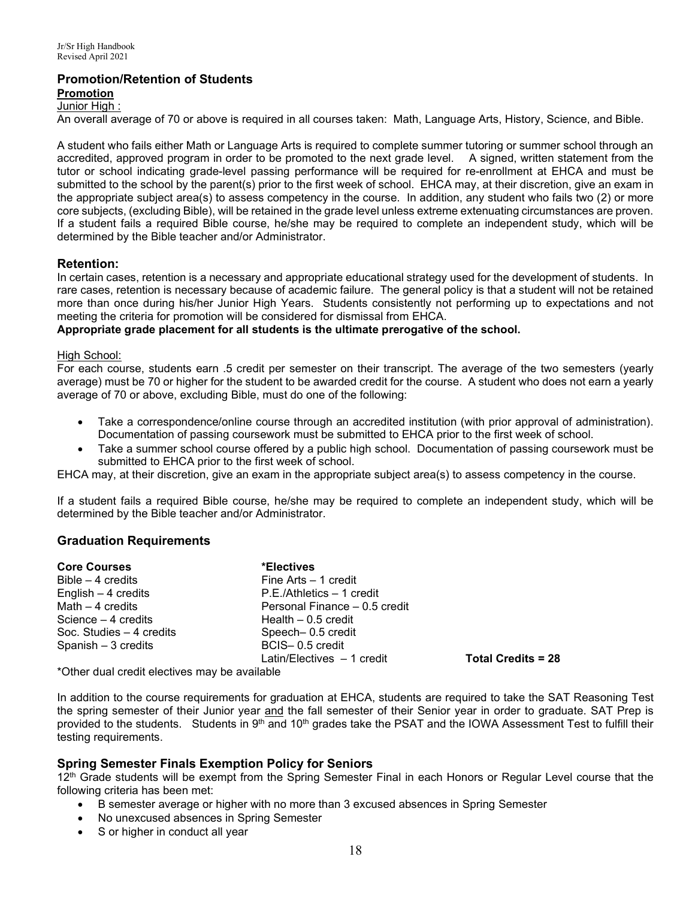## Promotion/Retention of Students

**Promotion**

Junior High :

An overall average of 70 or above is required in all courses taken: Math, Language Arts, History, Science, and Bible.

A student who fails either Math or Language Arts is required to complete summer tutoring or summer school through an accredited, approved program in order to be promoted to the next grade level. A signed, written statement from the tutor or school indicating grade-level passing performance will be required for re-enrollment at EHCA and must be submitted to the school by the parent(s) prior to the first week of school. EHCA may, at their discretion, give an exam in the appropriate subject area(s) to assess competency in the course. In addition, any student who fails two (2) or more core subjects, (excluding Bible), will be retained in the grade level unless extreme extenuating circumstances are proven. If a student fails a required Bible course, he/she may be required to complete an independent study, which will be determined by the Bible teacher and/or Administrator.

### Retention:

In certain cases, retention is a necessary and appropriate educational strategy used for the development of students. In rare cases, retention is necessary because of academic failure. The general policy is that a student will not be retained more than once during his/her Junior High Years. Students consistently not performing up to expectations and not meeting the criteria for promotion will be considered for dismissal from EHCA.

**Appropriate grade placement for all students is the ultimate prerogative of the school.**

High School:

For each course, students earn .5 credit per semester on their transcript. The average of the two semesters (yearly average) must be 70 or higher for the student to be awarded credit for the course. A student who does not earn a yearly average of 70 or above, excluding Bible, must do one of the following:

- Take a correspondence/online course through an accredited institution (with prior approval of administration). Documentation of passing coursework must be submitted to EHCA prior to the first week of school.
- Take a summer school course offered by a public high school. Documentation of passing coursework must be submitted to EHCA prior to the first week of school.

EHCA may, at their discretion, give an exam in the appropriate subject area(s) to assess competency in the course.

If a student fails a required Bible course, he/she may be required to complete an independent study, which will be determined by the Bible teacher and/or Administrator.

## Graduation Requirements

| **Core Courses** | ***Electives** | |
|---|---|---|
| Bible – 4 credits | Fine Arts – 1 credit | |
| English – 4 credits | P.E./Athletics – 1 credit | |
| Math – 4 credits | Personal Finance – 0.5 credit | |
| Science – 4 credits | Health – 0.5 credit | |
| Soc. Studies – 4 credits | Speech– 0.5 credit | |
| Spanish – 3 credits | BCIS– 0.5 credit | |
| | Latin/Electives – 1 credit | **Total Credits = 28** |

*Other dual credit electives may be available

In addition to the course requirements for graduation at EHCA, students are required to take the SAT Reasoning Test the spring semester of their Junior year and the fall semester of their Senior year in order to graduate. SAT Prep is provided to the students. Students in 9th and 10th grades take the PSAT and the IOWA Assessment Test to fulfill their testing requirements.

## Spring Semester Finals Exemption Policy for Seniors

12th Grade students will be exempt from the Spring Semester Final in each Honors or Regular Level course that the following criteria has been met:

- B semester average or higher with no more than 3 excused absences in Spring Semester
- No unexcused absences in Spring Semester
- S or higher in conduct all year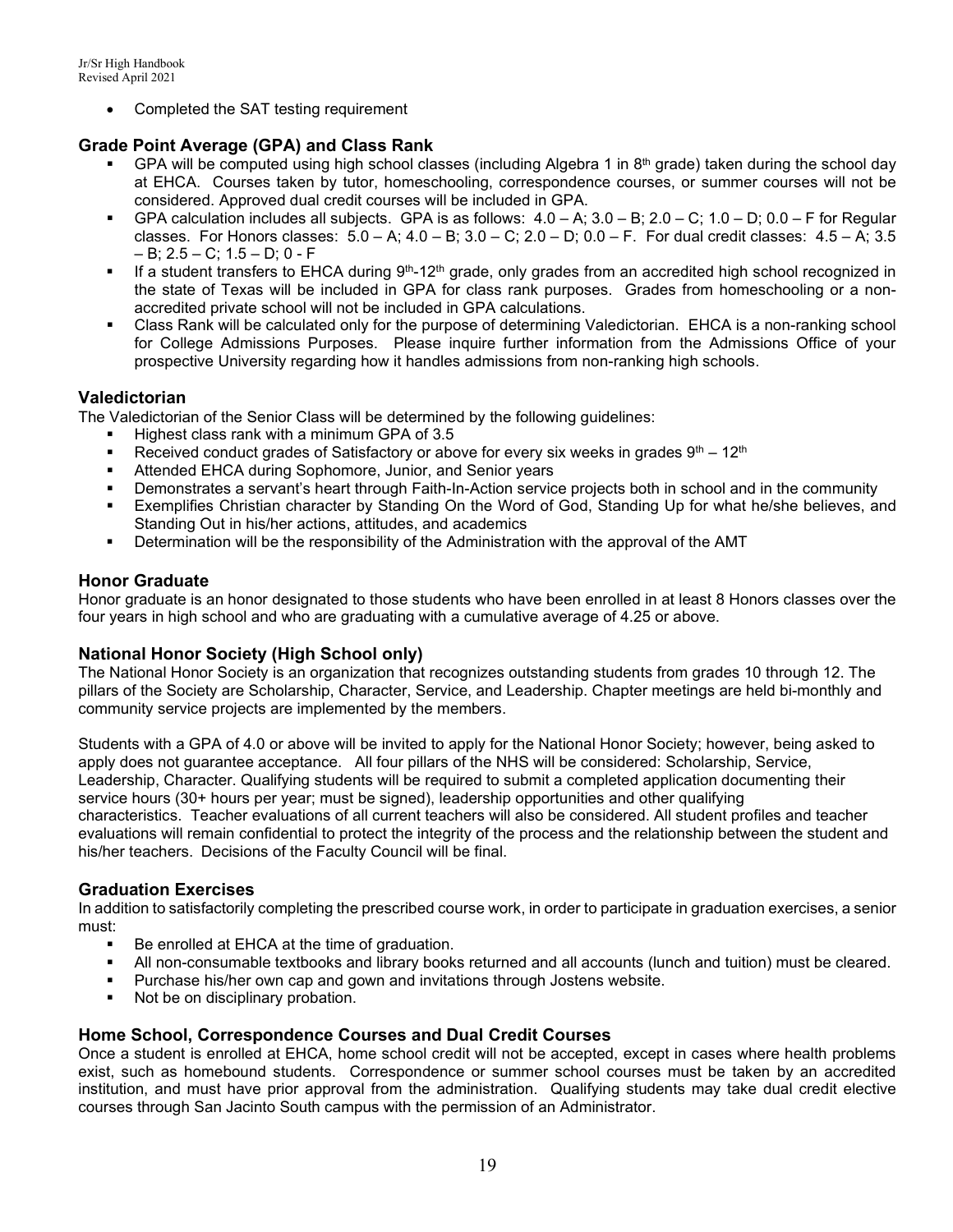- Completed the SAT testing requirement

## Grade Point Average (GPA) and Class Rank

- GPA will be computed using high school classes (including Algebra 1 in 8th grade) taken during the school day at EHCA. Courses taken by tutor, homeschooling, correspondence courses, or summer courses will not be considered. Approved dual credit courses will be included in GPA.
- GPA calculation includes all subjects. GPA is as follows: 4.0 – A; 3.0 – B; 2.0 – C; 1.0 – D; 0.0 – F for Regular classes. For Honors classes: 5.0 – A; 4.0 – B; 3.0 – C; 2.0 – D; 0.0 – F. For dual credit classes: 4.5 – A; 3.5 – B; 2.5 – C; 1.5 – D; 0 - F
- If a student transfers to EHCA during 9th-12th grade, only grades from an accredited high school recognized in the state of Texas will be included in GPA for class rank purposes. Grades from homeschooling or a non-accredited private school will not be included in GPA calculations.
- Class Rank will be calculated only for the purpose of determining Valedictorian. EHCA is a non-ranking school for College Admissions Purposes. Please inquire further information from the Admissions Office of your prospective University regarding how it handles admissions from non-ranking high schools.

## Valedictorian

The Valedictorian of the Senior Class will be determined by the following guidelines:

- Highest class rank with a minimum GPA of 3.5
- Received conduct grades of Satisfactory or above for every six weeks in grades 9th – 12th
- Attended EHCA during Sophomore, Junior, and Senior years
- Demonstrates a servant's heart through Faith-In-Action service projects both in school and in the community
- Exemplifies Christian character by Standing On the Word of God, Standing Up for what he/she believes, and Standing Out in his/her actions, attitudes, and academics
- Determination will be the responsibility of the Administration with the approval of the AMT

## Honor Graduate

Honor graduate is an honor designated to those students who have been enrolled in at least 8 Honors classes over the four years in high school and who are graduating with a cumulative average of 4.25 or above.

## National Honor Society (High School only)

The National Honor Society is an organization that recognizes outstanding students from grades 10 through 12. The pillars of the Society are Scholarship, Character, Service, and Leadership. Chapter meetings are held bi-monthly and community service projects are implemented by the members.

Students with a GPA of 4.0 or above will be invited to apply for the National Honor Society; however, being asked to apply does not guarantee acceptance. All four pillars of the NHS will be considered: Scholarship, Service, Leadership, Character. Qualifying students will be required to submit a completed application documenting their service hours (30+ hours per year; must be signed), leadership opportunities and other qualifying characteristics. Teacher evaluations of all current teachers will also be considered. All student profiles and teacher evaluations will remain confidential to protect the integrity of the process and the relationship between the student and his/her teachers. Decisions of the Faculty Council will be final.

## Graduation Exercises

In addition to satisfactorily completing the prescribed course work, in order to participate in graduation exercises, a senior must:

- Be enrolled at EHCA at the time of graduation.
- All non-consumable textbooks and library books returned and all accounts (lunch and tuition) must be cleared.
- Purchase his/her own cap and gown and invitations through Jostens website.
- Not be on disciplinary probation.

## Home School, Correspondence Courses and Dual Credit Courses

Once a student is enrolled at EHCA, home school credit will not be accepted, except in cases where health problems exist, such as homebound students. Correspondence or summer school courses must be taken by an accredited institution, and must have prior approval from the administration. Qualifying students may take dual credit elective courses through San Jacinto South campus with the permission of an Administrator.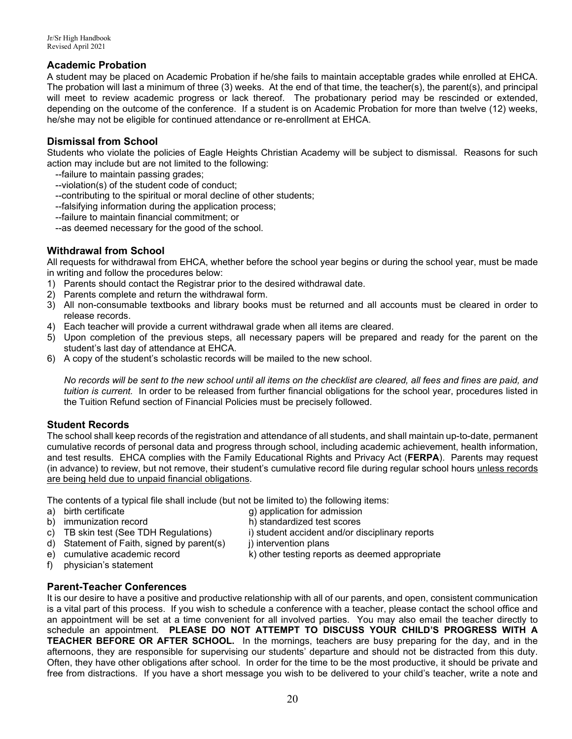## Academic Probation

A student may be placed on Academic Probation if he/she fails to maintain acceptable grades while enrolled at EHCA. The probation will last a minimum of three (3) weeks. At the end of that time, the teacher(s), the parent(s), and principal will meet to review academic progress or lack thereof. The probationary period may be rescinded or extended, depending on the outcome of the conference. If a student is on Academic Probation for more than twelve (12) weeks, he/she may not be eligible for continued attendance or re-enrollment at EHCA.

## Dismissal from School

Students who violate the policies of Eagle Heights Christian Academy will be subject to dismissal. Reasons for such action may include but are not limited to the following:

--failure to maintain passing grades;
--violation(s) of the student code of conduct;
--contributing to the spiritual or moral decline of other students;
--falsifying information during the application process;
--failure to maintain financial commitment; or
--as deemed necessary for the good of the school.

## Withdrawal from School

All requests for withdrawal from EHCA, whether before the school year begins or during the school year, must be made in writing and follow the procedures below:

1) Parents should contact the Registrar prior to the desired withdrawal date.
2) Parents complete and return the withdrawal form.
3) All non-consumable textbooks and library books must be returned and all accounts must be cleared in order to release records.
4) Each teacher will provide a current withdrawal grade when all items are cleared.
5) Upon completion of the previous steps, all necessary papers will be prepared and ready for the parent on the student's last day of attendance at EHCA.
6) A copy of the student's scholastic records will be mailed to the new school.

*No records will be sent to the new school until all items on the checklist are cleared, all fees and fines are paid, and tuition is current.* In order to be released from further financial obligations for the school year, procedures listed in the Tuition Refund section of Financial Policies must be precisely followed.

## Student Records

The school shall keep records of the registration and attendance of all students, and shall maintain up-to-date, permanent cumulative records of personal data and progress through school, including academic achievement, health information, and test results. EHCA complies with the Family Educational Rights and Privacy Act (**FERPA**). Parents may request (in advance) to review, but not remove, their student's cumulative record file during regular school hours <u>unless records are being held due to unpaid financial obligations</u>.

The contents of a typical file shall include (but not be limited to) the following items:

a) birth certificate
b) immunization record
c) TB skin test (See TDH Regulations)
d) Statement of Faith, signed by parent(s)
e) cumulative academic record
f) physician's statement
g) application for admission
h) standardized test scores
i) student accident and/or disciplinary reports
j) intervention plans
k) other testing reports as deemed appropriate

## Parent-Teacher Conferences

It is our desire to have a positive and productive relationship with all of our parents, and open, consistent communication is a vital part of this process. If you wish to schedule a conference with a teacher, please contact the school office and an appointment will be set at a time convenient for all involved parties. You may also email the teacher directly to schedule an appointment. **PLEASE DO NOT ATTEMPT TO DISCUSS YOUR CHILD'S PROGRESS WITH A TEACHER BEFORE OR AFTER SCHOOL.** In the mornings, teachers are busy preparing for the day, and in the afternoons, they are responsible for supervising our students' departure and should not be distracted from this duty. Often, they have other obligations after school. In order for the time to be the most productive, it should be private and free from distractions. If you have a short message you wish to be delivered to your child's teacher, write a note and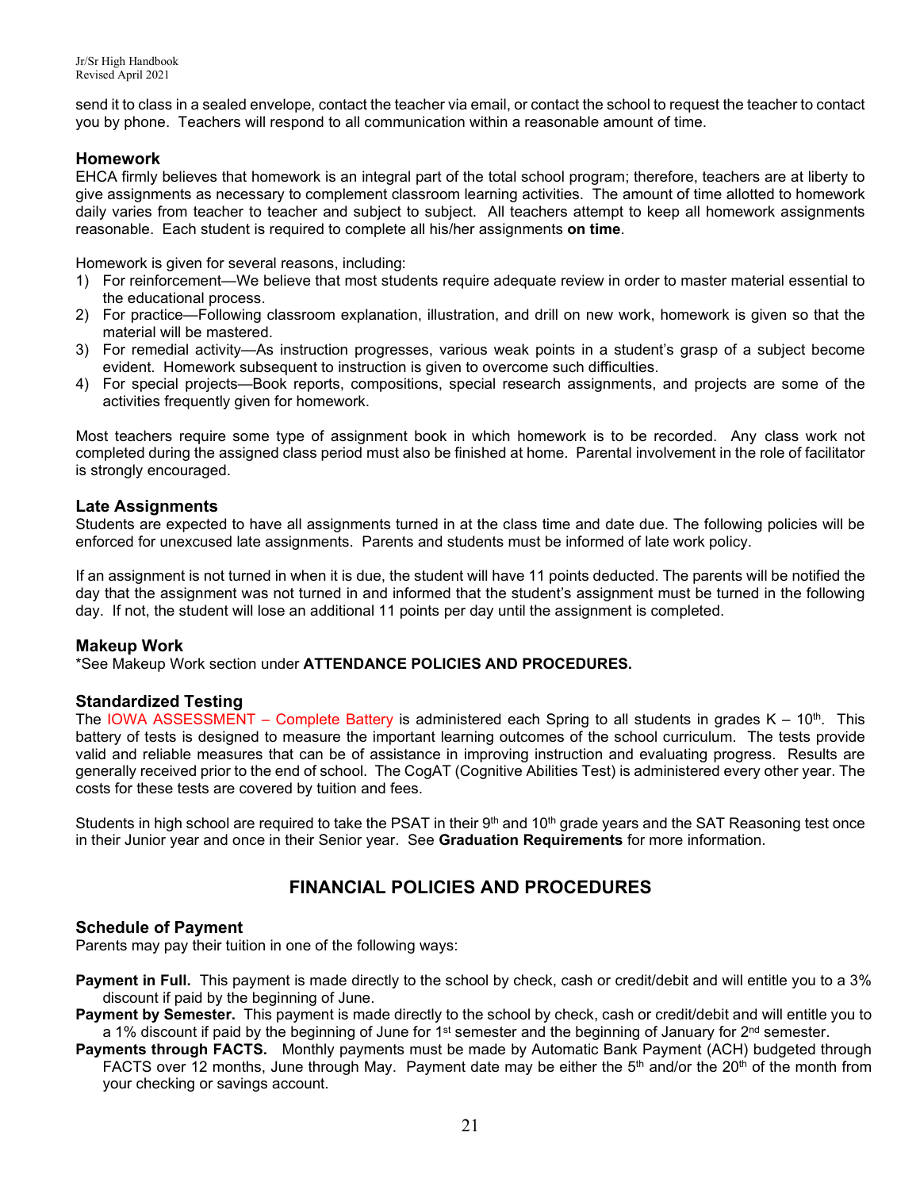send it to class in a sealed envelope, contact the teacher via email, or contact the school to request the teacher to contact you by phone. Teachers will respond to all communication within a reasonable amount of time.

### Homework

EHCA firmly believes that homework is an integral part of the total school program; therefore, teachers are at liberty to give assignments as necessary to complement classroom learning activities. The amount of time allotted to homework daily varies from teacher to teacher and subject to subject. All teachers attempt to keep all homework assignments reasonable. Each student is required to complete all his/her assignments **on time**.

Homework is given for several reasons, including:

1) For reinforcement—We believe that most students require adequate review in order to master material essential to the educational process.
2) For practice—Following classroom explanation, illustration, and drill on new work, homework is given so that the material will be mastered.
3) For remedial activity—As instruction progresses, various weak points in a student's grasp of a subject become evident. Homework subsequent to instruction is given to overcome such difficulties.
4) For special projects—Book reports, compositions, special research assignments, and projects are some of the activities frequently given for homework.

Most teachers require some type of assignment book in which homework is to be recorded. Any class work not completed during the assigned class period must also be finished at home. Parental involvement in the role of facilitator is strongly encouraged.

### Late Assignments

Students are expected to have all assignments turned in at the class time and date due. The following policies will be enforced for unexcused late assignments. Parents and students must be informed of late work policy.

If an assignment is not turned in when it is due, the student will have 11 points deducted. The parents will be notified the day that the assignment was not turned in and informed that the student's assignment must be turned in the following day. If not, the student will lose an additional 11 points per day until the assignment is completed.

### Makeup Work

*See Makeup Work section under **ATTENDANCE POLICIES AND PROCEDURES.**

### Standardized Testing

The IOWA ASSESSMENT – Complete Battery is administered each Spring to all students in grades K – 10th. This battery of tests is designed to measure the important learning outcomes of the school curriculum. The tests provide valid and reliable measures that can be of assistance in improving instruction and evaluating progress. Results are generally received prior to the end of school. The CogAT (Cognitive Abilities Test) is administered every other year. The costs for these tests are covered by tuition and fees.

Students in high school are required to take the PSAT in their 9th and 10th grade years and the SAT Reasoning test once in their Junior year and once in their Senior year. See **Graduation Requirements** for more information.

## FINANCIAL POLICIES AND PROCEDURES

### Schedule of Payment

Parents may pay their tuition in one of the following ways:

**Payment in Full.** This payment is made directly to the school by check, cash or credit/debit and will entitle you to a 3% discount if paid by the beginning of June.

**Payment by Semester.** This payment is made directly to the school by check, cash or credit/debit and will entitle you to a 1% discount if paid by the beginning of June for 1st semester and the beginning of January for 2nd semester.

**Payments through FACTS.** Monthly payments must be made by Automatic Bank Payment (ACH) budgeted through FACTS over 12 months, June through May. Payment date may be either the 5th and/or the 20th of the month from your checking or savings account.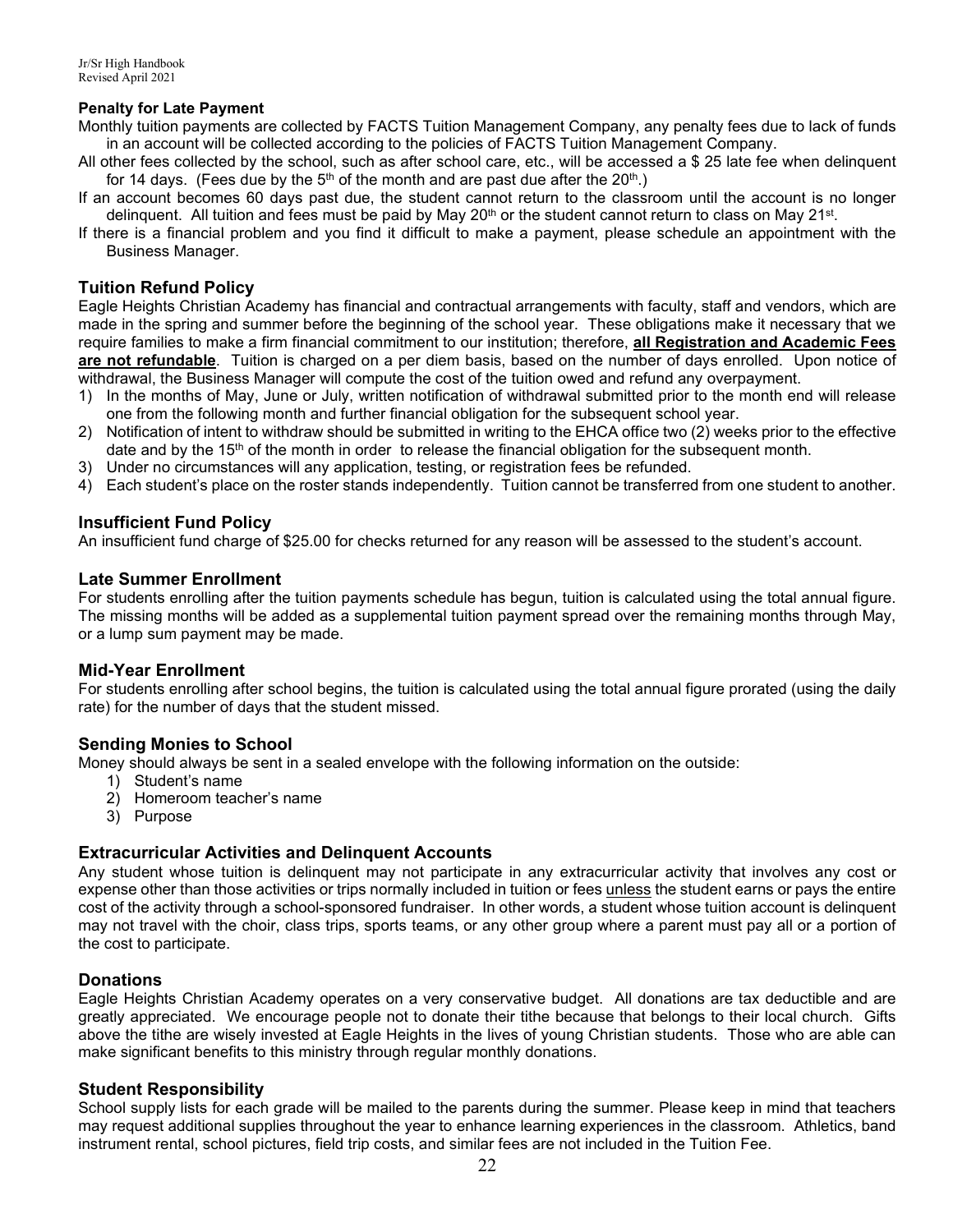### Penalty for Late Payment

Monthly tuition payments are collected by FACTS Tuition Management Company, any penalty fees due to lack of funds in an account will be collected according to the policies of FACTS Tuition Management Company.

All other fees collected by the school, such as after school care, etc., will be accessed a $ 25 late fee when delinquent for 14 days. (Fees due by the 5th of the month and are past due after the 20th.)

If an account becomes 60 days past due, the student cannot return to the classroom until the account is no longer delinquent. All tuition and fees must be paid by May 20th or the student cannot return to class on May 21st.

If there is a financial problem and you find it difficult to make a payment, please schedule an appointment with the Business Manager.

## Tuition Refund Policy

Eagle Heights Christian Academy has financial and contractual arrangements with faculty, staff and vendors, which are made in the spring and summer before the beginning of the school year. These obligations make it necessary that we require families to make a firm financial commitment to our institution; therefore, **all Registration and Academic Fees are not refundable**. Tuition is charged on a per diem basis, based on the number of days enrolled. Upon notice of withdrawal, the Business Manager will compute the cost of the tuition owed and refund any overpayment.

1) In the months of May, June or July, written notification of withdrawal submitted prior to the month end will release one from the following month and further financial obligation for the subsequent school year.
2) Notification of intent to withdraw should be submitted in writing to the EHCA office two (2) weeks prior to the effective date and by the 15th of the month in order to release the financial obligation for the subsequent month.
3) Under no circumstances will any application, testing, or registration fees be refunded.
4) Each student's place on the roster stands independently. Tuition cannot be transferred from one student to another.

## Insufficient Fund Policy

An insufficient fund charge of $25.00 for checks returned for any reason will be assessed to the student's account.

## Late Summer Enrollment

For students enrolling after the tuition payments schedule has begun, tuition is calculated using the total annual figure. The missing months will be added as a supplemental tuition payment spread over the remaining months through May, or a lump sum payment may be made.

## Mid-Year Enrollment

For students enrolling after school begins, the tuition is calculated using the total annual figure prorated (using the daily rate) for the number of days that the student missed.

## Sending Monies to School

Money should always be sent in a sealed envelope with the following information on the outside:

1) Student's name
2) Homeroom teacher's name
3) Purpose

## Extracurricular Activities and Delinquent Accounts

Any student whose tuition is delinquent may not participate in any extracurricular activity that involves any cost or expense other than those activities or trips normally included in tuition or fees unless the student earns or pays the entire cost of the activity through a school-sponsored fundraiser. In other words, a student whose tuition account is delinquent may not travel with the choir, class trips, sports teams, or any other group where a parent must pay all or a portion of the cost to participate.

## Donations

Eagle Heights Christian Academy operates on a very conservative budget. All donations are tax deductible and are greatly appreciated. We encourage people not to donate their tithe because that belongs to their local church. Gifts above the tithe are wisely invested at Eagle Heights in the lives of young Christian students. Those who are able can make significant benefits to this ministry through regular monthly donations.

## Student Responsibility

School supply lists for each grade will be mailed to the parents during the summer. Please keep in mind that teachers may request additional supplies throughout the year to enhance learning experiences in the classroom. Athletics, band instrument rental, school pictures, field trip costs, and similar fees are not included in the Tuition Fee.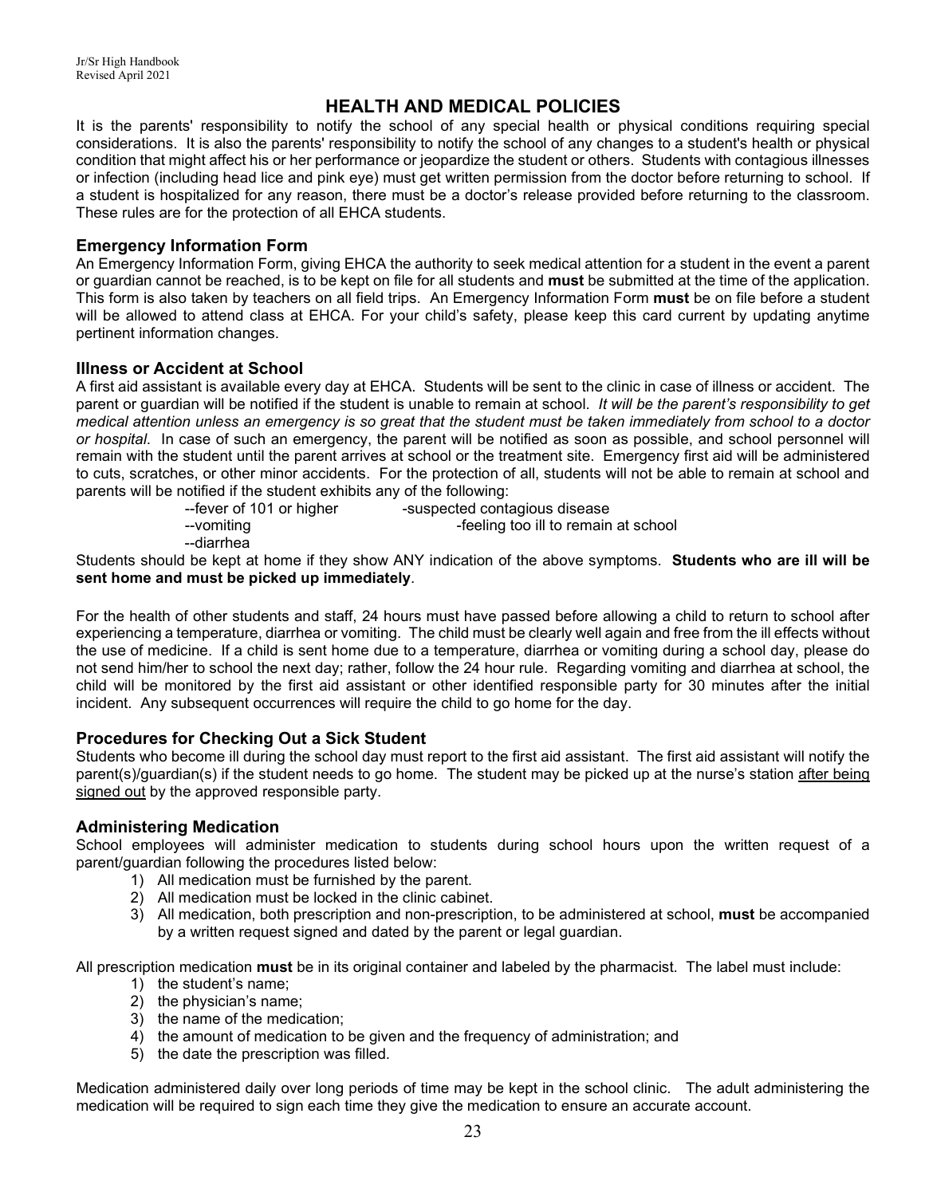# HEALTH AND MEDICAL POLICIES

It is the parents' responsibility to notify the school of any special health or physical conditions requiring special considerations. It is also the parents' responsibility to notify the school of any changes to a student's health or physical condition that might affect his or her performance or jeopardize the student or others. Students with contagious illnesses or infection (including head lice and pink eye) must get written permission from the doctor before returning to school. If a student is hospitalized for any reason, there must be a doctor's release provided before returning to the classroom. These rules are for the protection of all EHCA students.

## Emergency Information Form

An Emergency Information Form, giving EHCA the authority to seek medical attention for a student in the event a parent or guardian cannot be reached, is to be kept on file for all students and **must** be submitted at the time of the application. This form is also taken by teachers on all field trips. An Emergency Information Form **must** be on file before a student will be allowed to attend class at EHCA. For your child's safety, please keep this card current by updating anytime pertinent information changes.

## Illness or Accident at School

A first aid assistant is available every day at EHCA. Students will be sent to the clinic in case of illness or accident. The parent or guardian will be notified if the student is unable to remain at school. *It will be the parent's responsibility to get medical attention unless an emergency is so great that the student must be taken immediately from school to a doctor or hospital*. In case of such an emergency, the parent will be notified as soon as possible, and school personnel will remain with the student until the parent arrives at school or the treatment site. Emergency first aid will be administered to cuts, scratches, or other minor accidents. For the protection of all, students will not be able to remain at school and parents will be notified if the student exhibits any of the following:

--fever of 101 or higher
-suspected contagious disease
--vomiting
-feeling too ill to remain at school
--diarrhea

Students should be kept at home if they show ANY indication of the above symptoms. **Students who are ill will be sent home and must be picked up immediately**.

For the health of other students and staff, 24 hours must have passed before allowing a child to return to school after experiencing a temperature, diarrhea or vomiting. The child must be clearly well again and free from the ill effects without the use of medicine. If a child is sent home due to a temperature, diarrhea or vomiting during a school day, please do not send him/her to school the next day; rather, follow the 24 hour rule. Regarding vomiting and diarrhea at school, the child will be monitored by the first aid assistant or other identified responsible party for 30 minutes after the initial incident. Any subsequent occurrences will require the child to go home for the day.

## Procedures for Checking Out a Sick Student

Students who become ill during the school day must report to the first aid assistant. The first aid assistant will notify the parent(s)/guardian(s) if the student needs to go home. The student may be picked up at the nurse's station after being signed out by the approved responsible party.

## Administering Medication

School employees will administer medication to students during school hours upon the written request of a parent/guardian following the procedures listed below:

1) All medication must be furnished by the parent.
2) All medication must be locked in the clinic cabinet.
3) All medication, both prescription and non-prescription, to be administered at school, **must** be accompanied by a written request signed and dated by the parent or legal guardian.

All prescription medication **must** be in its original container and labeled by the pharmacist. The label must include:

1) the student's name;
2) the physician's name;
3) the name of the medication;
4) the amount of medication to be given and the frequency of administration; and
5) the date the prescription was filled.

Medication administered daily over long periods of time may be kept in the school clinic. The adult administering the medication will be required to sign each time they give the medication to ensure an accurate account.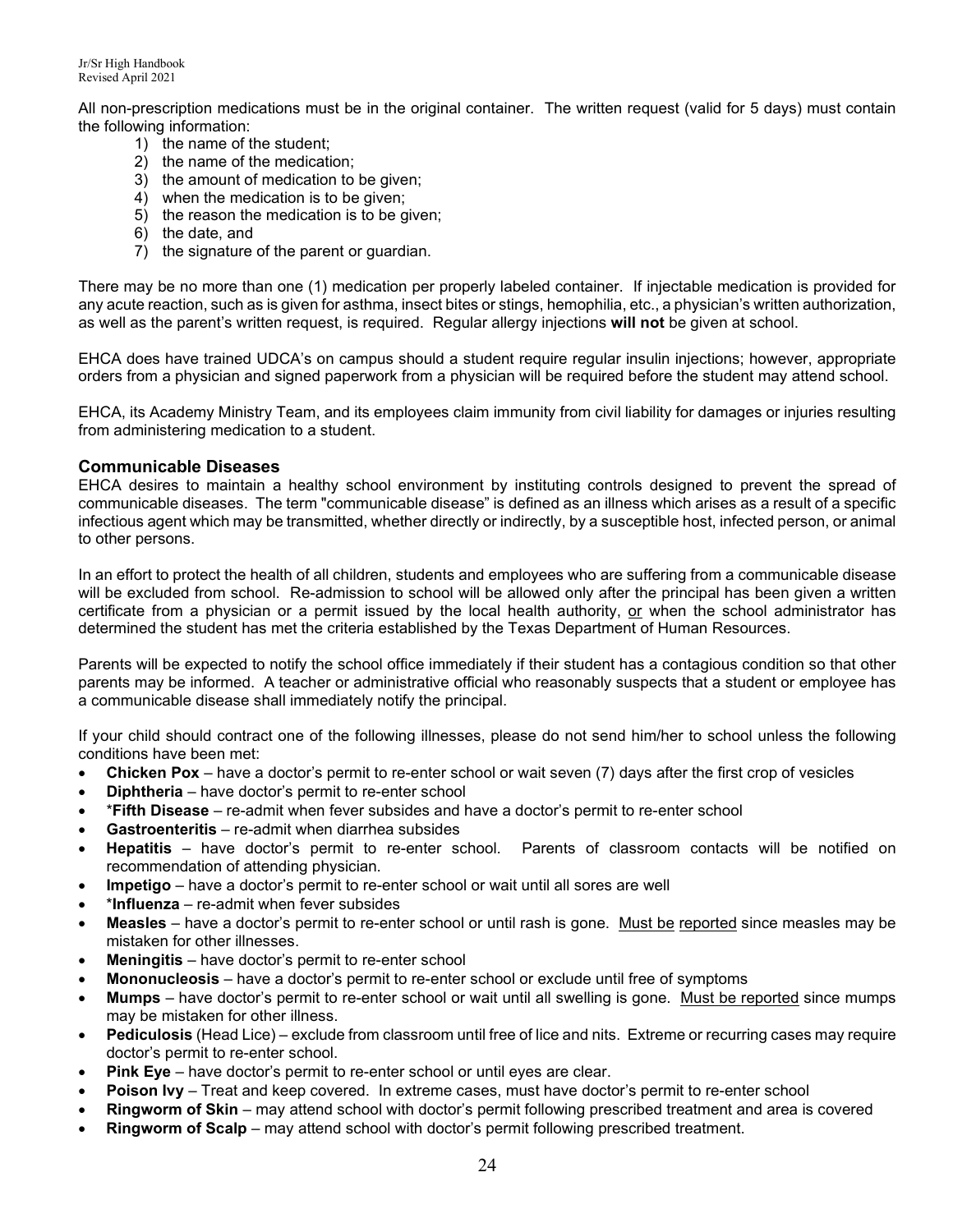All non-prescription medications must be in the original container. The written request (valid for 5 days) must contain the following information:

1) the name of the student;
2) the name of the medication;
3) the amount of medication to be given;
4) when the medication is to be given;
5) the reason the medication is to be given;
6) the date, and
7) the signature of the parent or guardian.

There may be no more than one (1) medication per properly labeled container. If injectable medication is provided for any acute reaction, such as is given for asthma, insect bites or stings, hemophilia, etc., a physician's written authorization, as well as the parent's written request, is required. Regular allergy injections **will not** be given at school.

EHCA does have trained UDCA's on campus should a student require regular insulin injections; however, appropriate orders from a physician and signed paperwork from a physician will be required before the student may attend school.

EHCA, its Academy Ministry Team, and its employees claim immunity from civil liability for damages or injuries resulting from administering medication to a student.

### Communicable Diseases

EHCA desires to maintain a healthy school environment by instituting controls designed to prevent the spread of communicable diseases. The term "communicable disease" is defined as an illness which arises as a result of a specific infectious agent which may be transmitted, whether directly or indirectly, by a susceptible host, infected person, or animal to other persons.

In an effort to protect the health of all children, students and employees who are suffering from a communicable disease will be excluded from school. Re-admission to school will be allowed only after the principal has been given a written certificate from a physician or a permit issued by the local health authority, <u>or</u> when the school administrator has determined the student has met the criteria established by the Texas Department of Human Resources.

Parents will be expected to notify the school office immediately if their student has a contagious condition so that other parents may be informed. A teacher or administrative official who reasonably suspects that a student or employee has a communicable disease shall immediately notify the principal.

If your child should contract one of the following illnesses, please do not send him/her to school unless the following conditions have been met:

- **Chicken Pox** – have a doctor's permit to re-enter school or wait seven (7) days after the first crop of vesicles
- **Diphtheria** – have doctor's permit to re-enter school
- ***Fifth Disease** – re-admit when fever subsides and have a doctor's permit to re-enter school
- **Gastroenteritis** – re-admit when diarrhea subsides
- **Hepatitis** – have doctor's permit to re-enter school. Parents of classroom contacts will be notified on recommendation of attending physician.
- **Impetigo** – have a doctor's permit to re-enter school or wait until all sores are well
- ***Influenza** – re-admit when fever subsides
- **Measles** – have a doctor's permit to re-enter school or until rash is gone. <u>Must be reported</u> since measles may be mistaken for other illnesses.
- **Meningitis** – have doctor's permit to re-enter school
- **Mononucleosis** – have a doctor's permit to re-enter school or exclude until free of symptoms
- **Mumps** – have doctor's permit to re-enter school or wait until all swelling is gone. <u>Must be reported</u> since mumps may be mistaken for other illness.
- **Pediculosis** (Head Lice) – exclude from classroom until free of lice and nits. Extreme or recurring cases may require doctor's permit to re-enter school.
- **Pink Eye** – have doctor's permit to re-enter school or until eyes are clear.
- **Poison Ivy** – Treat and keep covered. In extreme cases, must have doctor's permit to re-enter school
- **Ringworm of Skin** – may attend school with doctor's permit following prescribed treatment and area is covered
- **Ringworm of Scalp** – may attend school with doctor's permit following prescribed treatment.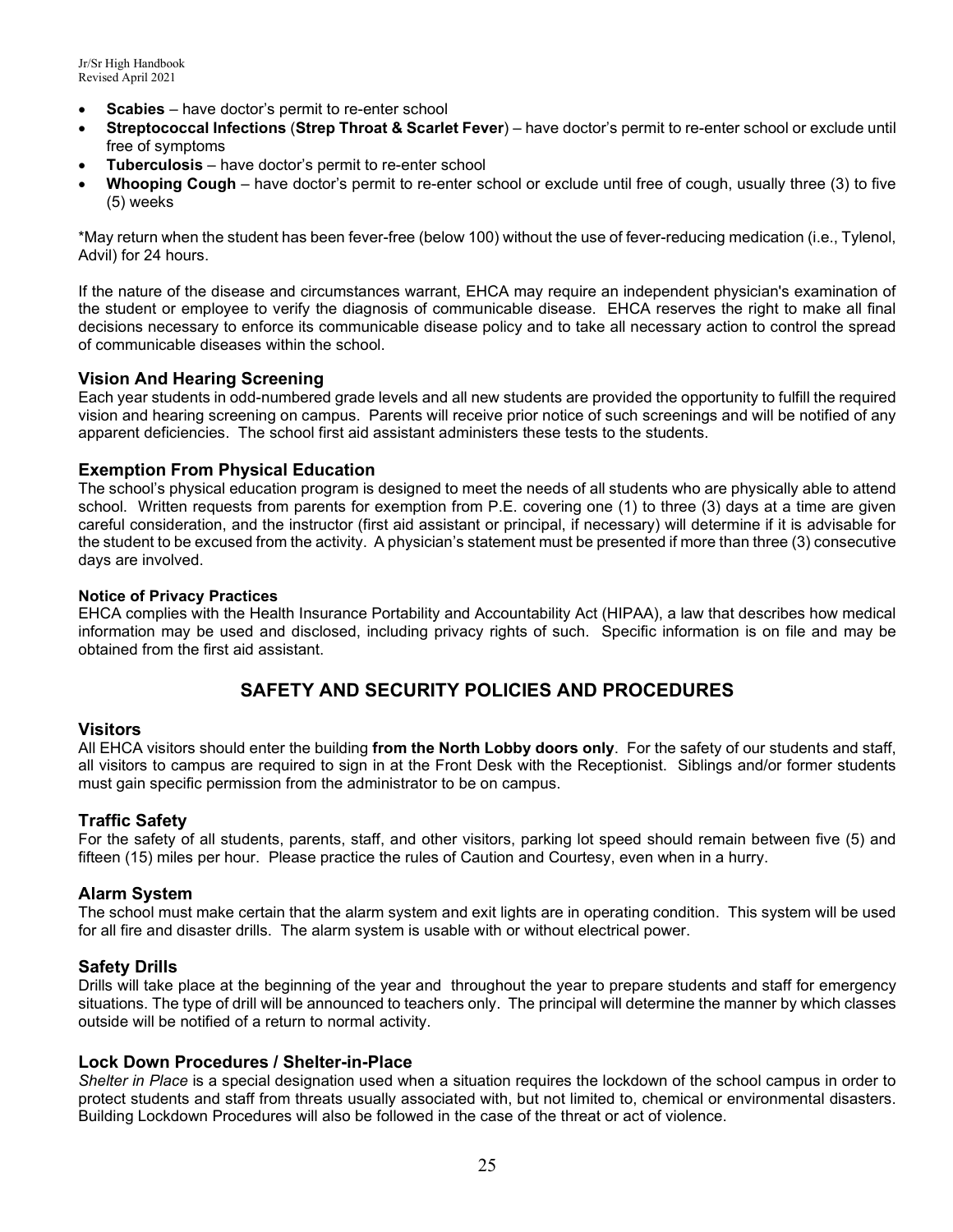- **Scabies** – have doctor's permit to re-enter school
- **Streptococcal Infections** (**Strep Throat & Scarlet Fever**) – have doctor's permit to re-enter school or exclude until free of symptoms
- **Tuberculosis** – have doctor's permit to re-enter school
- **Whooping Cough** – have doctor's permit to re-enter school or exclude until free of cough, usually three (3) to five (5) weeks

*May return when the student has been fever-free (below 100) without the use of fever-reducing medication (i.e., Tylenol, Advil) for 24 hours.

If the nature of the disease and circumstances warrant, EHCA may require an independent physician's examination of the student or employee to verify the diagnosis of communicable disease. EHCA reserves the right to make all final decisions necessary to enforce its communicable disease policy and to take all necessary action to control the spread of communicable diseases within the school.

### Vision And Hearing Screening

Each year students in odd-numbered grade levels and all new students are provided the opportunity to fulfill the required vision and hearing screening on campus. Parents will receive prior notice of such screenings and will be notified of any apparent deficiencies. The school first aid assistant administers these tests to the students.

### Exemption From Physical Education

The school's physical education program is designed to meet the needs of all students who are physically able to attend school. Written requests from parents for exemption from P.E. covering one (1) to three (3) days at a time are given careful consideration, and the instructor (first aid assistant or principal, if necessary) will determine if it is advisable for the student to be excused from the activity. A physician's statement must be presented if more than three (3) consecutive days are involved.

#### Notice of Privacy Practices

EHCA complies with the Health Insurance Portability and Accountability Act (HIPAA), a law that describes how medical information may be used and disclosed, including privacy rights of such. Specific information is on file and may be obtained from the first aid assistant.

## SAFETY AND SECURITY POLICIES AND PROCEDURES

### Visitors

All EHCA visitors should enter the building **from the North Lobby doors only**. For the safety of our students and staff, all visitors to campus are required to sign in at the Front Desk with the Receptionist. Siblings and/or former students must gain specific permission from the administrator to be on campus.

### Traffic Safety

For the safety of all students, parents, staff, and other visitors, parking lot speed should remain between five (5) and fifteen (15) miles per hour. Please practice the rules of Caution and Courtesy, even when in a hurry.

### Alarm System

The school must make certain that the alarm system and exit lights are in operating condition. This system will be used for all fire and disaster drills. The alarm system is usable with or without electrical power.

### Safety Drills

Drills will take place at the beginning of the year and throughout the year to prepare students and staff for emergency situations. The type of drill will be announced to teachers only. The principal will determine the manner by which classes outside will be notified of a return to normal activity.

### Lock Down Procedures / Shelter-in-Place

*Shelter in Place* is a special designation used when a situation requires the lockdown of the school campus in order to protect students and staff from threats usually associated with, but not limited to, chemical or environmental disasters. Building Lockdown Procedures will also be followed in the case of the threat or act of violence.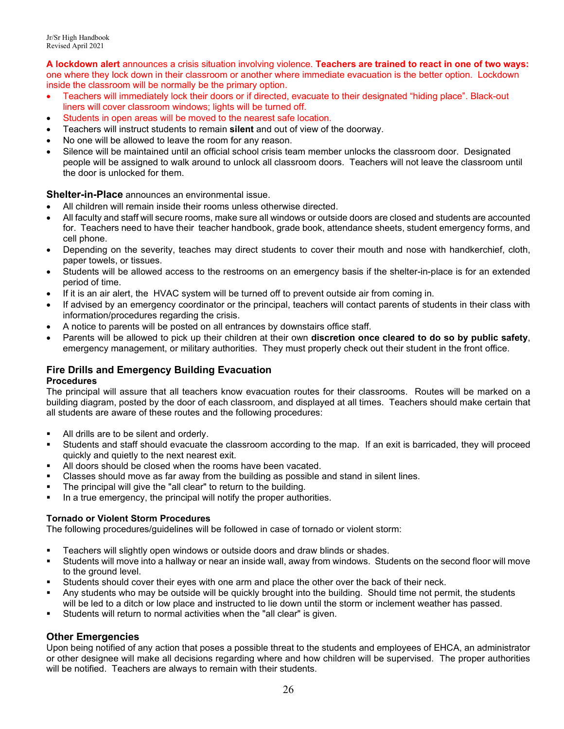**A lockdown alert** announces a crisis situation involving violence. **Teachers are trained to react in one of two ways:** one where they lock down in their classroom or another where immediate evacuation is the better option. Lockdown inside the classroom will be normally be the primary option.

- Teachers will immediately lock their doors or if directed, evacuate to their designated "hiding place". Black-out liners will cover classroom windows; lights will be turned off.
- Students in open areas will be moved to the nearest safe location.
- Teachers will instruct students to remain **silent** and out of view of the doorway.
- No one will be allowed to leave the room for any reason.
- Silence will be maintained until an official school crisis team member unlocks the classroom door. Designated people will be assigned to walk around to unlock all classroom doors. Teachers will not leave the classroom until the door is unlocked for them.

**Shelter-in-Place** announces an environmental issue.

- All children will remain inside their rooms unless otherwise directed.
- All faculty and staff will secure rooms, make sure all windows or outside doors are closed and students are accounted for. Teachers need to have their teacher handbook, grade book, attendance sheets, student emergency forms, and cell phone.
- Depending on the severity, teaches may direct students to cover their mouth and nose with handkerchief, cloth, paper towels, or tissues.
- Students will be allowed access to the restrooms on an emergency basis if the shelter-in-place is for an extended period of time.
- If it is an air alert, the HVAC system will be turned off to prevent outside air from coming in.
- If advised by an emergency coordinator or the principal, teachers will contact parents of students in their class with information/procedures regarding the crisis.
- A notice to parents will be posted on all entrances by downstairs office staff.
- Parents will be allowed to pick up their children at their own **discretion once cleared to do so by public safety**, emergency management, or military authorities. They must properly check out their student in the front office.

## Fire Drills and Emergency Building Evacuation

### Procedures

The principal will assure that all teachers know evacuation routes for their classrooms. Routes will be marked on a building diagram, posted by the door of each classroom, and displayed at all times. Teachers should make certain that all students are aware of these routes and the following procedures:

- All drills are to be silent and orderly.
- Students and staff should evacuate the classroom according to the map. If an exit is barricaded, they will proceed quickly and quietly to the next nearest exit.
- All doors should be closed when the rooms have been vacated.
- Classes should move as far away from the building as possible and stand in silent lines.
- The principal will give the "all clear" to return to the building.
- In a true emergency, the principal will notify the proper authorities.

### Tornado or Violent Storm Procedures

The following procedures/guidelines will be followed in case of tornado or violent storm:

- Teachers will slightly open windows or outside doors and draw blinds or shades.
- Students will move into a hallway or near an inside wall, away from windows. Students on the second floor will move to the ground level.
- Students should cover their eyes with one arm and place the other over the back of their neck.
- Any students who may be outside will be quickly brought into the building. Should time not permit, the students will be led to a ditch or low place and instructed to lie down until the storm or inclement weather has passed.
- Students will return to normal activities when the "all clear" is given.

## Other Emergencies

Upon being notified of any action that poses a possible threat to the students and employees of EHCA, an administrator or other designee will make all decisions regarding where and how children will be supervised. The proper authorities will be notified. Teachers are always to remain with their students.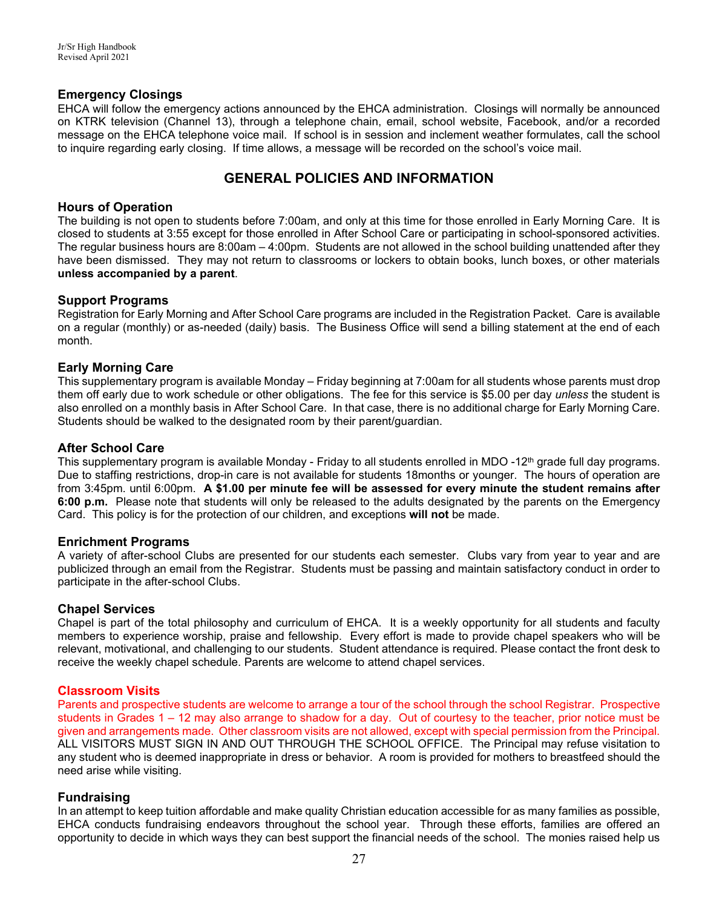## Emergency Closings

EHCA will follow the emergency actions announced by the EHCA administration. Closings will normally be announced on KTRK television (Channel 13), through a telephone chain, email, school website, Facebook, and/or a recorded message on the EHCA telephone voice mail. If school is in session and inclement weather formulates, call the school to inquire regarding early closing. If time allows, a message will be recorded on the school's voice mail.

# GENERAL POLICIES AND INFORMATION

## Hours of Operation

The building is not open to students before 7:00am, and only at this time for those enrolled in Early Morning Care. It is closed to students at 3:55 except for those enrolled in After School Care or participating in school-sponsored activities. The regular business hours are 8:00am – 4:00pm. Students are not allowed in the school building unattended after they have been dismissed. They may not return to classrooms or lockers to obtain books, lunch boxes, or other materials **unless accompanied by a parent**.

## Support Programs

Registration for Early Morning and After School Care programs are included in the Registration Packet. Care is available on a regular (monthly) or as-needed (daily) basis. The Business Office will send a billing statement at the end of each month.

## Early Morning Care

This supplementary program is available Monday – Friday beginning at 7:00am for all students whose parents must drop them off early due to work schedule or other obligations. The fee for this service is $5.00 per day *unless* the student is also enrolled on a monthly basis in After School Care. In that case, there is no additional charge for Early Morning Care. Students should be walked to the designated room by their parent/guardian.

## After School Care

This supplementary program is available Monday - Friday to all students enrolled in MDO -12th grade full day programs. Due to staffing restrictions, drop-in care is not available for students 18months or younger. The hours of operation are from 3:45pm. until 6:00pm. **A $1.00 per minute fee will be assessed for every minute the student remains after 6:00 p.m.** Please note that students will only be released to the adults designated by the parents on the Emergency Card. This policy is for the protection of our children, and exceptions **will not** be made.

## Enrichment Programs

A variety of after-school Clubs are presented for our students each semester. Clubs vary from year to year and are publicized through an email from the Registrar. Students must be passing and maintain satisfactory conduct in order to participate in the after-school Clubs.

## Chapel Services

Chapel is part of the total philosophy and curriculum of EHCA. It is a weekly opportunity for all students and faculty members to experience worship, praise and fellowship. Every effort is made to provide chapel speakers who will be relevant, motivational, and challenging to our students. Student attendance is required. Please contact the front desk to receive the weekly chapel schedule. Parents are welcome to attend chapel services.

## Classroom Visits

Parents and prospective students are welcome to arrange a tour of the school through the school Registrar. Prospective students in Grades 1 – 12 may also arrange to shadow for a day. Out of courtesy to the teacher, prior notice must be given and arrangements made. Other classroom visits are not allowed, except with special permission from the Principal. ALL VISITORS MUST SIGN IN AND OUT THROUGH THE SCHOOL OFFICE. The Principal may refuse visitation to any student who is deemed inappropriate in dress or behavior. A room is provided for mothers to breastfeed should the need arise while visiting.

## Fundraising

In an attempt to keep tuition affordable and make quality Christian education accessible for as many families as possible, EHCA conducts fundraising endeavors throughout the school year. Through these efforts, families are offered an opportunity to decide in which ways they can best support the financial needs of the school. The monies raised help us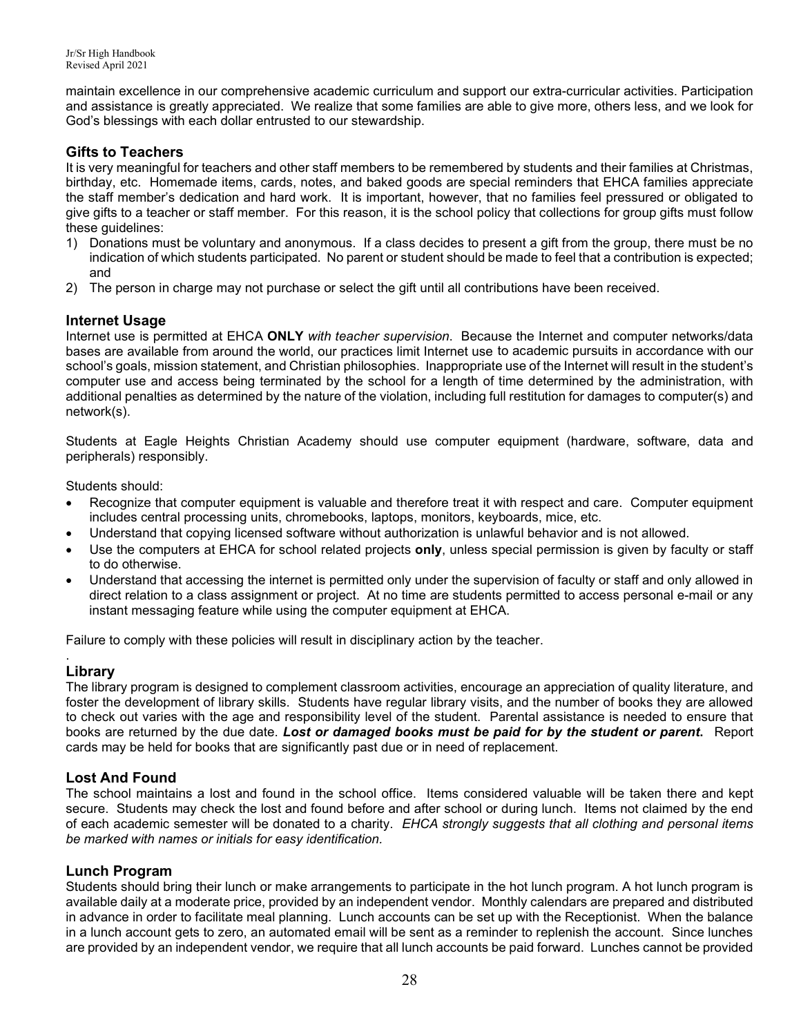maintain excellence in our comprehensive academic curriculum and support our extra-curricular activities. Participation and assistance is greatly appreciated. We realize that some families are able to give more, others less, and we look for God's blessings with each dollar entrusted to our stewardship.

## Gifts to Teachers

It is very meaningful for teachers and other staff members to be remembered by students and their families at Christmas, birthday, etc. Homemade items, cards, notes, and baked goods are special reminders that EHCA families appreciate the staff member's dedication and hard work. It is important, however, that no families feel pressured or obligated to give gifts to a teacher or staff member. For this reason, it is the school policy that collections for group gifts must follow these guidelines:

1) Donations must be voluntary and anonymous. If a class decides to present a gift from the group, there must be no indication of which students participated. No parent or student should be made to feel that a contribution is expected; and
2) The person in charge may not purchase or select the gift until all contributions have been received.

## Internet Usage

Internet use is permitted at EHCA **ONLY** *with teacher supervision*. Because the Internet and computer networks/data bases are available from around the world, our practices limit Internet use to academic pursuits in accordance with our school's goals, mission statement, and Christian philosophies. Inappropriate use of the Internet will result in the student's computer use and access being terminated by the school for a length of time determined by the administration, with additional penalties as determined by the nature of the violation, including full restitution for damages to computer(s) and network(s).

Students at Eagle Heights Christian Academy should use computer equipment (hardware, software, data and peripherals) responsibly.

Students should:

- Recognize that computer equipment is valuable and therefore treat it with respect and care. Computer equipment includes central processing units, chromebooks, laptops, monitors, keyboards, mice, etc.
- Understand that copying licensed software without authorization is unlawful behavior and is not allowed.
- Use the computers at EHCA for school related projects **only**, unless special permission is given by faculty or staff to do otherwise.
- Understand that accessing the internet is permitted only under the supervision of faculty or staff and only allowed in direct relation to a class assignment or project. At no time are students permitted to access personal e-mail or any instant messaging feature while using the computer equipment at EHCA.

Failure to comply with these policies will result in disciplinary action by the teacher.

## Library

The library program is designed to complement classroom activities, encourage an appreciation of quality literature, and foster the development of library skills. Students have regular library visits, and the number of books they are allowed to check out varies with the age and responsibility level of the student. Parental assistance is needed to ensure that books are returned by the due date. ***Lost or damaged books must be paid for by the student or parent*.** Report cards may be held for books that are significantly past due or in need of replacement.

## Lost And Found

The school maintains a lost and found in the school office. Items considered valuable will be taken there and kept secure. Students may check the lost and found before and after school or during lunch. Items not claimed by the end of each academic semester will be donated to a charity. *EHCA strongly suggests that all clothing and personal items be marked with names or initials for easy identification.*

## Lunch Program

Students should bring their lunch or make arrangements to participate in the hot lunch program. A hot lunch program is available daily at a moderate price, provided by an independent vendor. Monthly calendars are prepared and distributed in advance in order to facilitate meal planning. Lunch accounts can be set up with the Receptionist. When the balance in a lunch account gets to zero, an automated email will be sent as a reminder to replenish the account. Since lunches are provided by an independent vendor, we require that all lunch accounts be paid forward. Lunches cannot be provided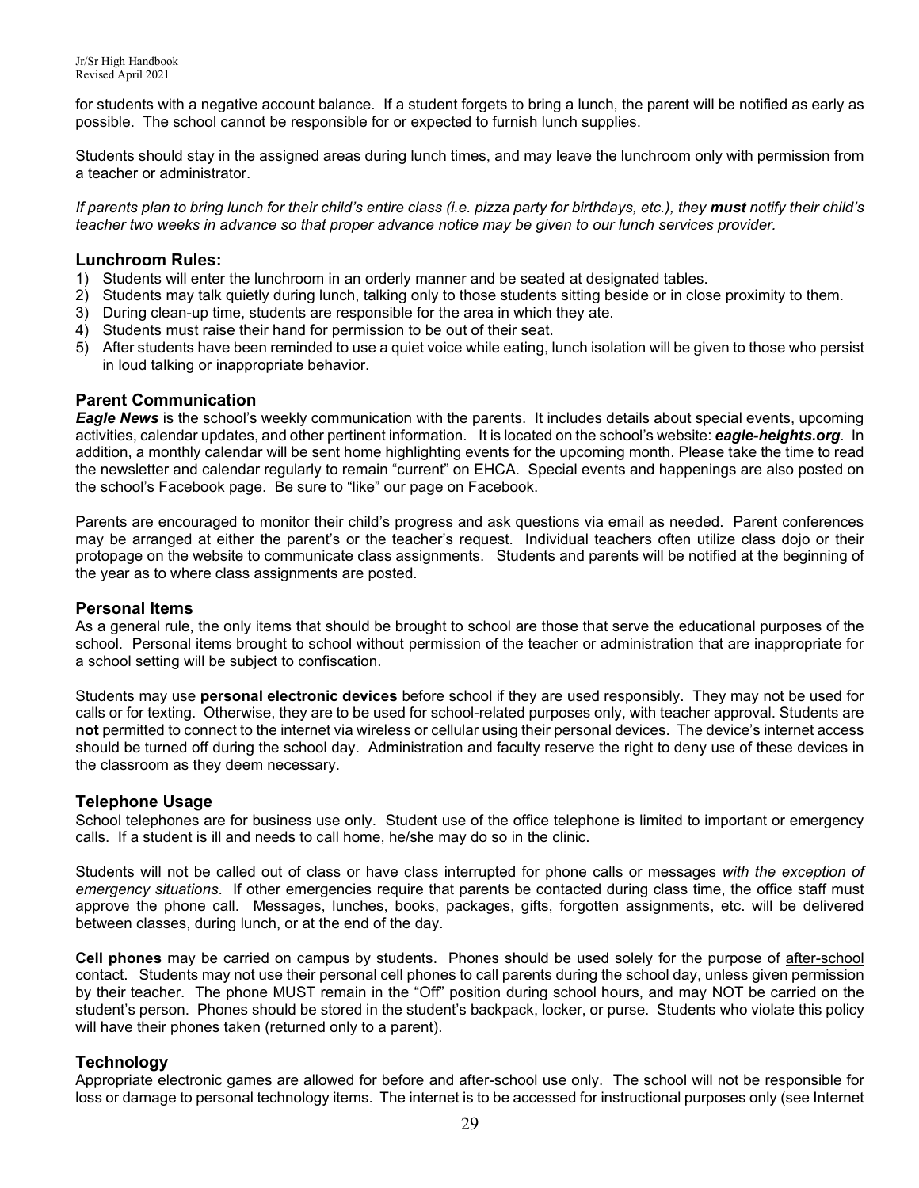for students with a negative account balance. If a student forgets to bring a lunch, the parent will be notified as early as possible. The school cannot be responsible for or expected to furnish lunch supplies.

Students should stay in the assigned areas during lunch times, and may leave the lunchroom only with permission from a teacher or administrator.

*If parents plan to bring lunch for their child's entire class (i.e. pizza party for birthdays, etc.), they **must** notify their child's teacher two weeks in advance so that proper advance notice may be given to our lunch services provider.*

### Lunchroom Rules:

1) Students will enter the lunchroom in an orderly manner and be seated at designated tables.
2) Students may talk quietly during lunch, talking only to those students sitting beside or in close proximity to them.
3) During clean-up time, students are responsible for the area in which they ate.
4) Students must raise their hand for permission to be out of their seat.
5) After students have been reminded to use a quiet voice while eating, lunch isolation will be given to those who persist in loud talking or inappropriate behavior.

### Parent Communication

***Eagle News*** is the school's weekly communication with the parents. It includes details about special events, upcoming activities, calendar updates, and other pertinent information. It is located on the school's website: ***eagle-heights.org***. In addition, a monthly calendar will be sent home highlighting events for the upcoming month. Please take the time to read the newsletter and calendar regularly to remain "current" on EHCA. Special events and happenings are also posted on the school's Facebook page. Be sure to "like" our page on Facebook.

Parents are encouraged to monitor their child's progress and ask questions via email as needed. Parent conferences may be arranged at either the parent's or the teacher's request. Individual teachers often utilize class dojo or their protopage on the website to communicate class assignments. Students and parents will be notified at the beginning of the year as to where class assignments are posted.

### Personal Items

As a general rule, the only items that should be brought to school are those that serve the educational purposes of the school. Personal items brought to school without permission of the teacher or administration that are inappropriate for a school setting will be subject to confiscation.

Students may use **personal electronic devices** before school if they are used responsibly. They may not be used for calls or for texting. Otherwise, they are to be used for school-related purposes only, with teacher approval. Students are **not** permitted to connect to the internet via wireless or cellular using their personal devices. The device's internet access should be turned off during the school day. Administration and faculty reserve the right to deny use of these devices in the classroom as they deem necessary.

### Telephone Usage

School telephones are for business use only. Student use of the office telephone is limited to important or emergency calls. If a student is ill and needs to call home, he/she may do so in the clinic.

Students will not be called out of class or have class interrupted for phone calls or messages *with the exception of emergency situations*. If other emergencies require that parents be contacted during class time, the office staff must approve the phone call. Messages, lunches, books, packages, gifts, forgotten assignments, etc. will be delivered between classes, during lunch, or at the end of the day.

**Cell phones** may be carried on campus by students. Phones should be used solely for the purpose of <u>after-school</u> contact. Students may not use their personal cell phones to call parents during the school day, unless given permission by their teacher. The phone MUST remain in the "Off" position during school hours, and may NOT be carried on the student's person. Phones should be stored in the student's backpack, locker, or purse. Students who violate this policy will have their phones taken (returned only to a parent).

### Technology

Appropriate electronic games are allowed for before and after-school use only. The school will not be responsible for loss or damage to personal technology items. The internet is to be accessed for instructional purposes only (see Internet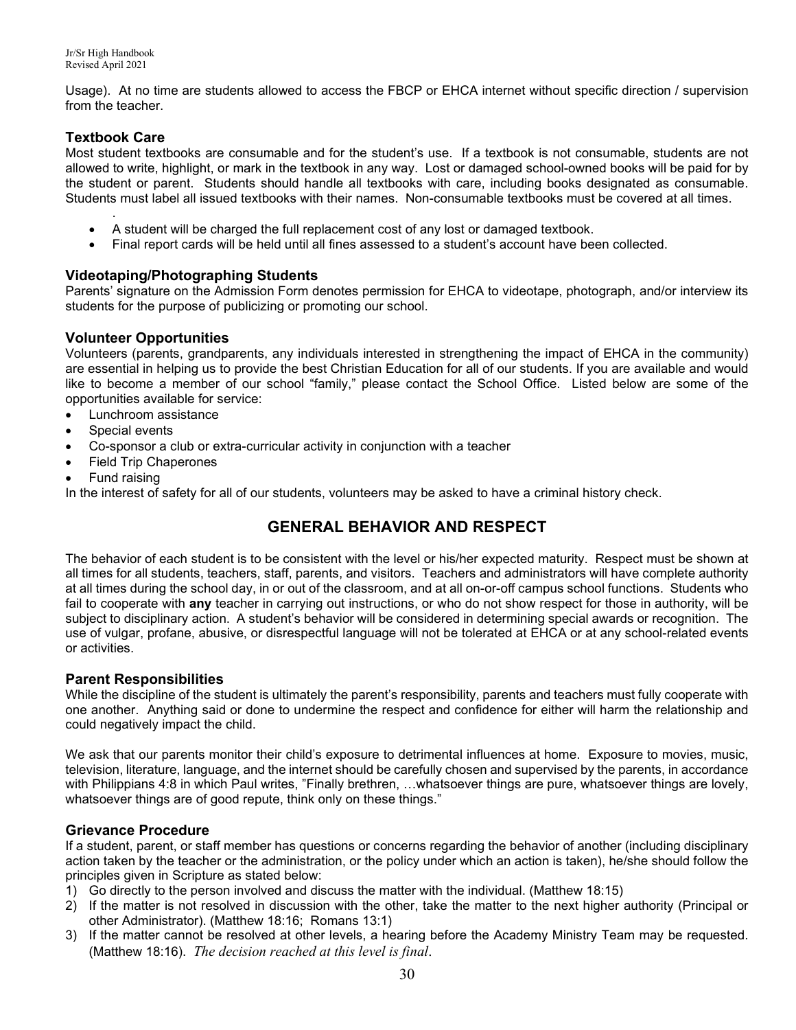Usage). At no time are students allowed to access the FBCP or EHCA internet without specific direction / supervision from the teacher.

### Textbook Care

Most student textbooks are consumable and for the student's use. If a textbook is not consumable, students are not allowed to write, highlight, or mark in the textbook in any way. Lost or damaged school-owned books will be paid for by the student or parent. Students should handle all textbooks with care, including books designated as consumable. Students must label all issued textbooks with their names. Non-consumable textbooks must be covered at all times.

- A student will be charged the full replacement cost of any lost or damaged textbook.
- Final report cards will be held until all fines assessed to a student's account have been collected.

### Videotaping/Photographing Students

Parents' signature on the Admission Form denotes permission for EHCA to videotape, photograph, and/or interview its students for the purpose of publicizing or promoting our school.

### Volunteer Opportunities

Volunteers (parents, grandparents, any individuals interested in strengthening the impact of EHCA in the community) are essential in helping us to provide the best Christian Education for all of our students. If you are available and would like to become a member of our school "family," please contact the School Office. Listed below are some of the opportunities available for service:

- Lunchroom assistance
- Special events
- Co-sponsor a club or extra-curricular activity in conjunction with a teacher
- Field Trip Chaperones
- Fund raising

In the interest of safety for all of our students, volunteers may be asked to have a criminal history check.

## GENERAL BEHAVIOR AND RESPECT

The behavior of each student is to be consistent with the level or his/her expected maturity. Respect must be shown at all times for all students, teachers, staff, parents, and visitors. Teachers and administrators will have complete authority at all times during the school day, in or out of the classroom, and at all on-or-off campus school functions. Students who fail to cooperate with **any** teacher in carrying out instructions, or who do not show respect for those in authority, will be subject to disciplinary action. A student's behavior will be considered in determining special awards or recognition. The use of vulgar, profane, abusive, or disrespectful language will not be tolerated at EHCA or at any school-related events or activities.

### Parent Responsibilities

While the discipline of the student is ultimately the parent's responsibility, parents and teachers must fully cooperate with one another. Anything said or done to undermine the respect and confidence for either will harm the relationship and could negatively impact the child.

We ask that our parents monitor their child's exposure to detrimental influences at home. Exposure to movies, music, television, literature, language, and the internet should be carefully chosen and supervised by the parents, in accordance with Philippians 4:8 in which Paul writes, "Finally brethren, …whatsoever things are pure, whatsoever things are lovely, whatsoever things are of good repute, think only on these things."

### Grievance Procedure

If a student, parent, or staff member has questions or concerns regarding the behavior of another (including disciplinary action taken by the teacher or the administration, or the policy under which an action is taken), he/she should follow the principles given in Scripture as stated below:

1) Go directly to the person involved and discuss the matter with the individual. (Matthew 18:15)
2) If the matter is not resolved in discussion with the other, take the matter to the next higher authority (Principal or other Administrator). (Matthew 18:16; Romans 13:1)
3) If the matter cannot be resolved at other levels, a hearing before the Academy Ministry Team may be requested. (Matthew 18:16). *The decision reached at this level is final*.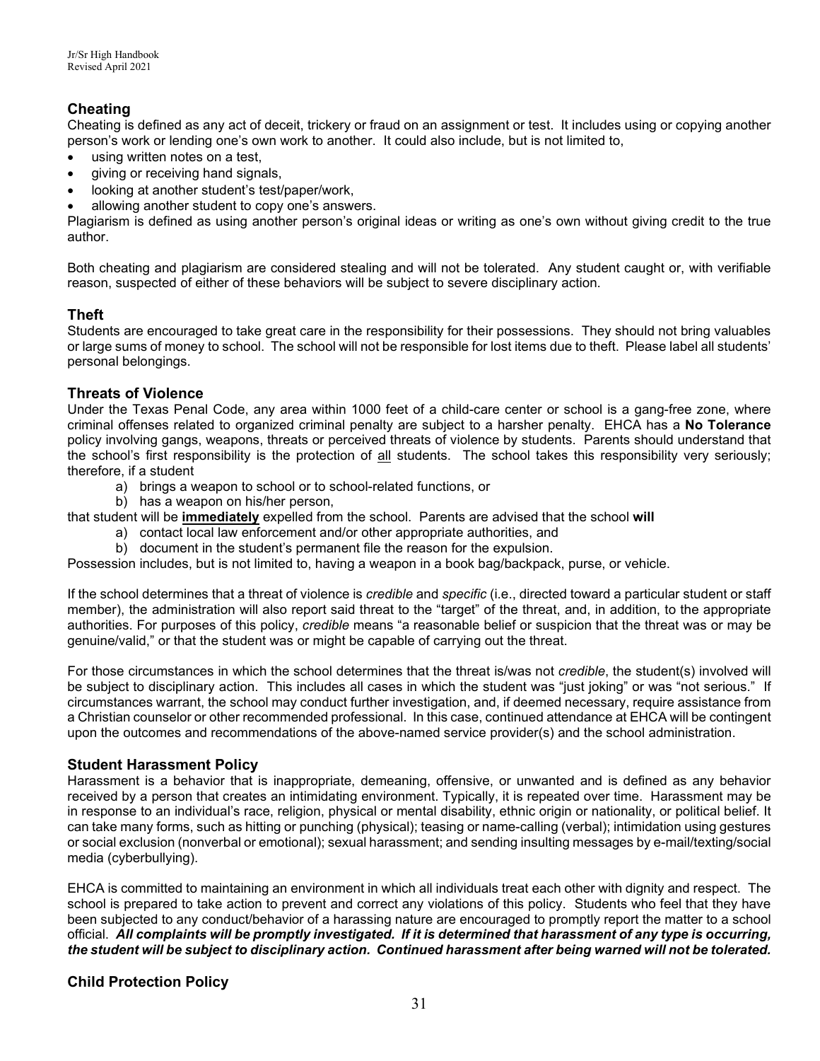## Cheating

Cheating is defined as any act of deceit, trickery or fraud on an assignment or test. It includes using or copying another person's work or lending one's own work to another. It could also include, but is not limited to,

- using written notes on a test,
- giving or receiving hand signals,
- looking at another student's test/paper/work,
- allowing another student to copy one's answers.

Plagiarism is defined as using another person's original ideas or writing as one's own without giving credit to the true author.

Both cheating and plagiarism are considered stealing and will not be tolerated. Any student caught or, with verifiable reason, suspected of either of these behaviors will be subject to severe disciplinary action.

## Theft

Students are encouraged to take great care in the responsibility for their possessions. They should not bring valuables or large sums of money to school. The school will not be responsible for lost items due to theft. Please label all students' personal belongings.

## Threats of Violence

Under the Texas Penal Code, any area within 1000 feet of a child-care center or school is a gang-free zone, where criminal offenses related to organized criminal penalty are subject to a harsher penalty. EHCA has a **No Tolerance** policy involving gangs, weapons, threats or perceived threats of violence by students. Parents should understand that the school's first responsibility is the protection of <u>all</u> students. The school takes this responsibility very seriously; therefore, if a student

a) brings a weapon to school or to school-related functions, or
b) has a weapon on his/her person,

that student will be **<u>immediately</u>** expelled from the school. Parents are advised that the school **will**

a) contact local law enforcement and/or other appropriate authorities, and
b) document in the student's permanent file the reason for the expulsion.

Possession includes, but is not limited to, having a weapon in a book bag/backpack, purse, or vehicle.

If the school determines that a threat of violence is *credible* and *specific* (i.e., directed toward a particular student or staff member), the administration will also report said threat to the "target" of the threat, and, in addition, to the appropriate authorities. For purposes of this policy, *credible* means "a reasonable belief or suspicion that the threat was or may be genuine/valid," or that the student was or might be capable of carrying out the threat.

For those circumstances in which the school determines that the threat is/was not *credible*, the student(s) involved will be subject to disciplinary action. This includes all cases in which the student was "just joking" or was "not serious." If circumstances warrant, the school may conduct further investigation, and, if deemed necessary, require assistance from a Christian counselor or other recommended professional. In this case, continued attendance at EHCA will be contingent upon the outcomes and recommendations of the above-named service provider(s) and the school administration.

## Student Harassment Policy

Harassment is a behavior that is inappropriate, demeaning, offensive, or unwanted and is defined as any behavior received by a person that creates an intimidating environment. Typically, it is repeated over time. Harassment may be in response to an individual's race, religion, physical or mental disability, ethnic origin or nationality, or political belief. It can take many forms, such as hitting or punching (physical); teasing or name-calling (verbal); intimidation using gestures or social exclusion (nonverbal or emotional); sexual harassment; and sending insulting messages by e-mail/texting/social media (cyberbullying).

EHCA is committed to maintaining an environment in which all individuals treat each other with dignity and respect. The school is prepared to take action to prevent and correct any violations of this policy. Students who feel that they have been subjected to any conduct/behavior of a harassing nature are encouraged to promptly report the matter to a school official. ***All complaints will be promptly investigated. If it is determined that harassment of any type is occurring, the student will be subject to disciplinary action. Continued harassment after being warned will not be tolerated.***

## Child Protection Policy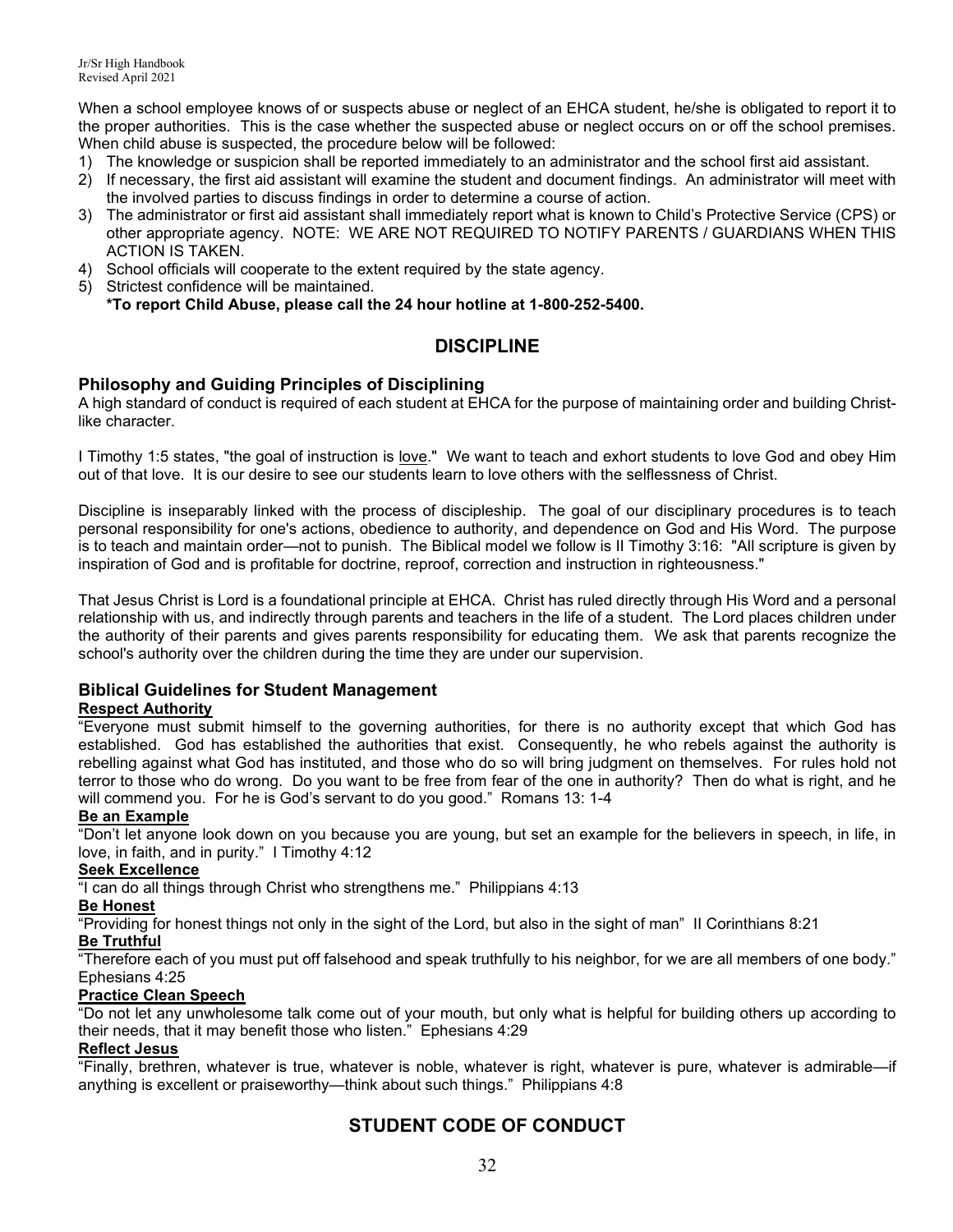When a school employee knows of or suspects abuse or neglect of an EHCA student, he/she is obligated to report it to the proper authorities. This is the case whether the suspected abuse or neglect occurs on or off the school premises. When child abuse is suspected, the procedure below will be followed:

1) The knowledge or suspicion shall be reported immediately to an administrator and the school first aid assistant.
2) If necessary, the first aid assistant will examine the student and document findings. An administrator will meet with the involved parties to discuss findings in order to determine a course of action.
3) The administrator or first aid assistant shall immediately report what is known to Child's Protective Service (CPS) or other appropriate agency. NOTE: WE ARE NOT REQUIRED TO NOTIFY PARENTS / GUARDIANS WHEN THIS ACTION IS TAKEN.
4) School officials will cooperate to the extent required by the state agency.
5) Strictest confidence will be maintained.
   **\*To report Child Abuse, please call the 24 hour hotline at 1-800-252-5400.**

## DISCIPLINE

### Philosophy and Guiding Principles of Disciplining

A high standard of conduct is required of each student at EHCA for the purpose of maintaining order and building Christ-like character.

I Timothy 1:5 states, "the goal of instruction is <u>love</u>." We want to teach and exhort students to love God and obey Him out of that love. It is our desire to see our students learn to love others with the selflessness of Christ.

Discipline is inseparably linked with the process of discipleship. The goal of our disciplinary procedures is to teach personal responsibility for one's actions, obedience to authority, and dependence on God and His Word. The purpose is to teach and maintain order—not to punish. The Biblical model we follow is II Timothy 3:16: "All scripture is given by inspiration of God and is profitable for doctrine, reproof, correction and instruction in righteousness."

That Jesus Christ is Lord is a foundational principle at EHCA. Christ has ruled directly through His Word and a personal relationship with us, and indirectly through parents and teachers in the life of a student. The Lord places children under the authority of their parents and gives parents responsibility for educating them. We ask that parents recognize the school's authority over the children during the time they are under our supervision.

### Biblical Guidelines for Student Management

**<u>Respect Authority</u>**

"Everyone must submit himself to the governing authorities, for there is no authority except that which God has established. God has established the authorities that exist. Consequently, he who rebels against the authority is rebelling against what God has instituted, and those who do so will bring judgment on themselves. For rules hold not terror to those who do wrong. Do you want to be free from fear of the one in authority? Then do what is right, and he will commend you. For he is God's servant to do you good." Romans 13: 1-4

**<u>Be an Example</u>**

"Don't let anyone look down on you because you are young, but set an example for the believers in speech, in life, in love, in faith, and in purity." I Timothy 4:12

**<u>Seek Excellence</u>**

"I can do all things through Christ who strengthens me." Philippians 4:13

**<u>Be Honest</u>**

"Providing for honest things not only in the sight of the Lord, but also in the sight of man" II Corinthians 8:21

**<u>Be Truthful</u>**

"Therefore each of you must put off falsehood and speak truthfully to his neighbor, for we are all members of one body." Ephesians 4:25

**<u>Practice Clean Speech</u>**

"Do not let any unwholesome talk come out of your mouth, but only what is helpful for building others up according to their needs, that it may benefit those who listen." Ephesians 4:29

**<u>Reflect Jesus</u>**

"Finally, brethren, whatever is true, whatever is noble, whatever is right, whatever is pure, whatever is admirable—if anything is excellent or praiseworthy—think about such things." Philippians 4:8

## STUDENT CODE OF CONDUCT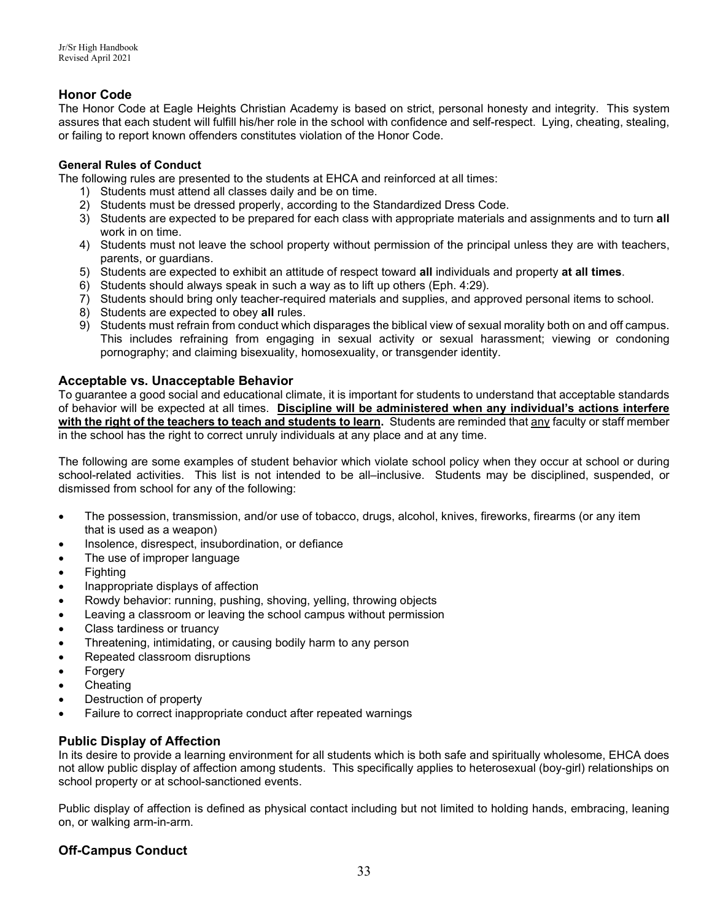## Honor Code

The Honor Code at Eagle Heights Christian Academy is based on strict, personal honesty and integrity. This system assures that each student will fulfill his/her role in the school with confidence and self-respect. Lying, cheating, stealing, or failing to report known offenders constitutes violation of the Honor Code.

### General Rules of Conduct

The following rules are presented to the students at EHCA and reinforced at all times:

1) Students must attend all classes daily and be on time.
2) Students must be dressed properly, according to the Standardized Dress Code.
3) Students are expected to be prepared for each class with appropriate materials and assignments and to turn **all** work in on time.
4) Students must not leave the school property without permission of the principal unless they are with teachers, parents, or guardians.
5) Students are expected to exhibit an attitude of respect toward **all** individuals and property **at all times**.
6) Students should always speak in such a way as to lift up others (Eph. 4:29).
7) Students should bring only teacher-required materials and supplies, and approved personal items to school.
8) Students are expected to obey **all** rules.
9) Students must refrain from conduct which disparages the biblical view of sexual morality both on and off campus. This includes refraining from engaging in sexual activity or sexual harassment; viewing or condoning pornography; and claiming bisexuality, homosexuality, or transgender identity.

## Acceptable vs. Unacceptable Behavior

To guarantee a good social and educational climate, it is important for students to understand that acceptable standards of behavior will be expected at all times. **Discipline will be administered when any individual's actions interfere with the right of the teachers to teach and students to learn.** Students are reminded that any faculty or staff member in the school has the right to correct unruly individuals at any place and at any time.

The following are some examples of student behavior which violate school policy when they occur at school or during school-related activities. This list is not intended to be all–inclusive. Students may be disciplined, suspended, or dismissed from school for any of the following:

- The possession, transmission, and/or use of tobacco, drugs, alcohol, knives, fireworks, firearms (or any item that is used as a weapon)
- Insolence, disrespect, insubordination, or defiance
- The use of improper language
- Fighting
- Inappropriate displays of affection
- Rowdy behavior: running, pushing, shoving, yelling, throwing objects
- Leaving a classroom or leaving the school campus without permission
- Class tardiness or truancy
- Threatening, intimidating, or causing bodily harm to any person
- Repeated classroom disruptions
- Forgery
- Cheating
- Destruction of property
- Failure to correct inappropriate conduct after repeated warnings

## Public Display of Affection

In its desire to provide a learning environment for all students which is both safe and spiritually wholesome, EHCA does not allow public display of affection among students. This specifically applies to heterosexual (boy-girl) relationships on school property or at school-sanctioned events.

Public display of affection is defined as physical contact including but not limited to holding hands, embracing, leaning on, or walking arm-in-arm.

## Off-Campus Conduct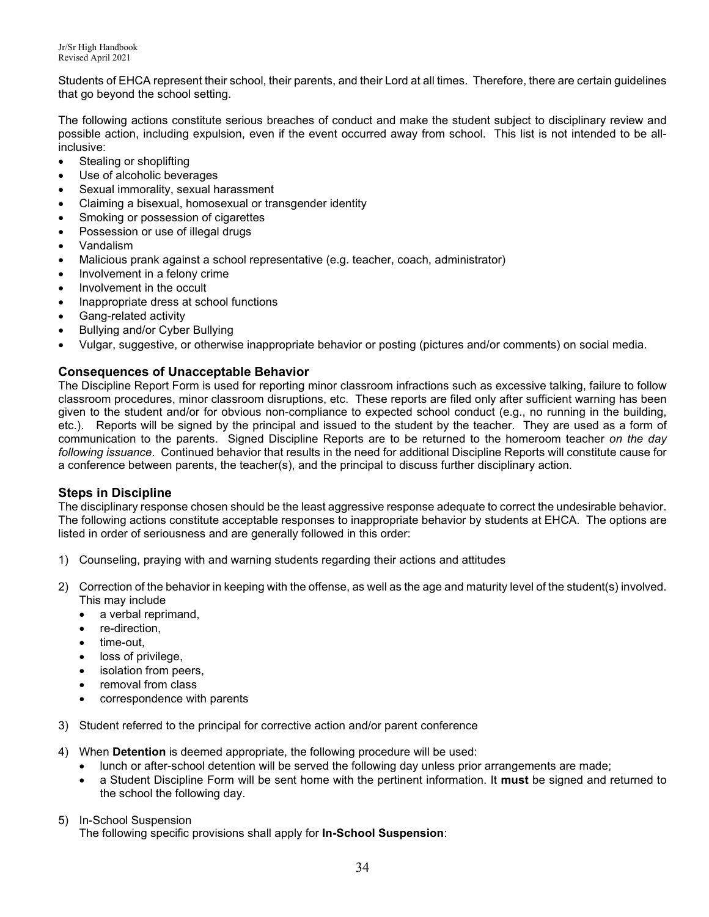Students of EHCA represent their school, their parents, and their Lord at all times. Therefore, there are certain guidelines that go beyond the school setting.

The following actions constitute serious breaches of conduct and make the student subject to disciplinary review and possible action, including expulsion, even if the event occurred away from school. This list is not intended to be all-inclusive:

- Stealing or shoplifting
- Use of alcoholic beverages
- Sexual immorality, sexual harassment
- Claiming a bisexual, homosexual or transgender identity
- Smoking or possession of cigarettes
- Possession or use of illegal drugs
- Vandalism
- Malicious prank against a school representative (e.g. teacher, coach, administrator)
- Involvement in a felony crime
- Involvement in the occult
- Inappropriate dress at school functions
- Gang-related activity
- Bullying and/or Cyber Bullying
- Vulgar, suggestive, or otherwise inappropriate behavior or posting (pictures and/or comments) on social media.

## Consequences of Unacceptable Behavior

The Discipline Report Form is used for reporting minor classroom infractions such as excessive talking, failure to follow classroom procedures, minor classroom disruptions, etc. These reports are filed only after sufficient warning has been given to the student and/or for obvious non-compliance to expected school conduct (e.g., no running in the building, etc.). Reports will be signed by the principal and issued to the student by the teacher. They are used as a form of communication to the parents. Signed Discipline Reports are to be returned to the homeroom teacher *on the day following issuance*. Continued behavior that results in the need for additional Discipline Reports will constitute cause for a conference between parents, the teacher(s), and the principal to discuss further disciplinary action.

## Steps in Discipline

The disciplinary response chosen should be the least aggressive response adequate to correct the undesirable behavior. The following actions constitute acceptable responses to inappropriate behavior by students at EHCA. The options are listed in order of seriousness and are generally followed in this order:

1) Counseling, praying with and warning students regarding their actions and attitudes

2) Correction of the behavior in keeping with the offense, as well as the age and maturity level of the student(s) involved. This may include
   - a verbal reprimand,
   - re-direction,
   - time-out,
   - loss of privilege,
   - isolation from peers,
   - removal from class
   - correspondence with parents

3) Student referred to the principal for corrective action and/or parent conference

4) When **Detention** is deemed appropriate, the following procedure will be used:
   - lunch or after-school detention will be served the following day unless prior arrangements are made;
   - a Student Discipline Form will be sent home with the pertinent information. It **must** be signed and returned to the school the following day.

5) In-School Suspension
   The following specific provisions shall apply for **In-School Suspension**: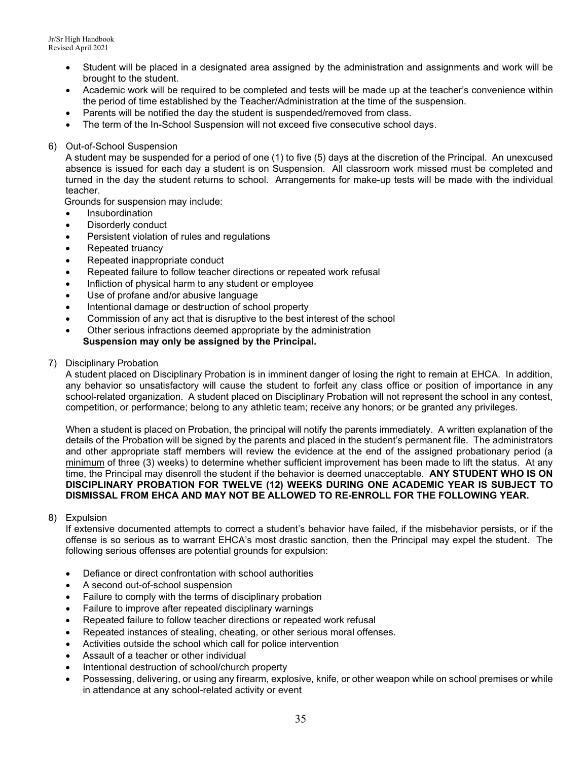- Student will be placed in a designated area assigned by the administration and assignments and work will be brought to the student.
- Academic work will be required to be completed and tests will be made up at the teacher's convenience within the period of time established by the Teacher/Administration at the time of the suspension.
- Parents will be notified the day the student is suspended/removed from class.
- The term of the In-School Suspension will not exceed five consecutive school days.

6) Out-of-School Suspension

A student may be suspended for a period of one (1) to five (5) days at the discretion of the Principal. An unexcused absence is issued for each day a student is on Suspension. All classroom work missed must be completed and turned in the day the student returns to school. Arrangements for make-up tests will be made with the individual teacher.

Grounds for suspension may include:

- Insubordination
- Disorderly conduct
- Persistent violation of rules and regulations
- Repeated truancy
- Repeated inappropriate conduct
- Repeated failure to follow teacher directions or repeated work refusal
- Infliction of physical harm to any student or employee
- Use of profane and/or abusive language
- Intentional damage or destruction of school property
- Commission of any act that is disruptive to the best interest of the school
- Other serious infractions deemed appropriate by the administration

**Suspension may only be assigned by the Principal.**

7) Disciplinary Probation

A student placed on Disciplinary Probation is in imminent danger of losing the right to remain at EHCA. In addition, any behavior so unsatisfactory will cause the student to forfeit any class office or position of importance in any school-related organization. A student placed on Disciplinary Probation will not represent the school in any contest, competition, or performance; belong to any athletic team; receive any honors; or be granted any privileges.

When a student is placed on Probation, the principal will notify the parents immediately. A written explanation of the details of the Probation will be signed by the parents and placed in the student's permanent file. The administrators and other appropriate staff members will review the evidence at the end of the assigned probationary period (a minimum of three (3) weeks) to determine whether sufficient improvement has been made to lift the status. At any time, the Principal may disenroll the student if the behavior is deemed unacceptable. **ANY STUDENT WHO IS ON DISCIPLINARY PROBATION FOR TWELVE (12) WEEKS DURING ONE ACADEMIC YEAR IS SUBJECT TO DISMISSAL FROM EHCA AND MAY NOT BE ALLOWED TO RE-ENROLL FOR THE FOLLOWING YEAR.**

8) Expulsion

If extensive documented attempts to correct a student's behavior have failed, if the misbehavior persists, or if the offense is so serious as to warrant EHCA's most drastic sanction, then the Principal may expel the student. The following serious offenses are potential grounds for expulsion:

- Defiance or direct confrontation with school authorities
- A second out-of-school suspension
- Failure to comply with the terms of disciplinary probation
- Failure to improve after repeated disciplinary warnings
- Repeated failure to follow teacher directions or repeated work refusal
- Repeated instances of stealing, cheating, or other serious moral offenses.
- Activities outside the school which call for police intervention
- Assault of a teacher or other individual
- Intentional destruction of school/church property
- Possessing, delivering, or using any firearm, explosive, knife, or other weapon while on school premises or while in attendance at any school-related activity or event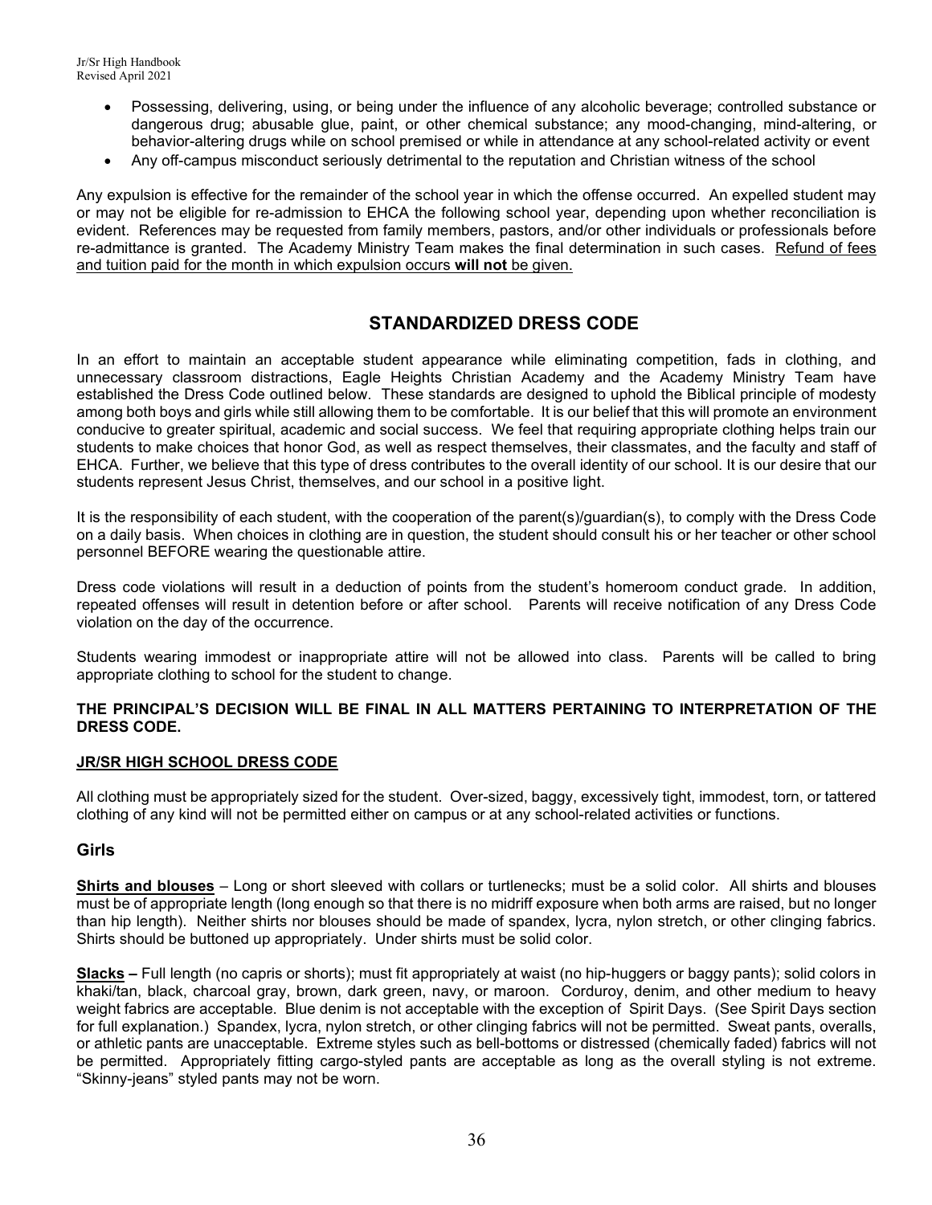- Possessing, delivering, using, or being under the influence of any alcoholic beverage; controlled substance or dangerous drug; abusable glue, paint, or other chemical substance; any mood-changing, mind-altering, or behavior-altering drugs while on school premised or while in attendance at any school-related activity or event
- Any off-campus misconduct seriously detrimental to the reputation and Christian witness of the school

Any expulsion is effective for the remainder of the school year in which the offense occurred. An expelled student may or may not be eligible for re-admission to EHCA the following school year, depending upon whether reconciliation is evident. References may be requested from family members, pastors, and/or other individuals or professionals before re-admittance is granted. The Academy Ministry Team makes the final determination in such cases. <u>Refund of fees and tuition paid for the month in which expulsion occurs **will not** be given.</u>

## STANDARDIZED DRESS CODE

In an effort to maintain an acceptable student appearance while eliminating competition, fads in clothing, and unnecessary classroom distractions, Eagle Heights Christian Academy and the Academy Ministry Team have established the Dress Code outlined below. These standards are designed to uphold the Biblical principle of modesty among both boys and girls while still allowing them to be comfortable. It is our belief that this will promote an environment conducive to greater spiritual, academic and social success. We feel that requiring appropriate clothing helps train our students to make choices that honor God, as well as respect themselves, their classmates, and the faculty and staff of EHCA. Further, we believe that this type of dress contributes to the overall identity of our school. It is our desire that our students represent Jesus Christ, themselves, and our school in a positive light.

It is the responsibility of each student, with the cooperation of the parent(s)/guardian(s), to comply with the Dress Code on a daily basis. When choices in clothing are in question, the student should consult his or her teacher or other school personnel BEFORE wearing the questionable attire.

Dress code violations will result in a deduction of points from the student's homeroom conduct grade. In addition, repeated offenses will result in detention before or after school. Parents will receive notification of any Dress Code violation on the day of the occurrence.

Students wearing immodest or inappropriate attire will not be allowed into class. Parents will be called to bring appropriate clothing to school for the student to change.

**THE PRINCIPAL'S DECISION WILL BE FINAL IN ALL MATTERS PERTAINING TO INTERPRETATION OF THE DRESS CODE.**

**<u>JR/SR HIGH SCHOOL DRESS CODE</u>**

All clothing must be appropriately sized for the student. Over-sized, baggy, excessively tight, immodest, torn, or tattered clothing of any kind will not be permitted either on campus or at any school-related activities or functions.

### Girls

**<u>Shirts and blouses</u>** – Long or short sleeved with collars or turtlenecks; must be a solid color. All shirts and blouses must be of appropriate length (long enough so that there is no midriff exposure when both arms are raised, but no longer than hip length). Neither shirts nor blouses should be made of spandex, lycra, nylon stretch, or other clinging fabrics. Shirts should be buttoned up appropriately. Under shirts must be solid color.

**<u>Slacks</u> –** Full length (no capris or shorts); must fit appropriately at waist (no hip-huggers or baggy pants); solid colors in khaki/tan, black, charcoal gray, brown, dark green, navy, or maroon. Corduroy, denim, and other medium to heavy weight fabrics are acceptable. Blue denim is not acceptable with the exception of Spirit Days. (See Spirit Days section for full explanation.) Spandex, lycra, nylon stretch, or other clinging fabrics will not be permitted. Sweat pants, overalls, or athletic pants are unacceptable. Extreme styles such as bell-bottoms or distressed (chemically faded) fabrics will not be permitted. Appropriately fitting cargo-styled pants are acceptable as long as the overall styling is not extreme. "Skinny-jeans" styled pants may not be worn.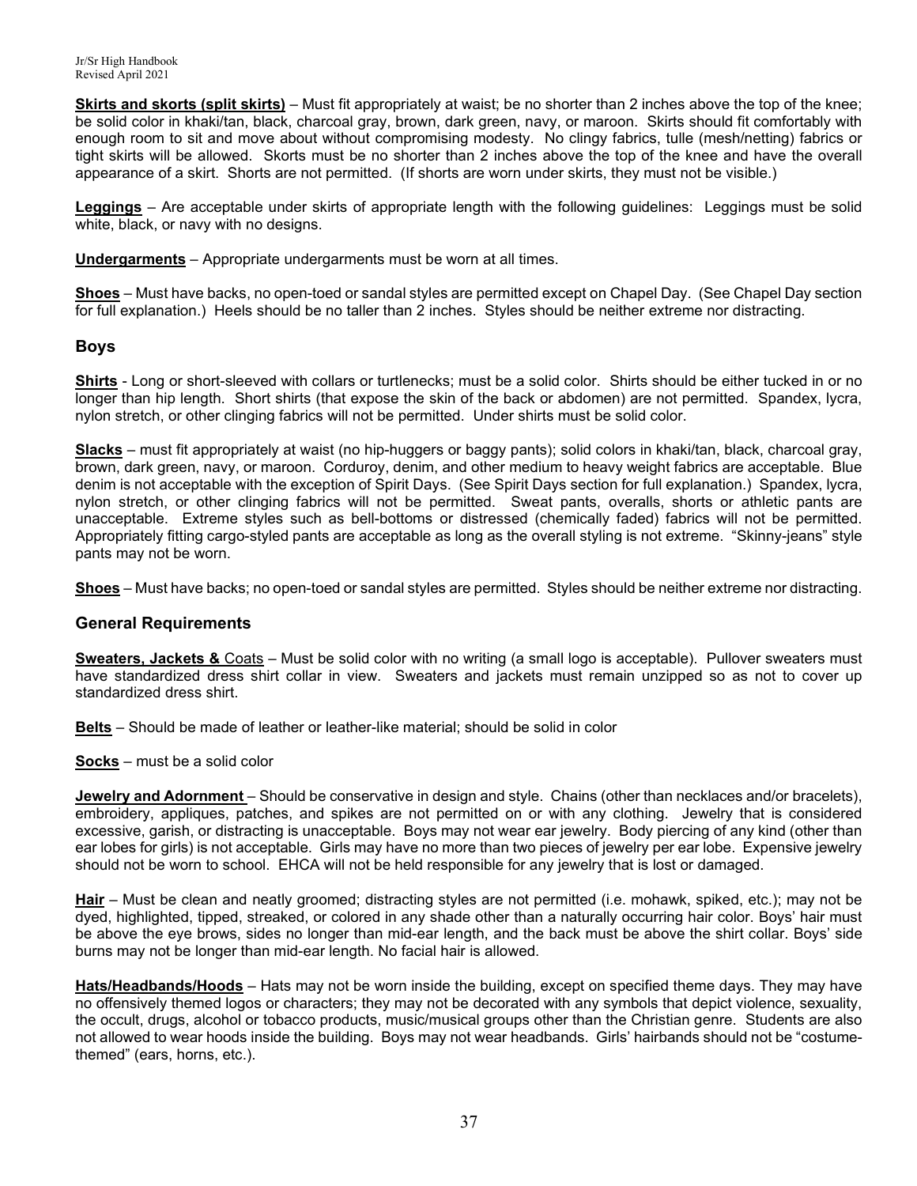**Skirts and skorts (split skirts)** – Must fit appropriately at waist; be no shorter than 2 inches above the top of the knee; be solid color in khaki/tan, black, charcoal gray, brown, dark green, navy, or maroon. Skirts should fit comfortably with enough room to sit and move about without compromising modesty. No clingy fabrics, tulle (mesh/netting) fabrics or tight skirts will be allowed. Skorts must be no shorter than 2 inches above the top of the knee and have the overall appearance of a skirt. Shorts are not permitted. (If shorts are worn under skirts, they must not be visible.)

**Leggings** – Are acceptable under skirts of appropriate length with the following guidelines: Leggings must be solid white, black, or navy with no designs.

**Undergarments** – Appropriate undergarments must be worn at all times.

**Shoes** – Must have backs, no open-toed or sandal styles are permitted except on Chapel Day. (See Chapel Day section for full explanation.) Heels should be no taller than 2 inches. Styles should be neither extreme nor distracting.

## Boys

**Shirts** - Long or short-sleeved with collars or turtlenecks; must be a solid color. Shirts should be either tucked in or no longer than hip length. Short shirts (that expose the skin of the back or abdomen) are not permitted. Spandex, lycra, nylon stretch, or other clinging fabrics will not be permitted. Under shirts must be solid color.

**Slacks** – must fit appropriately at waist (no hip-huggers or baggy pants); solid colors in khaki/tan, black, charcoal gray, brown, dark green, navy, or maroon. Corduroy, denim, and other medium to heavy weight fabrics are acceptable. Blue denim is not acceptable with the exception of Spirit Days. (See Spirit Days section for full explanation.) Spandex, lycra, nylon stretch, or other clinging fabrics will not be permitted. Sweat pants, overalls, shorts or athletic pants are unacceptable. Extreme styles such as bell-bottoms or distressed (chemically faded) fabrics will not be permitted. Appropriately fitting cargo-styled pants are acceptable as long as the overall styling is not extreme. "Skinny-jeans" style pants may not be worn.

**Shoes** – Must have backs; no open-toed or sandal styles are permitted. Styles should be neither extreme nor distracting.

## General Requirements

**Sweaters, Jackets &** Coats – Must be solid color with no writing (a small logo is acceptable). Pullover sweaters must have standardized dress shirt collar in view. Sweaters and jackets must remain unzipped so as not to cover up standardized dress shirt.

**Belts** – Should be made of leather or leather-like material; should be solid in color

**Socks** – must be a solid color

**Jewelry and Adornment** – Should be conservative in design and style. Chains (other than necklaces and/or bracelets), embroidery, appliques, patches, and spikes are not permitted on or with any clothing. Jewelry that is considered excessive, garish, or distracting is unacceptable. Boys may not wear ear jewelry. Body piercing of any kind (other than ear lobes for girls) is not acceptable. Girls may have no more than two pieces of jewelry per ear lobe. Expensive jewelry should not be worn to school. EHCA will not be held responsible for any jewelry that is lost or damaged.

**Hair** – Must be clean and neatly groomed; distracting styles are not permitted (i.e. mohawk, spiked, etc.); may not be dyed, highlighted, tipped, streaked, or colored in any shade other than a naturally occurring hair color. Boys' hair must be above the eye brows, sides no longer than mid-ear length, and the back must be above the shirt collar. Boys' side burns may not be longer than mid-ear length. No facial hair is allowed.

**Hats/Headbands/Hoods** – Hats may not be worn inside the building, except on specified theme days. They may have no offensively themed logos or characters; they may not be decorated with any symbols that depict violence, sexuality, the occult, drugs, alcohol or tobacco products, music/musical groups other than the Christian genre. Students are also not allowed to wear hoods inside the building. Boys may not wear headbands. Girls' hairbands should not be "costume-themed" (ears, horns, etc.).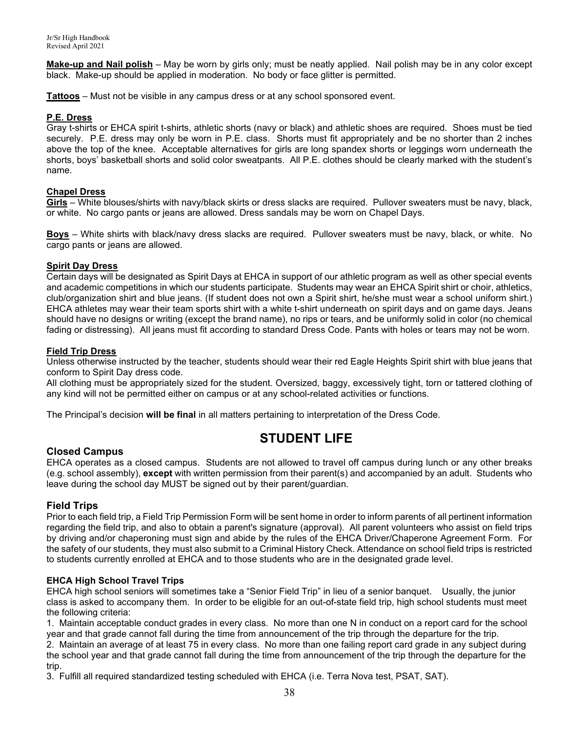**Make-up and Nail polish** – May be worn by girls only; must be neatly applied. Nail polish may be in any color except black. Make-up should be applied in moderation. No body or face glitter is permitted.

**Tattoos** – Must not be visible in any campus dress or at any school sponsored event.

**P.E. Dress**

Gray t-shirts or EHCA spirit t-shirts, athletic shorts (navy or black) and athletic shoes are required. Shoes must be tied securely. P.E. dress may only be worn in P.E. class. Shorts must fit appropriately and be no shorter than 2 inches above the top of the knee. Acceptable alternatives for girls are long spandex shorts or leggings worn underneath the shorts, boys' basketball shorts and solid color sweatpants. All P.E. clothes should be clearly marked with the student's name.

**Chapel Dress**

**Girls** – White blouses/shirts with navy/black skirts or dress slacks are required. Pullover sweaters must be navy, black, or white. No cargo pants or jeans are allowed. Dress sandals may be worn on Chapel Days.

**Boys** – White shirts with black/navy dress slacks are required. Pullover sweaters must be navy, black, or white. No cargo pants or jeans are allowed.

**Spirit Day Dress**

Certain days will be designated as Spirit Days at EHCA in support of our athletic program as well as other special events and academic competitions in which our students participate. Students may wear an EHCA Spirit shirt or choir, athletics, club/organization shirt and blue jeans. (If student does not own a Spirit shirt, he/she must wear a school uniform shirt.) EHCA athletes may wear their team sports shirt with a white t-shirt underneath on spirit days and on game days. Jeans should have no designs or writing (except the brand name), no rips or tears, and be uniformly solid in color (no chemical fading or distressing). All jeans must fit according to standard Dress Code. Pants with holes or tears may not be worn.

**Field Trip Dress**

Unless otherwise instructed by the teacher, students should wear their red Eagle Heights Spirit shirt with blue jeans that conform to Spirit Day dress code.

All clothing must be appropriately sized for the student. Oversized, baggy, excessively tight, torn or tattered clothing of any kind will not be permitted either on campus or at any school-related activities or functions.

The Principal's decision **will be final** in all matters pertaining to interpretation of the Dress Code.

# STUDENT LIFE

## Closed Campus

EHCA operates as a closed campus. Students are not allowed to travel off campus during lunch or any other breaks (e.g. school assembly), **except** with written permission from their parent(s) and accompanied by an adult. Students who leave during the school day MUST be signed out by their parent/guardian.

## Field Trips

Prior to each field trip, a Field Trip Permission Form will be sent home in order to inform parents of all pertinent information regarding the field trip, and also to obtain a parent's signature (approval). All parent volunteers who assist on field trips by driving and/or chaperoning must sign and abide by the rules of the EHCA Driver/Chaperone Agreement Form. For the safety of our students, they must also submit to a Criminal History Check. Attendance on school field trips is restricted to students currently enrolled at EHCA and to those students who are in the designated grade level.

### EHCA High School Travel Trips

EHCA high school seniors will sometimes take a "Senior Field Trip" in lieu of a senior banquet. Usually, the junior class is asked to accompany them. In order to be eligible for an out-of-state field trip, high school students must meet the following criteria:

1. Maintain acceptable conduct grades in every class. No more than one N in conduct on a report card for the school year and that grade cannot fall during the time from announcement of the trip through the departure for the trip.
2. Maintain an average of at least 75 in every class. No more than one failing report card grade in any subject during the school year and that grade cannot fall during the time from announcement of the trip through the departure for the trip.
3. Fulfill all required standardized testing scheduled with EHCA (i.e. Terra Nova test, PSAT, SAT).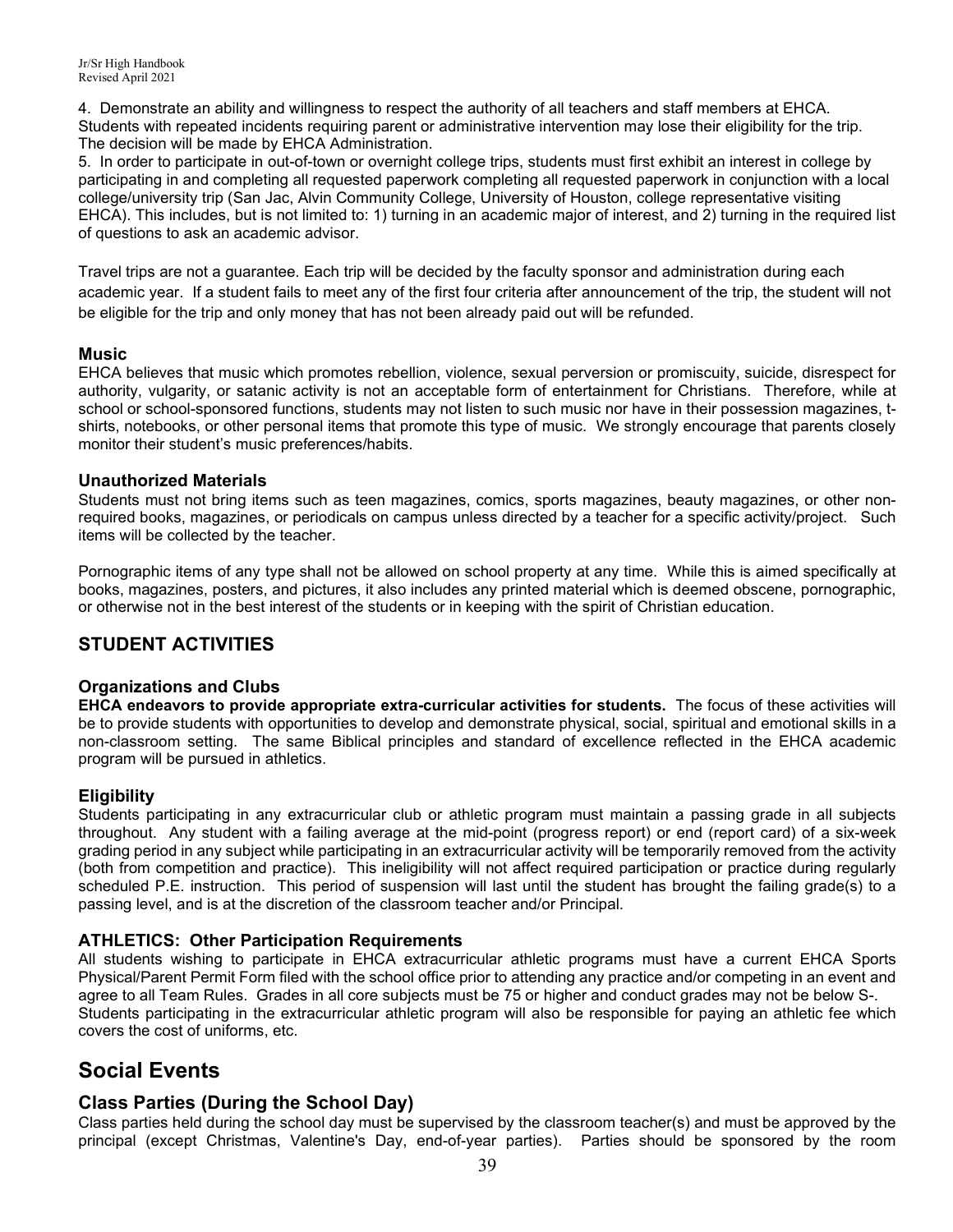4. Demonstrate an ability and willingness to respect the authority of all teachers and staff members at EHCA. Students with repeated incidents requiring parent or administrative intervention may lose their eligibility for the trip. The decision will be made by EHCA Administration.

5. In order to participate in out-of-town or overnight college trips, students must first exhibit an interest in college by participating in and completing all requested paperwork completing all requested paperwork in conjunction with a local college/university trip (San Jac, Alvin Community College, University of Houston, college representative visiting EHCA). This includes, but is not limited to: 1) turning in an academic major of interest, and 2) turning in the required list of questions to ask an academic advisor.

Travel trips are not a guarantee. Each trip will be decided by the faculty sponsor and administration during each academic year. If a student fails to meet any of the first four criteria after announcement of the trip, the student will not be eligible for the trip and only money that has not been already paid out will be refunded.

### Music

EHCA believes that music which promotes rebellion, violence, sexual perversion or promiscuity, suicide, disrespect for authority, vulgarity, or satanic activity is not an acceptable form of entertainment for Christians. Therefore, while at school or school-sponsored functions, students may not listen to such music nor have in their possession magazines, t-shirts, notebooks, or other personal items that promote this type of music. We strongly encourage that parents closely monitor their student's music preferences/habits.

### Unauthorized Materials

Students must not bring items such as teen magazines, comics, sports magazines, beauty magazines, or other non-required books, magazines, or periodicals on campus unless directed by a teacher for a specific activity/project. Such items will be collected by the teacher.

Pornographic items of any type shall not be allowed on school property at any time. While this is aimed specifically at books, magazines, posters, and pictures, it also includes any printed material which is deemed obscene, pornographic, or otherwise not in the best interest of the students or in keeping with the spirit of Christian education.

## STUDENT ACTIVITIES

### Organizations and Clubs

**EHCA endeavors to provide appropriate extra-curricular activities for students.** The focus of these activities will be to provide students with opportunities to develop and demonstrate physical, social, spiritual and emotional skills in a non-classroom setting. The same Biblical principles and standard of excellence reflected in the EHCA academic program will be pursued in athletics.

### Eligibility

Students participating in any extracurricular club or athletic program must maintain a passing grade in all subjects throughout. Any student with a failing average at the mid-point (progress report) or end (report card) of a six-week grading period in any subject while participating in an extracurricular activity will be temporarily removed from the activity (both from competition and practice). This ineligibility will not affect required participation or practice during regularly scheduled P.E. instruction. This period of suspension will last until the student has brought the failing grade(s) to a passing level, and is at the discretion of the classroom teacher and/or Principal.

### ATHLETICS: Other Participation Requirements

All students wishing to participate in EHCA extracurricular athletic programs must have a current EHCA Sports Physical/Parent Permit Form filed with the school office prior to attending any practice and/or competing in an event and agree to all Team Rules. Grades in all core subjects must be 75 or higher and conduct grades may not be below S-. Students participating in the extracurricular athletic program will also be responsible for paying an athletic fee which covers the cost of uniforms, etc.

# Social Events

## Class Parties (During the School Day)

Class parties held during the school day must be supervised by the classroom teacher(s) and must be approved by the principal (except Christmas, Valentine's Day, end-of-year parties). Parties should be sponsored by the room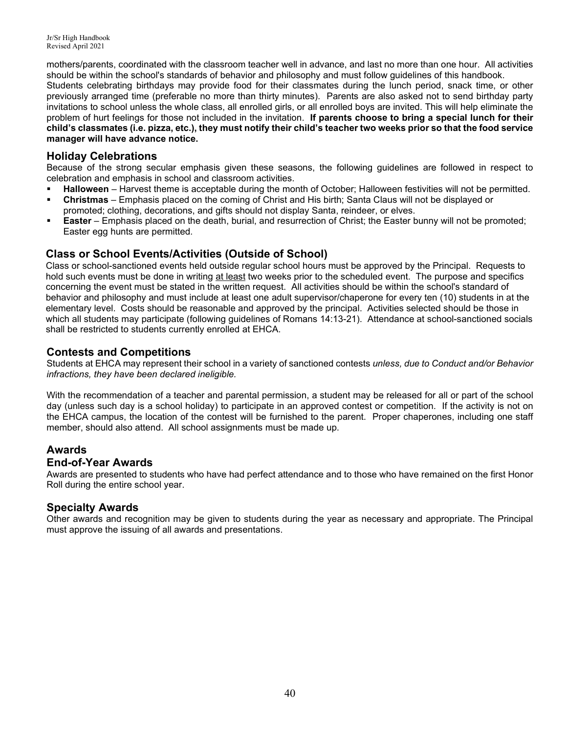mothers/parents, coordinated with the classroom teacher well in advance, and last no more than one hour. All activities should be within the school's standards of behavior and philosophy and must follow guidelines of this handbook. Students celebrating birthdays may provide food for their classmates during the lunch period, snack time, or other previously arranged time (preferable no more than thirty minutes). Parents are also asked not to send birthday party invitations to school unless the whole class, all enrolled girls, or all enrolled boys are invited. This will help eliminate the problem of hurt feelings for those not included in the invitation. **If parents choose to bring a special lunch for their child's classmates (i.e. pizza, etc.), they must notify their child's teacher two weeks prior so that the food service manager will have advance notice.**

## Holiday Celebrations

Because of the strong secular emphasis given these seasons, the following guidelines are followed in respect to celebration and emphasis in school and classroom activities.

- **Halloween** – Harvest theme is acceptable during the month of October; Halloween festivities will not be permitted.
- **Christmas** – Emphasis placed on the coming of Christ and His birth; Santa Claus will not be displayed or promoted; clothing, decorations, and gifts should not display Santa, reindeer, or elves.
- **Easter** – Emphasis placed on the death, burial, and resurrection of Christ; the Easter bunny will not be promoted; Easter egg hunts are permitted.

## Class or School Events/Activities (Outside of School)

Class or school-sanctioned events held outside regular school hours must be approved by the Principal. Requests to hold such events must be done in writing at least two weeks prior to the scheduled event. The purpose and specifics concerning the event must be stated in the written request. All activities should be within the school's standard of behavior and philosophy and must include at least one adult supervisor/chaperone for every ten (10) students in at the elementary level. Costs should be reasonable and approved by the principal. Activities selected should be those in which all students may participate (following guidelines of Romans 14:13-21). Attendance at school-sanctioned socials shall be restricted to students currently enrolled at EHCA.

## Contests and Competitions

Students at EHCA may represent their school in a variety of sanctioned contests *unless, due to Conduct and/or Behavior infractions, they have been declared ineligible.*

With the recommendation of a teacher and parental permission, a student may be released for all or part of the school day (unless such day is a school holiday) to participate in an approved contest or competition. If the activity is not on the EHCA campus, the location of the contest will be furnished to the parent. Proper chaperones, including one staff member, should also attend. All school assignments must be made up.

## Awards

### End-of-Year Awards

Awards are presented to students who have had perfect attendance and to those who have remained on the first Honor Roll during the entire school year.

### Specialty Awards

Other awards and recognition may be given to students during the year as necessary and appropriate. The Principal must approve the issuing of all awards and presentations.